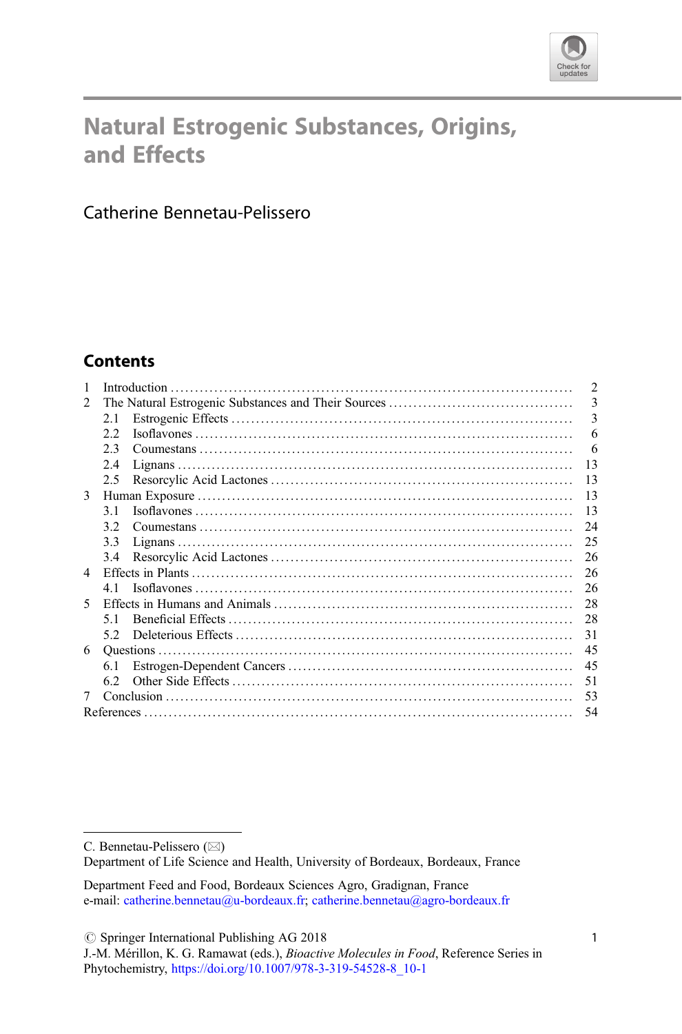# Natural Estrogenic Substances, Origins, and Effects

Catherine Bennetau-Pelissero

## Contents

| | | |
|---|---|---|
| 1 | Introduction | 2 |
| 2 | The Natural Estrogenic Substances and Their Sources | 3 |
| | 2.1 Estrogenic Effects | 3 |
| | 2.2 Isoflavones | 6 |
| | 2.3 Coumestans | 6 |
| | 2.4 Lignans | 13 |
| | 2.5 Resorcylic Acid Lactones | 13 |
| 3 | Human Exposure | 13 |
| | 3.1 Isoflavones | 13 |
| | 3.2 Coumestans | 24 |
| | 3.3 Lignans | 25 |
| | 3.4 Resorcylic Acid Lactones | 26 |
| 4 | Effects in Plants | 26 |
| | 4.1 Isoflavones | 26 |
| 5 | Effects in Humans and Animals | 28 |
| | 5.1 Beneficial Effects | 28 |
| | 5.2 Deleterious Effects | 31 |
| 6 | Questions | 45 |
| | 6.1 Estrogen-Dependent Cancers | 45 |
| | 6.2 Other Side Effects | 51 |
| 7 | Conclusion | 53 |
| References | | 54 |

---

C. Bennetau-Pelissero (✉)
Department of Life Science and Health, University of Bordeaux, Bordeaux, France

Department Feed and Food, Bordeaux Sciences Agro, Gradignan, France
e-mail: catherine.bennetau@u-bordeaux.fr; catherine.bennetau@agro-bordeaux.fr

© Springer International Publishing AG 2018
J.-M. Mérillon, K. G. Ramawat (eds.), *Bioactive Molecules in Food*, Reference Series in Phytochemistry, https://doi.org/10.1007/978-3-319-54528-8_10-1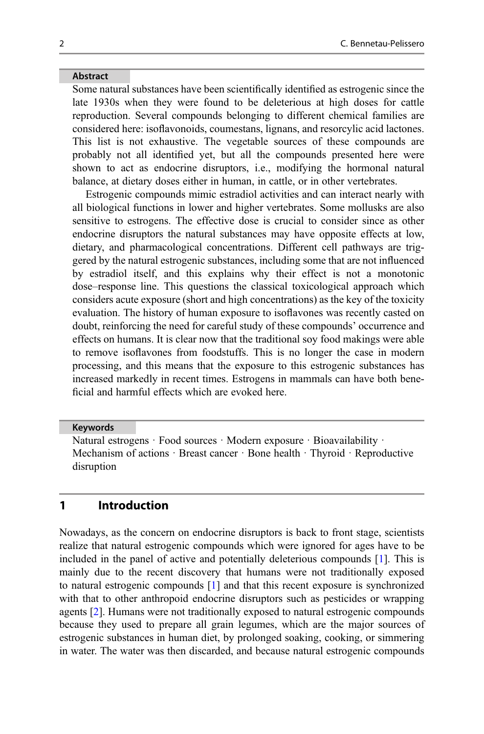## Abstract

Some natural substances have been scientifically identified as estrogenic since the late 1930s when they were found to be deleterious at high doses for cattle reproduction. Several compounds belonging to different chemical families are considered here: isoflavonoids, coumestans, lignans, and resorcylic acid lactones. This list is not exhaustive. The vegetable sources of these compounds are probably not all identified yet, but all the compounds presented here were shown to act as endocrine disruptors, i.e., modifying the hormonal natural balance, at dietary doses either in human, in cattle, or in other vertebrates.

Estrogenic compounds mimic estradiol activities and can interact nearly with all biological functions in lower and higher vertebrates. Some mollusks are also sensitive to estrogens. The effective dose is crucial to consider since as other endocrine disruptors the natural substances may have opposite effects at low, dietary, and pharmacological concentrations. Different cell pathways are triggered by the natural estrogenic substances, including some that are not influenced by estradiol itself, and this explains why their effect is not a monotonic dose–response line. This questions the classical toxicological approach which considers acute exposure (short and high concentrations) as the key of the toxicity evaluation. The history of human exposure to isoflavones was recently casted on doubt, reinforcing the need for careful study of these compounds' occurrence and effects on humans. It is clear now that the traditional soy food makings were able to remove isoflavones from foodstuffs. This is no longer the case in modern processing, and this means that the exposure to this estrogenic substances has increased markedly in recent times. Estrogens in mammals can have both beneficial and harmful effects which are evoked here.

## Keywords

Natural estrogens · Food sources · Modern exposure · Bioavailability · Mechanism of actions · Breast cancer · Bone health · Thyroid · Reproductive disruption

## 1 Introduction

Nowadays, as the concern on endocrine disruptors is back to front stage, scientists realize that natural estrogenic compounds which were ignored for ages have to be included in the panel of active and potentially deleterious compounds [1]. This is mainly due to the recent discovery that humans were not traditionally exposed to natural estrogenic compounds [1] and that this recent exposure is synchronized with that to other anthropoid endocrine disruptors such as pesticides or wrapping agents [2]. Humans were not traditionally exposed to natural estrogenic compounds because they used to prepare all grain legumes, which are the major sources of estrogenic substances in human diet, by prolonged soaking, cooking, or simmering in water. The water was then discarded, and because natural estrogenic compounds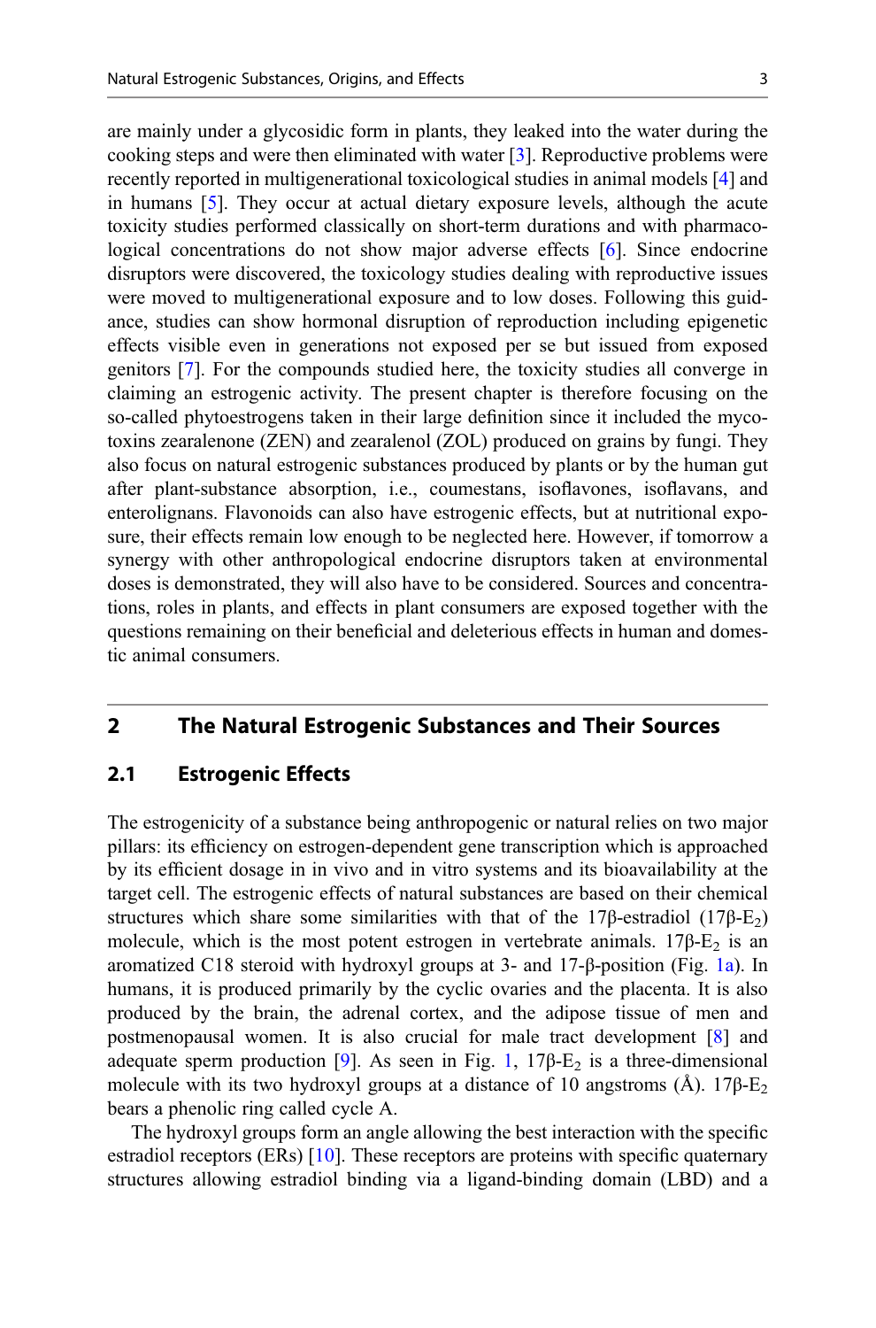are mainly under a glycosidic form in plants, they leaked into the water during the cooking steps and were then eliminated with water [3]. Reproductive problems were recently reported in multigenerational toxicological studies in animal models [4] and in humans [5]. They occur at actual dietary exposure levels, although the acute toxicity studies performed classically on short-term durations and with pharmacological concentrations do not show major adverse effects [6]. Since endocrine disruptors were discovered, the toxicology studies dealing with reproductive issues were moved to multigenerational exposure and to low doses. Following this guidance, studies can show hormonal disruption of reproduction including epigenetic effects visible even in generations not exposed per se but issued from exposed genitors [7]. For the compounds studied here, the toxicity studies all converge in claiming an estrogenic activity. The present chapter is therefore focusing on the so-called phytoestrogens taken in their large definition since it included the mycotoxins zearalenone (ZEN) and zearalenol (ZOL) produced on grains by fungi. They also focus on natural estrogenic substances produced by plants or by the human gut after plant-substance absorption, i.e., coumestans, isoflavones, isoflavans, and enterolignans. Flavonoids can also have estrogenic effects, but at nutritional exposure, their effects remain low enough to be neglected here. However, if tomorrow a synergy with other anthropological endocrine disruptors taken at environmental doses is demonstrated, they will also have to be considered. Sources and concentrations, roles in plants, and effects in plant consumers are exposed together with the questions remaining on their beneficial and deleterious effects in human and domestic animal consumers.

## 2 The Natural Estrogenic Substances and Their Sources

### 2.1 Estrogenic Effects

The estrogenicity of a substance being anthropogenic or natural relies on two major pillars: its efficiency on estrogen-dependent gene transcription which is approached by its efficient dosage in in vivo and in vitro systems and its bioavailability at the target cell. The estrogenic effects of natural substances are based on their chemical structures which share some similarities with that of the 17β-estradiol (17β-$E_2$) molecule, which is the most potent estrogen in vertebrate animals. 17β-$E_2$ is an aromatized C18 steroid with hydroxyl groups at 3- and 17-β-position (Fig. 1a). In humans, it is produced primarily by the cyclic ovaries and the placenta. It is also produced by the brain, the adrenal cortex, and the adipose tissue of men and postmenopausal women. It is also crucial for male tract development [8] and adequate sperm production [9]. As seen in Fig. 1, 17β-$E_2$ is a three-dimensional molecule with its two hydroxyl groups at a distance of 10 angstroms (Å). 17β-$E_2$ bears a phenolic ring called cycle A.

The hydroxyl groups form an angle allowing the best interaction with the specific estradiol receptors (ERs) [10]. These receptors are proteins with specific quaternary structures allowing estradiol binding via a ligand-binding domain (LBD) and a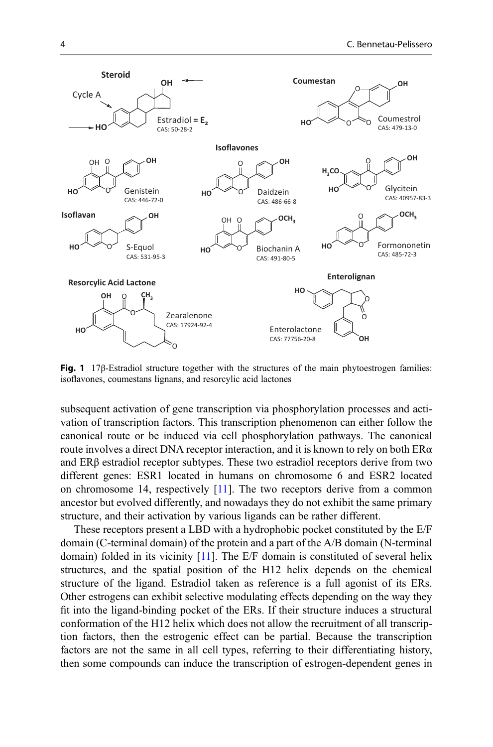**Fig. 1** 17β-Estradiol structure together with the structures of the main phytoestrogen families: isoflavones, coumestans lignans, and resorcylic acid lactones

subsequent activation of gene transcription via phosphorylation processes and activation of transcription factors. This transcription phenomenon can either follow the canonical route or be induced via cell phosphorylation pathways. The canonical route involves a direct DNA receptor interaction, and it is known to rely on both ERα and ERβ estradiol receptor subtypes. These two estradiol receptors derive from two different genes: ESR1 located in humans on chromosome 6 and ESR2 located on chromosome 14, respectively [11]. The two receptors derive from a common ancestor but evolved differently, and nowadays they do not exhibit the same primary structure, and their activation by various ligands can be rather different.

These receptors present a LBD with a hydrophobic pocket constituted by the E/F domain (C-terminal domain) of the protein and a part of the A/B domain (N-terminal domain) folded in its vicinity [11]. The E/F domain is constituted of several helix structures, and the spatial position of the H12 helix depends on the chemical structure of the ligand. Estradiol taken as reference is a full agonist of its ERs. Other estrogens can exhibit selective modulating effects depending on the way they fit into the ligand-binding pocket of the ERs. If their structure induces a structural conformation of the H12 helix which does not allow the recruitment of all transcription factors, then the estrogenic effect can be partial. Because the transcription factors are not the same in all cell types, referring to their differentiating history, then some compounds can induce the transcription of estrogen-dependent genes in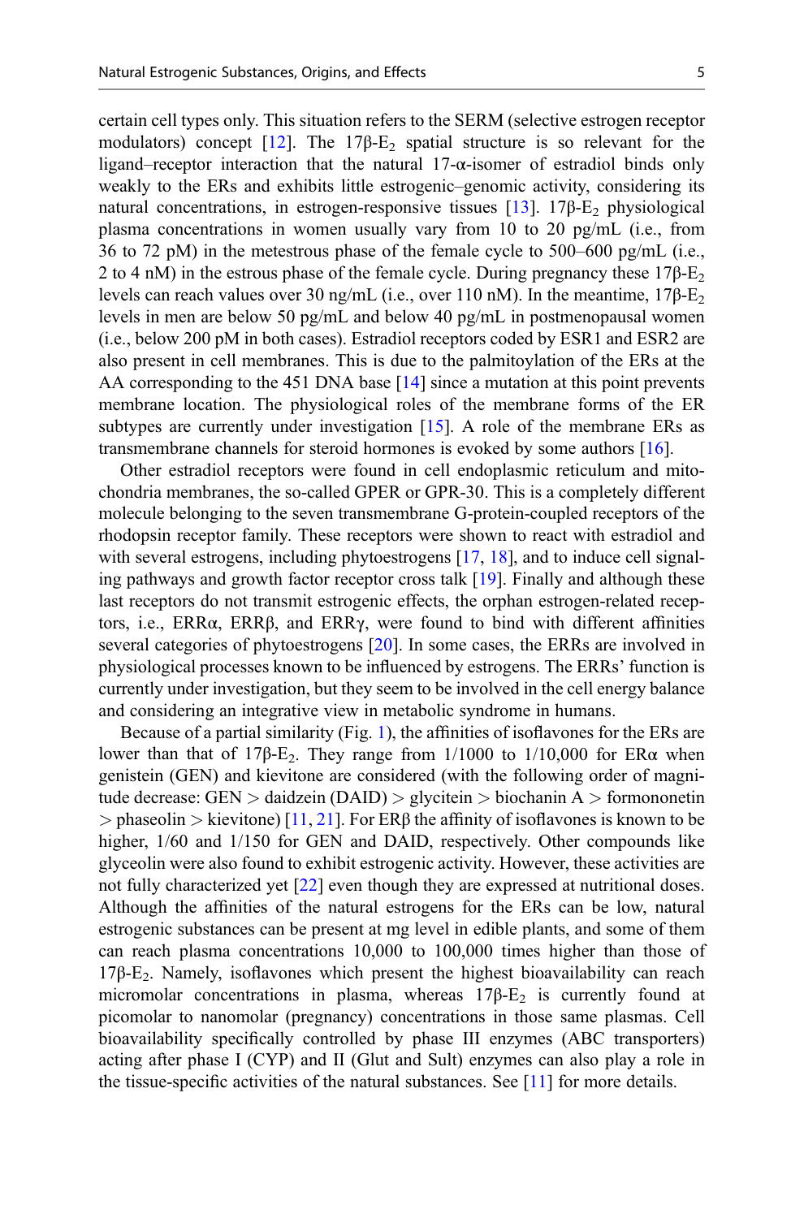certain cell types only. This situation refers to the SERM (selective estrogen receptor modulators) concept [12]. The 17β-$E_2$ spatial structure is so relevant for the ligand–receptor interaction that the natural 17-α-isomer of estradiol binds only weakly to the ERs and exhibits little estrogenic–genomic activity, considering its natural concentrations, in estrogen-responsive tissues [13]. 17β-$E_2$ physiological plasma concentrations in women usually vary from 10 to 20 pg/mL (i.e., from 36 to 72 pM) in the metestrous phase of the female cycle to 500–600 pg/mL (i.e., 2 to 4 nM) in the estrous phase of the female cycle. During pregnancy these 17β-$E_2$ levels can reach values over 30 ng/mL (i.e., over 110 nM). In the meantime, 17β-$E_2$ levels in men are below 50 pg/mL and below 40 pg/mL in postmenopausal women (i.e., below 200 pM in both cases). Estradiol receptors coded by ESR1 and ESR2 are also present in cell membranes. This is due to the palmitoylation of the ERs at the AA corresponding to the 451 DNA base [14] since a mutation at this point prevents membrane location. The physiological roles of the membrane forms of the ER subtypes are currently under investigation [15]. A role of the membrane ERs as transmembrane channels for steroid hormones is evoked by some authors [16].

Other estradiol receptors were found in cell endoplasmic reticulum and mitochondria membranes, the so-called GPER or GPR-30. This is a completely different molecule belonging to the seven transmembrane G-protein-coupled receptors of the rhodopsin receptor family. These receptors were shown to react with estradiol and with several estrogens, including phytoestrogens [17, 18], and to induce cell signaling pathways and growth factor receptor cross talk [19]. Finally and although these last receptors do not transmit estrogenic effects, the orphan estrogen-related receptors, i.e., ERRα, ERRβ, and ERRγ, were found to bind with different affinities several categories of phytoestrogens [20]. In some cases, the ERRs are involved in physiological processes known to be influenced by estrogens. The ERRs' function is currently under investigation, but they seem to be involved in the cell energy balance and considering an integrative view in metabolic syndrome in humans.

Because of a partial similarity (Fig. 1), the affinities of isoflavones for the ERs are lower than that of 17β-$E_2$. They range from 1/1000 to 1/10,000 for ERα when genistein (GEN) and kievitone are considered (with the following order of magnitude decrease: GEN > daidzein (DAID) > glycitein > biochanin A > formononetin > phaseolin > kievitone) [11, 21]. For ERβ the affinity of isoflavones is known to be higher, 1/60 and 1/150 for GEN and DAID, respectively. Other compounds like glyceolin were also found to exhibit estrogenic activity. However, these activities are not fully characterized yet [22] even though they are expressed at nutritional doses. Although the affinities of the natural estrogens for the ERs can be low, natural estrogenic substances can be present at mg level in edible plants, and some of them can reach plasma concentrations 10,000 to 100,000 times higher than those of 17β-$E_2$. Namely, isoflavones which present the highest bioavailability can reach micromolar concentrations in plasma, whereas 17β-$E_2$ is currently found at picomolar to nanomolar (pregnancy) concentrations in those same plasmas. Cell bioavailability specifically controlled by phase III enzymes (ABC transporters) acting after phase I (CYP) and II (Glut and Sult) enzymes can also play a role in the tissue-specific activities of the natural substances. See [11] for more details.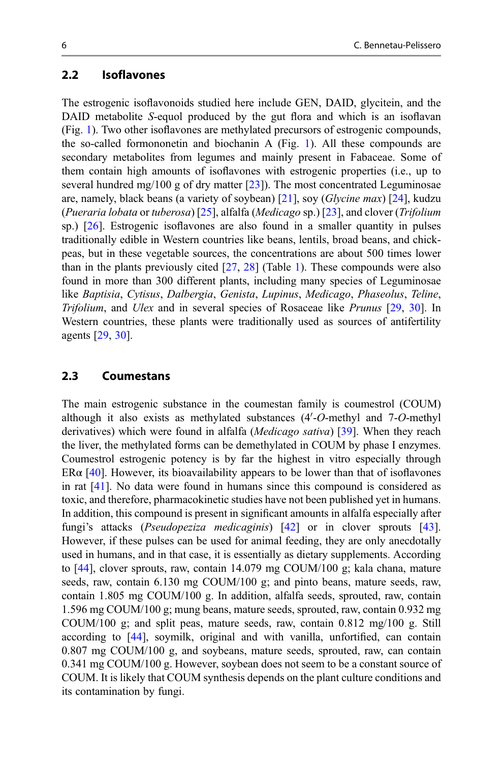## 2.2 Isoflavones

The estrogenic isoflavonoids studied here include GEN, DAID, glycitein, and the DAID metabolite *S*-equol produced by the gut flora and which is an isoflavan (Fig. 1). Two other isoflavones are methylated precursors of estrogenic compounds, the so-called formononetin and biochanin A (Fig. 1). All these compounds are secondary metabolites from legumes and mainly present in Fabaceae. Some of them contain high amounts of isoflavones with estrogenic properties (i.e., up to several hundred mg/100 g of dry matter [23]). The most concentrated Leguminosae are, namely, black beans (a variety of soybean) [21], soy (*Glycine max*) [24], kudzu (*Pueraria lobata* or *tuberosa*) [25], alfalfa (*Medicago* sp.) [23], and clover (*Trifolium* sp.) [26]. Estrogenic isoflavones are also found in a smaller quantity in pulses traditionally edible in Western countries like beans, lentils, broad beans, and chickpeas, but in these vegetable sources, the concentrations are about 500 times lower than in the plants previously cited [27, 28] (Table 1). These compounds were also found in more than 300 different plants, including many species of Leguminosae like *Baptisia*, *Cytisus*, *Dalbergia*, *Genista*, *Lupinus*, *Medicago*, *Phaseolus*, *Teline*, *Trifolium*, and *Ulex* and in several species of Rosaceae like *Prunus* [29, 30]. In Western countries, these plants were traditionally used as sources of antifertility agents [29, 30].

## 2.3 Coumestans

The main estrogenic substance in the coumestan family is coumestrol (COUM) although it also exists as methylated substances (4′-*O*-methyl and 7-*O*-methyl derivatives) which were found in alfalfa (*Medicago sativa*) [39]. When they reach the liver, the methylated forms can be demethylated in COUM by phase I enzymes. Coumestrol estrogenic potency is by far the highest in vitro especially through ERα [40]. However, its bioavailability appears to be lower than that of isoflavones in rat [41]. No data were found in humans since this compound is considered as toxic, and therefore, pharmacokinetic studies have not been published yet in humans. In addition, this compound is present in significant amounts in alfalfa especially after fungi's attacks (*Pseudopeziza medicaginis*) [42] or in clover sprouts [43]. However, if these pulses can be used for animal feeding, they are only anecdotally used in humans, and in that case, it is essentially as dietary supplements. According to [44], clover sprouts, raw, contain 14.079 mg COUM/100 g; kala chana, mature seeds, raw, contain 6.130 mg COUM/100 g; and pinto beans, mature seeds, raw, contain 1.805 mg COUM/100 g. In addition, alfalfa seeds, sprouted, raw, contain 1.596 mg COUM/100 g; mung beans, mature seeds, sprouted, raw, contain 0.932 mg COUM/100 g; and split peas, mature seeds, raw, contain 0.812 mg/100 g. Still according to [44], soymilk, original and with vanilla, unfortified, can contain 0.807 mg COUM/100 g, and soybeans, mature seeds, sprouted, raw, can contain 0.341 mg COUM/100 g. However, soybean does not seem to be a constant source of COUM. It is likely that COUM synthesis depends on the plant culture conditions and its contamination by fungi.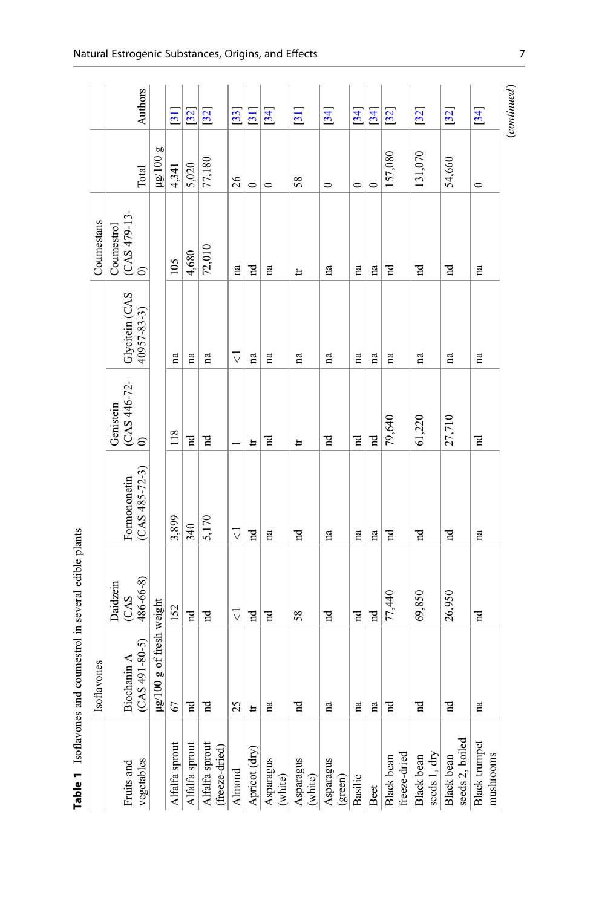**Table 1** Isoflavones and coumestrol in several edible plants

| Fruits and vegetables | Isoflavones | | | | | Coumestans | | |
|---|---|---|---|---|---|---|---|---|
| | Biochanin A (CAS 491-80-5) | Daidzein (CAS 486-66-8) | Formononetin (CAS 485-72-3) | Genistein (CAS 446-72-0) | Glycitein (CAS 40957-83-3) | Coumestrol (CAS 479-13-0) | Total | Authors |
| | µg/100 g of fresh weight | | | | | | µg/100 g | |
| Alfalfa sprout | 67 | 152 | 3,899 | 118 | na | 105 | 4,341 | [31] |
| Alfalfa sprout | nd | nd | 340 | nd | na | 4,680 | 5,020 | [32] |
| Alfalfa sprout (freeze-dried) | nd | nd | 5,170 | nd | na | 72,010 | 77,180 | [32] |
| Almond | 25 | <1 | <1 | 1 | <1 | na | 26 | [33] |
| Apricot (dry) | tr | nd | nd | tr | na | nd | 0 | [31] |
| Asparagus (white) | na | nd | na | nd | na | na | 0 | [34] |
| Asparagus (white) | nd | 58 | nd | tr | na | tr | 58 | [31] |
| Asparagus (green) | na | nd | na | nd | na | na | 0 | [34] |
| Basilic | na | nd | na | nd | na | na | 0 | [34] |
| Beet | na | nd | na | nd | na | na | 0 | [34] |
| Black bean freeze-dried | nd | 77,440 | nd | 79,640 | na | nd | 157,080 | [32] |
| Black bean seeds 1, dry | nd | 69,850 | nd | 61,220 | na | nd | 131,070 | [32] |
| Black bean seeds 2, boiled | nd | 26,950 | nd | 27,710 | na | nd | 54,660 | [32] |
| Black trumpet mushrooms | na | nd | na | nd | na | na | 0 | [34] |

(*continued*)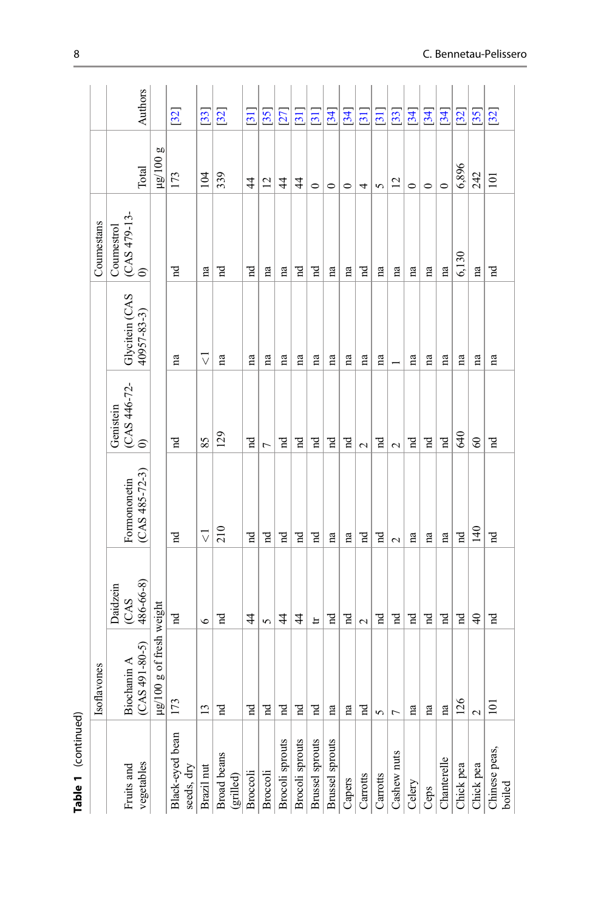**Table 1** (continued)

| Fruits and vegetables | Isoflavones | | | | | Coumestans | | Authors |
|---|---|---|---|---|---|---|---|---|
| | Biochanin A (CAS 491-80-5) | Daidzein (CAS 486-66-8) | Formononetin (CAS 485-72-3) | Genistein (CAS 446-72-0) | Glycitein (CAS 40957-83-3) | Coumestrol (CAS 479-13-0) | Total | |
| | µg/100 g of fresh weight | | | | | | µg/100 g | |
| Black-eyed bean seeds, dry | 173 | nd | nd | nd | na | nd | 173 | [32] |
| Brazil nut | 13 | 6 | <1 | 85 | <1 | na | 104 | [33] |
| Broad beans (grilled) | nd | nd | 210 | 129 | na | nd | 339 | [32] |
| Broccoli | nd | 44 | nd | nd | na | nd | 44 | [31] |
| Broccoli | nd | 5 | nd | 7 | na | na | 12 | [35] |
| Brocoli sprouts | nd | 44 | nd | nd | na | na | 44 | [27] |
| Brocoli sprouts | nd | 44 | nd | nd | na | nd | 44 | [31] |
| Brussel sprouts | nd | tr | nd | nd | na | nd | 0 | [31] |
| Brussel sprouts | na | nd | na | nd | na | na | 0 | [34] |
| Capers | na | nd | na | nd | na | na | 0 | [34] |
| Carrotts | nd | 2 | nd | 2 | na | nd | 4 | [31] |
| Carrotts | 5 | nd | nd | nd | na | na | 5 | [31] |
| Cashew nuts | 7 | nd | 2 | 2 | 1 | na | 12 | [33] |
| Celery | na | nd | na | nd | na | na | 0 | [34] |
| Ceps | na | nd | na | nd | na | na | 0 | [34] |
| Chanterelle | na | nd | na | nd | na | na | 0 | [34] |
| Chick pea | 126 | nd | nd | 640 | na | 6,130 | 6,896 | [32] |
| Chick pea | 2 | 40 | 140 | 60 | na | na | 242 | [35] |
| Chinese peas, boiled | 101 | nd | nd | nd | na | nd | 101 | [32] |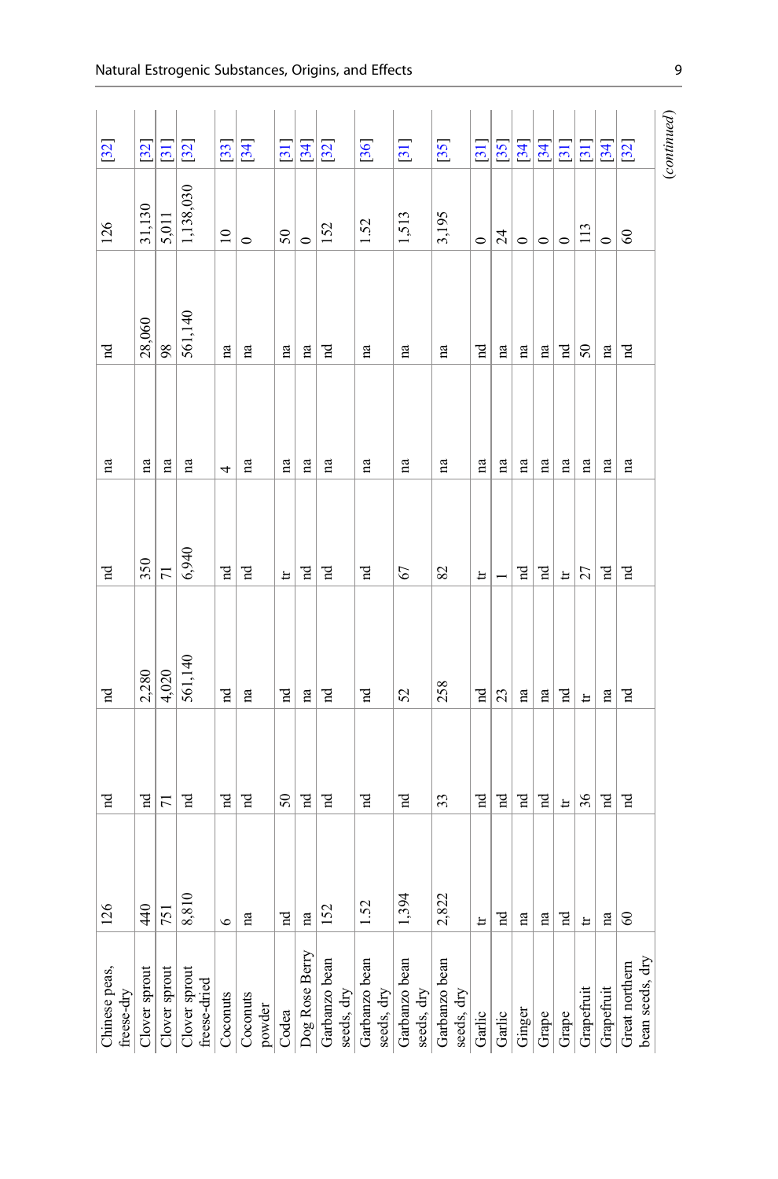| | | | | | | | | |
|---|---|---|---|---|---|---|---|---|
| Chinese peas, freeze-dry | 126 | nd | nd | nd | na | nd | 126 | [32] |
| Clover sprout | 440 | nd | 2,280 | 350 | na | 28,060 | 31,130 | [32] |
| Clover sprout | 751 | 71 | 4,020 | 71 | na | 98 | 5,011 | [31] |
| Clover sprout freeze-dried | 8,810 | nd | 561,140 | 6,940 | na | 561,140 | 1,138,030 | [32] |
| Coconuts | 6 | nd | nd | nd | 4 | na | 10 | [33] |
| Coconuts powder | na | nd | na | nd | na | na | 0 | [34] |
| Codea | nd | 50 | nd | tr | na | na | 50 | [31] |
| Dog Rose Berry | na | nd | na | nd | na | na | 0 | [34] |
| Garbanzo bean seeds, dry | 152 | nd | nd | nd | na | nd | 152 | [32] |
| Garbanzo bean seeds, dry | 1.52 | nd | nd | nd | na | na | 1.52 | [36] |
| Garbanzo bean seeds, dry | 1,394 | nd | 52 | 67 | na | na | 1,513 | [31] |
| Garbanzo bean seeds, dry | 2,822 | 33 | 258 | 82 | na | na | 3,195 | [35] |
| Garlic | tr | nd | nd | tr | na | nd | 0 | [31] |
| Garlic | nd | nd | 23 | 1 | na | na | 24 | [35] |
| Ginger | na | nd | na | nd | na | na | 0 | [34] |
| Grape | na | nd | na | nd | na | na | 0 | [34] |
| Grape | nd | tr | nd | tr | na | nd | 0 | [31] |
| Grapefruit | tr | 36 | tr | 27 | na | 50 | 113 | [31] |
| Grapefruit | na | nd | na | nd | na | na | 0 | [34] |
| Great northern bean seeds, dry | 60 | nd | nd | nd | na | nd | 60 | [32] |

*(continued)*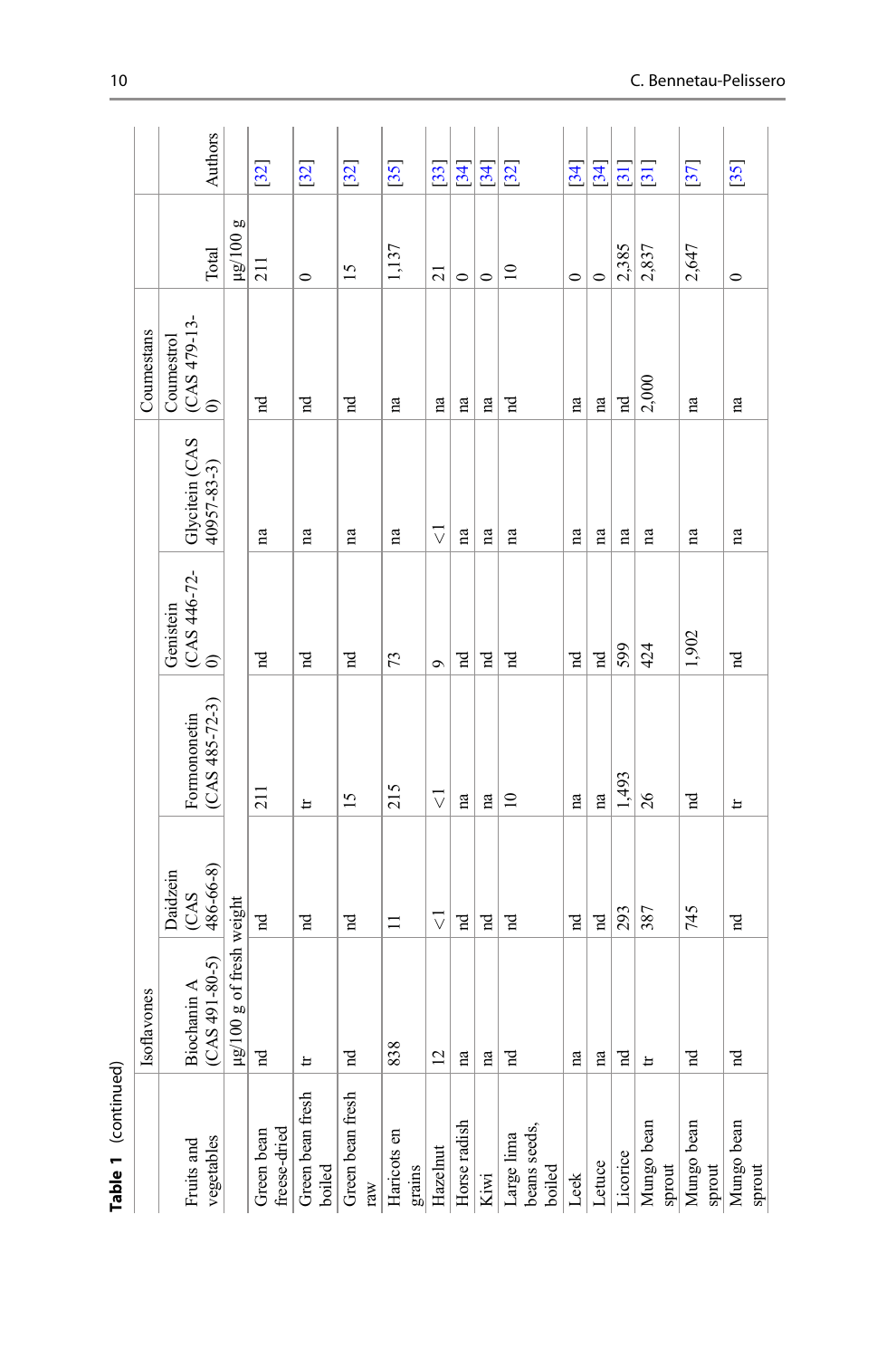**Table 1** (continued)

| Fruits and vegetables | Isoflavones | | | | | Coumestans | | |
|---|---|---|---|---|---|---|---|---|
| | Biochanin A (CAS 491-80-5) | Daidzein (CAS 486-66-8) | Formononetin (CAS 485-72-3) | Genistein (CAS 446-72-0) | Glycitein (CAS 40957-83-3) | Coumestrol (CAS 479-13-0) | Total | Authors |
| | µg/100 g of fresh weight | | | | | | µg/100 g | |
| Green bean freeze-dried | nd | nd | 211 | nd | na | nd | 211 | [32] |
| Green bean fresh boiled | tr | nd | tr | nd | na | nd | 0 | [32] |
| Green bean fresh raw | nd | nd | 15 | nd | na | nd | 15 | [32] |
| Haricots en grains | 838 | 11 | 215 | 73 | na | na | 1,137 | [35] |
| Hazelnut | 12 | <1 | <1 | 9 | <1 | na | 21 | [33] |
| Horse radish | na | nd | na | nd | na | na | 0 | [34] |
| Kiwi | na | nd | na | nd | na | na | 0 | [34] |
| Large lima beans seeds, boiled | nd | nd | 10 | nd | na | nd | 10 | [32] |
| Leek | na | nd | na | nd | na | na | 0 | [34] |
| Letuce | na | nd | na | nd | na | na | 0 | [34] |
| Licorice | nd | 293 | 1,493 | 599 | na | nd | 2,385 | [31] |
| Mungo bean sprout | tr | 387 | 26 | 424 | na | 2,000 | 2,837 | [31] |
| Mungo bean sprout | nd | 745 | nd | 1,902 | na | na | 2,647 | [37] |
| Mungo bean sprout | nd | nd | tr | nd | na | na | 0 | [35] |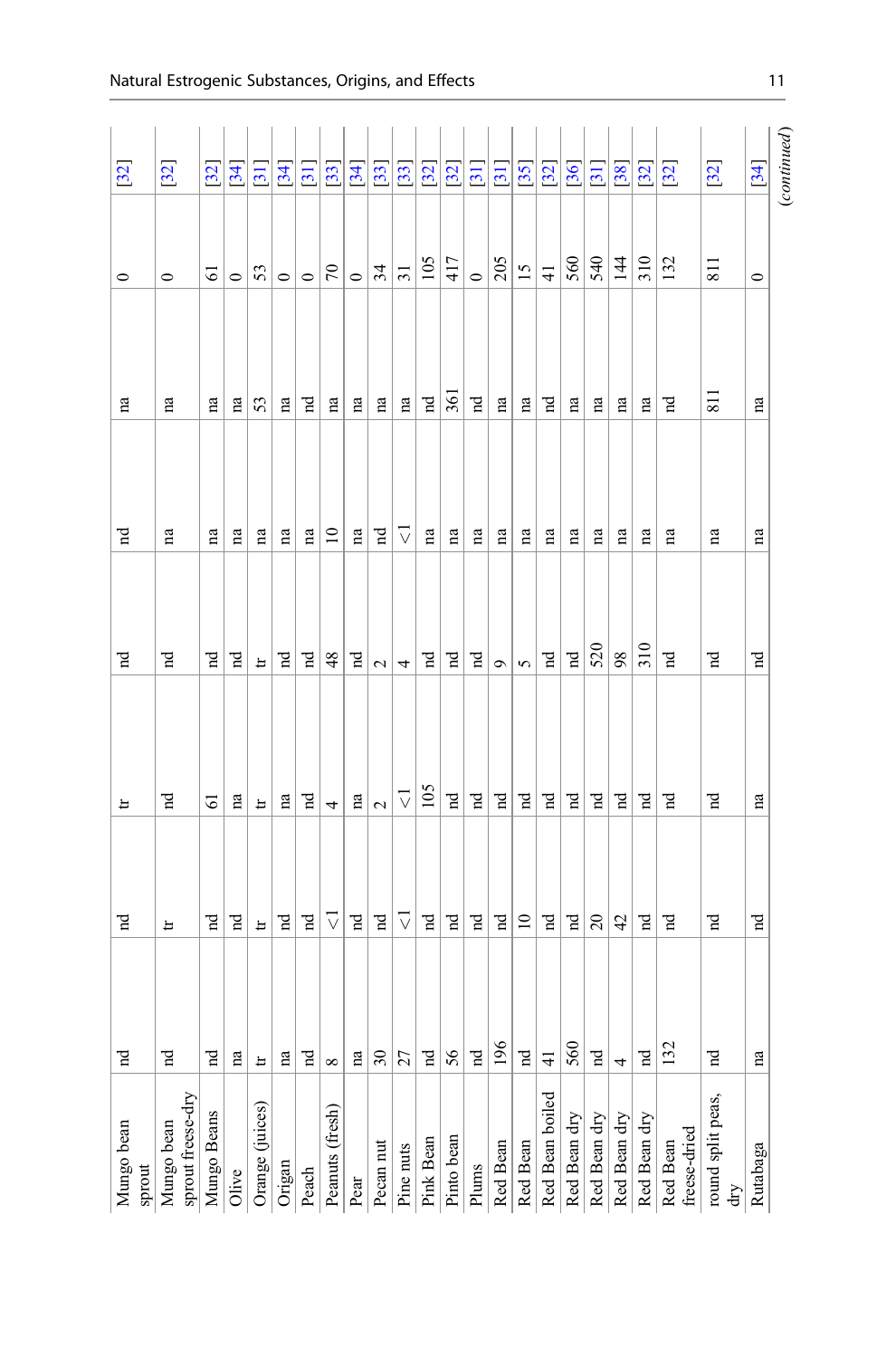| | | | | | | | |
|---|---|---|---|---|---|---|---|
| Mungo bean sprout | nd | nd | tr | nd | nd | na | 0 | [32] |
| Mungo bean sprout freese-dry | nd | tr | nd | nd | na | na | 0 | [32] |
| Mungo Beans | nd | nd | 61 | nd | na | na | 61 | [32] |
| Olive | na | nd | na | nd | na | na | 0 | [34] |
| Orange (juices) | tr | tr | tr | tr | na | 53 | 53 | [31] |
| Origan | na | nd | na | nd | na | na | 0 | [34] |
| Peach | nd | nd | nd | nd | na | nd | 0 | [31] |
| Peanuts (fresh) | 8 | <1 | 4 | 48 | 10 | na | 70 | [33] |
| Pear | na | nd | na | nd | na | na | 0 | [34] |
| Pecan nut | 30 | nd | 2 | 2 | nd | na | 34 | [33] |
| Pine nuts | 27 | <1 | <1 | 4 | <1 | na | 31 | [33] |
| Pink Bean | nd | nd | 105 | nd | na | nd | 105 | [32] |
| Pinto bean | 56 | nd | nd | nd | na | 361 | 417 | [32] |
| Plums | nd | nd | nd | nd | na | nd | 0 | [31] |
| Red Bean | 196 | nd | nd | 9 | na | na | 205 | [31] |
| Red Bean | nd | 10 | nd | 5 | na | na | 15 | [35] |
| Red Bean boiled | 41 | nd | nd | nd | na | nd | 41 | [32] |
| Red Bean dry | 560 | nd | nd | nd | na | na | 560 | [36] |
| Red Bean dry | nd | 20 | nd | 520 | na | na | 540 | [31] |
| Red Bean dry | 4 | 42 | nd | 98 | na | na | 144 | [38] |
| Red Bean dry | nd | nd | nd | 310 | na | na | 310 | [32] |
| Red Bean freese-dried | 132 | nd | nd | nd | na | nd | 132 | [32] |
| round split peas, dry | nd | nd | nd | nd | na | 811 | 811 | [32] |
| Rutabaga | na | nd | na | nd | na | na | 0 | [34] |

(continued)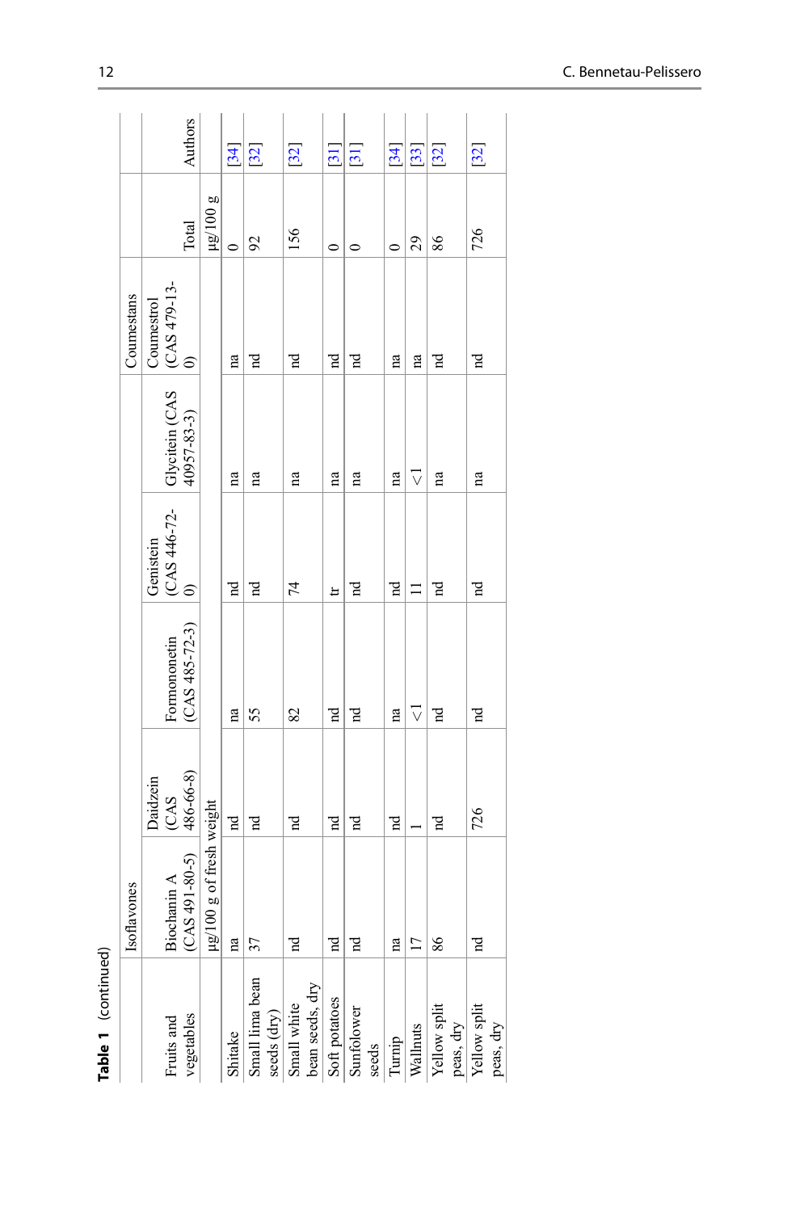**Table 1** (continued)

| Fruits and vegetables | Isoflavones | | | | | Coumestans | Total | Authors |
|---|---|---|---|---|---|---|---|---|
| | Biochanin A (CAS 491-80-5) | Daidzein (CAS 486-66-8) | Formononetin (CAS 485-72-3) | Genistein (CAS 446-72-0) | Glycitein (CAS 40957-83-3) | Coumestrol (CAS 479-13-0) | | |
| | μg/100 g of fresh weight | | | | | | μg/100 g | |
| Shitake | na | nd | na | nd | na | na | 0 | [34] |
| Small lima bean seeds (dry) | 37 | nd | 55 | nd | na | nd | 92 | [32] |
| Small white bean seeds, dry | nd | nd | 82 | 74 | na | nd | 156 | [32] |
| Soft potatoes | nd | nd | nd | tr | na | nd | 0 | [31] |
| Sunfolower seeds | nd | nd | nd | nd | na | nd | 0 | [31] |
| Turnip | na | nd | na | nd | na | na | 0 | [34] |
| Wallnuts | 17 | 1 | <1 | 11 | <1 | na | 29 | [33] |
| Yellow split peas, dry | 86 | nd | nd | nd | na | nd | 86 | [32] |
| Yellow split peas, dry | nd | 726 | nd | nd | na | nd | 726 | [32] |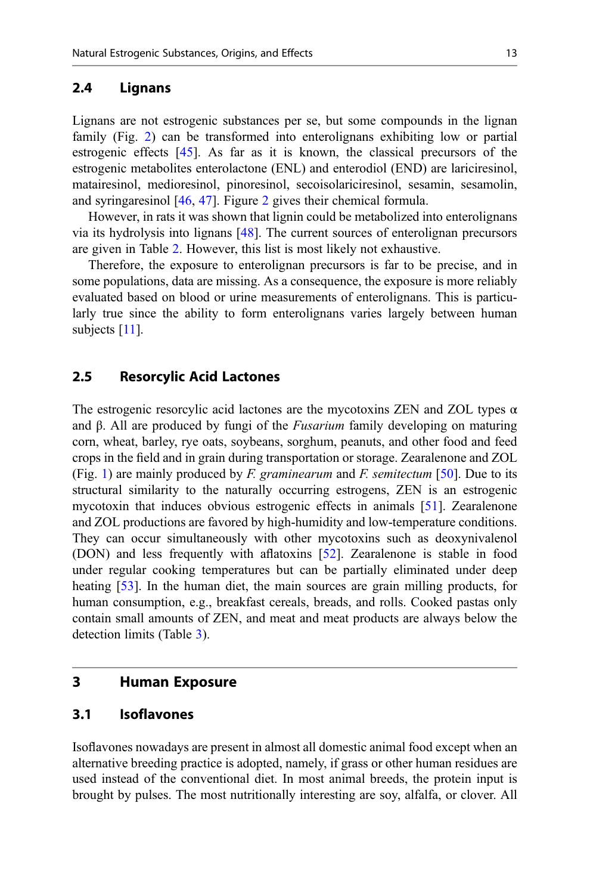## 2.4 Lignans

Lignans are not estrogenic substances per se, but some compounds in the lignan family (Fig. 2) can be transformed into enterolignans exhibiting low or partial estrogenic effects [45]. As far as it is known, the classical precursors of the estrogenic metabolites enterolactone (ENL) and enterodiol (END) are lariciresinol, matairesinol, medioresinol, pinoresinol, secoisolariciresinol, sesamin, sesamolin, and syringaresinol [46, 47]. Figure 2 gives their chemical formula.

However, in rats it was shown that lignin could be metabolized into enterolignans via its hydrolysis into lignans [48]. The current sources of enterolignan precursors are given in Table 2. However, this list is most likely not exhaustive.

Therefore, the exposure to enterolignan precursors is far to be precise, and in some populations, data are missing. As a consequence, the exposure is more reliably evaluated based on blood or urine measurements of enterolignans. This is particularly true since the ability to form enterolignans varies largely between human subjects [11].

## 2.5 Resorcylic Acid Lactones

The estrogenic resorcylic acid lactones are the mycotoxins ZEN and ZOL types α and β. All are produced by fungi of the *Fusarium* family developing on maturing corn, wheat, barley, rye oats, soybeans, sorghum, peanuts, and other food and feed crops in the field and in grain during transportation or storage. Zearalenone and ZOL (Fig. 1) are mainly produced by *F. graminearum* and *F. semitectum* [50]. Due to its structural similarity to the naturally occurring estrogens, ZEN is an estrogenic mycotoxin that induces obvious estrogenic effects in animals [51]. Zearalenone and ZOL productions are favored by high-humidity and low-temperature conditions. They can occur simultaneously with other mycotoxins such as deoxynivalenol (DON) and less frequently with aflatoxins [52]. Zearalenone is stable in food under regular cooking temperatures but can be partially eliminated under deep heating [53]. In the human diet, the main sources are grain milling products, for human consumption, e.g., breakfast cereals, breads, and rolls. Cooked pastas only contain small amounts of ZEN, and meat and meat products are always below the detection limits (Table 3).

# 3 Human Exposure

## 3.1 Isoflavones

Isoflavones nowadays are present in almost all domestic animal food except when an alternative breeding practice is adopted, namely, if grass or other human residues are used instead of the conventional diet. In most animal breeds, the protein input is brought by pulses. The most nutritionally interesting are soy, alfalfa, or clover. All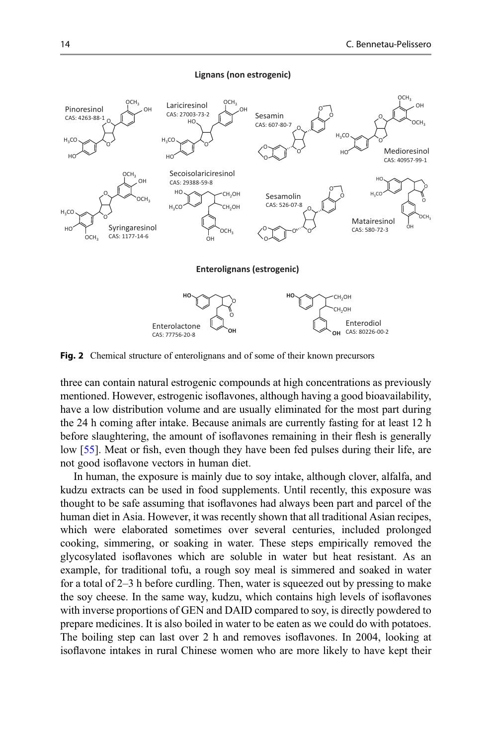**Lignans (non estrogenic)**

Pinoresinol
CAS: 4263-88-1

Lariciresinol
CAS: 27003-73-2

Sesamin
CAS: 607-80-7

Medioresinol
CAS: 40957-99-1

Syringaresinol
CAS: 1177-14-6

Secoisolariciresinol
CAS: 29388-59-8

Sesamolin
CAS: 526-07-8

Matairesinol
CAS: 580-72-3

**Enterolignans (estrogenic)**

Enterolactone
CAS: 77756-20-8

Enterodiol
CAS: 80226-00-2

**Fig. 2** Chemical structure of enterolignans and of some of their known precursors

three can contain natural estrogenic compounds at high concentrations as previously mentioned. However, estrogenic isoflavones, although having a good bioavailability, have a low distribution volume and are usually eliminated for the most part during the 24 h coming after intake. Because animals are currently fasting for at least 12 h before slaughtering, the amount of isoflavones remaining in their flesh is generally low [55]. Meat or fish, even though they have been fed pulses during their life, are not good isoflavone vectors in human diet.

In human, the exposure is mainly due to soy intake, although clover, alfalfa, and kudzu extracts can be used in food supplements. Until recently, this exposure was thought to be safe assuming that isoflavones had always been part and parcel of the human diet in Asia. However, it was recently shown that all traditional Asian recipes, which were elaborated sometimes over several centuries, included prolonged cooking, simmering, or soaking in water. These steps empirically removed the glycosylated isoflavones which are soluble in water but heat resistant. As an example, for traditional tofu, a rough soy meal is simmered and soaked in water for a total of 2–3 h before curdling. Then, water is squeezed out by pressing to make the soy cheese. In the same way, kudzu, which contains high levels of isoflavones with inverse proportions of GEN and DAID compared to soy, is directly powdered to prepare medicines. It is also boiled in water to be eaten as we could do with potatoes. The boiling step can last over 2 h and removes isoflavones. In 2004, looking at isoflavone intakes in rural Chinese women who are more likely to have kept their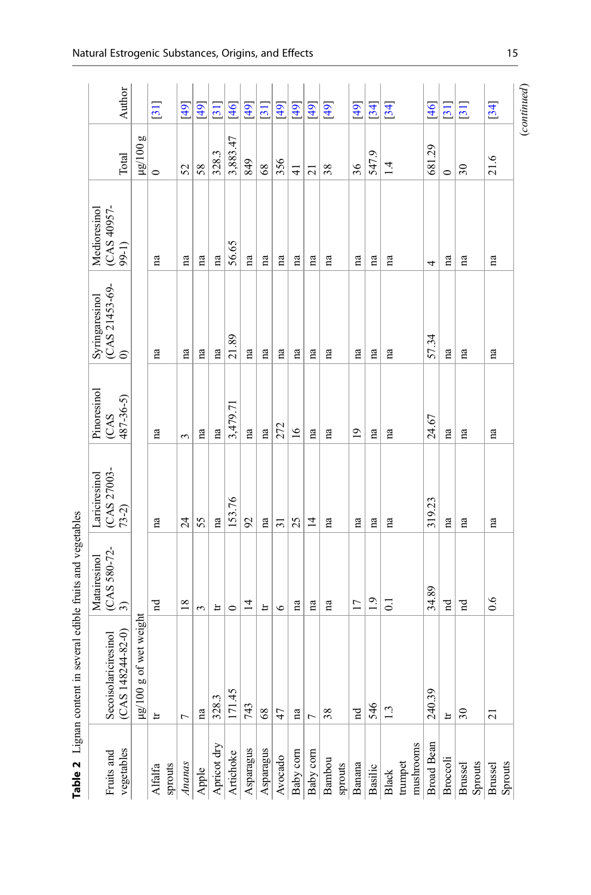**Table 2** Lignan content in several edible fruits and vegetables

| Fruits and vegetables | Secoisolariciresinol (CAS 148244-82-0) | Matairesinol (CAS 580-72-3) | Lariciresinol (CAS 27003-73-2) | Pinoresinol (CAS 487-36-5) | Syringaresinol (CAS 21453-69-0) | Medioresinol (CAS 40957-99-1) | Total | Author |
|---|---|---|---|---|---|---|---|---|
| | μg/100 g of wet weight | | | | | | μg/100 g | |
| Alfalfa sprouts | tr | nd | na | na | na | na | 0 | [31] |
| *Ananas* | 7 | 18 | 24 | 3 | na | na | 52 | [49] |
| Apple | na | 3 | 55 | na | na | na | 58 | [49] |
| Apricot dry | 328.3 | tr | na | na | na | na | 328.3 | [31] |
| Artichoke | 171.45 | 0 | 153.76 | 3,479.71 | 21.89 | 56.65 | 3,883.47 | [46] |
| Asparagus | 743 | 14 | 92 | na | na | na | 849 | [49] |
| Asparagus | 68 | tr | na | na | na | na | 68 | [31] |
| Avocado | 47 | 6 | 31 | 272 | na | na | 356 | [49] |
| Baby corn | na | na | 25 | 16 | na | na | 41 | [49] |
| Baby corn | 7 | na | 14 | na | na | na | 21 | [49] |
| Bambou sprouts | 38 | na | na | na | na | na | 38 | [49] |
| Banana | nd | 17 | na | 19 | na | na | 36 | [49] |
| Basilic | 546 | 1.9 | na | na | na | na | 547.9 | [34] |
| Black trumpet mushrooms | 1.3 | 0.1 | na | na | na | na | 1.4 | [34] |
| Broad Bean | 240.39 | 34.89 | 319.23 | 24.67 | 57.34 | 4 | 681.29 | [46] |
| Broccoli | tr | nd | na | na | na | na | 0 | [31] |
| Brussel Sprouts | 30 | nd | na | na | na | na | 30 | [31] |
| Brussel Sprouts | 21 | 0.6 | na | na | na | na | 21.6 | [34] |

(*continued*)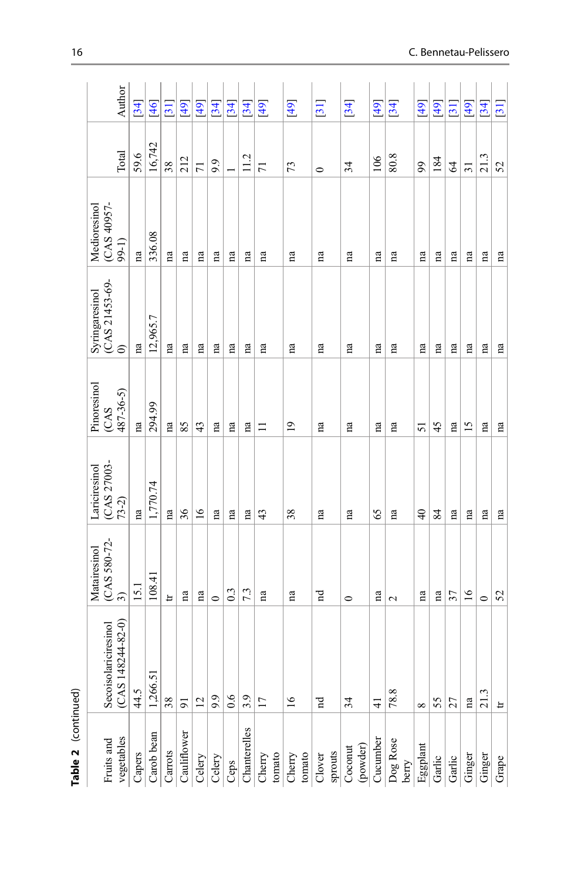**Table 2** (continued)

| Fruits and vegetables | Secoisolariciresinol (CAS 148244-82-0) | Matairesinol (CAS 580-72-3) | Lariciresinol (CAS 27003-73-2) | Pinoresinol (CAS 487-36-5) | Syringaresinol (CAS 21453-69-0) | Medioresinol (CAS 40957-99-1) | Total | Author |
|---|---|---|---|---|---|---|---|---|
| Capers | 44.5 | 15.1 | na | na | na | na | 59.6 | [34] |
| Carob bean | 1,266.51 | 108.41 | 1,770.74 | 294.99 | 12,965.7 | 336.08 | 16,742 | [46] |
| Carrots | 38 | tr | na | na | na | na | 38 | [31] |
| Cauliflower | 91 | na | 36 | 85 | na | na | 212 | [49] |
| Celery | 12 | na | 16 | 43 | na | na | 71 | [49] |
| Celery | 9.9 | 0 | na | na | na | na | 9.9 | [34] |
| Ceps | 0.6 | 0.3 | na | na | na | na | 1 | [34] |
| Chanterelles | 3.9 | 7.3 | na | na | na | na | 11.2 | [34] |
| Cherry tomato | 17 | na | 43 | 11 | na | na | 71 | [49] |
| Cherry tomato | 16 | na | 38 | 19 | na | na | 73 | [49] |
| Clover sprouts | nd | nd | na | na | na | na | 0 | [31] |
| Coconut (powder) | 34 | 0 | na | na | na | na | 34 | [34] |
| Cucumber | 41 | na | 65 | na | na | na | 106 | [49] |
| Dog Rose berry | 78.8 | 2 | na | na | na | na | 80.8 | [34] |
| Eggplant | 8 | na | 40 | 51 | na | na | 99 | [49] |
| Garlic | 55 | na | 84 | 45 | na | na | 184 | [49] |
| Garlic | 27 | 37 | na | na | na | na | 64 | [31] |
| Ginger | na | 16 | na | 15 | na | na | 31 | [49] |
| Ginger | 21.3 | 0 | na | na | na | na | 21.3 | [34] |
| Grape | tr | 52 | na | na | na | na | 52 | [31] |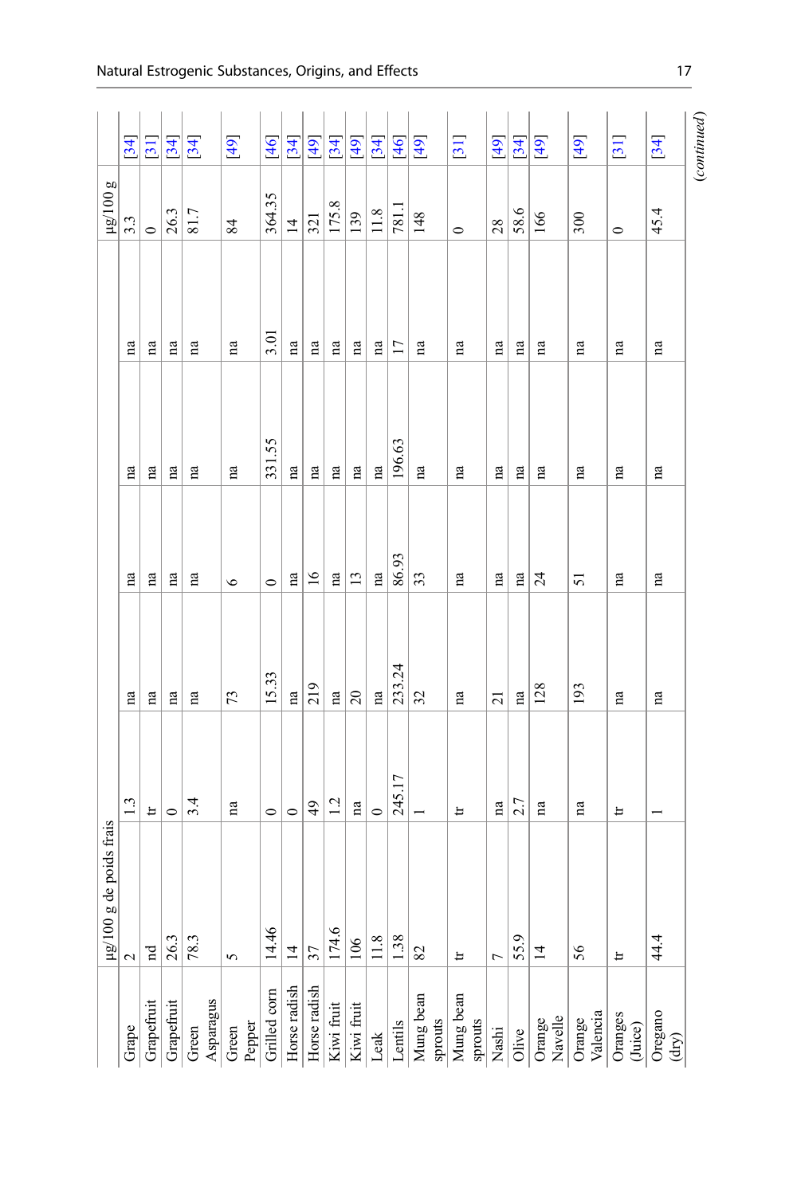| | μg/100 g de poids frais | | | | | | | μg/100 g | |
|---|---|---|---|---|---|---|---|---|---|
| Grape | 2 | 1.3 | na | na | na | na | 3.3 | [34] |
| Grapefruit | nd | tr | na | na | na | na | 0 | [31] |
| Grapefruit | 26.3 | 0 | na | na | na | na | 26.3 | [34] |
| Green Asparagus | 78.3 | 3.4 | na | na | na | na | 81.7 | [34] |
| Green Pepper | 5 | na | 73 | 6 | na | na | 84 | [49] |
| Grilled corn | 14.46 | 0 | 15.33 | 0 | 331.55 | 3.01 | 364.35 | [46] |
| Horse radish | 14 | 0 | na | na | na | na | 14 | [34] |
| Horse radish | 37 | 49 | 219 | 16 | na | na | 321 | [49] |
| Kiwi fruit | 174.6 | 1.2 | na | na | na | na | 175.8 | [34] |
| Kiwi fruit | 106 | na | 20 | 13 | na | na | 139 | [49] |
| Leak | 11.8 | 0 | na | na | na | na | 11.8 | [34] |
| Lentils | 1.38 | 245.17 | 233.24 | 86.93 | 196.63 | 17 | 781.1 | [46] |
| Mung bean sprouts | 82 | 1 | 32 | 33 | na | na | 148 | [49] |
| Mung bean sprouts | tr | tr | na | na | na | na | 0 | [31] |
| Nashi | 7 | na | 21 | na | na | na | 28 | [49] |
| Olive | 55.9 | 2.7 | na | na | na | na | 58.6 | [34] |
| Orange Navelle | 14 | na | 128 | 24 | na | na | 166 | [49] |
| Orange Valencia | 56 | na | 193 | 51 | na | na | 300 | [49] |
| Oranges (Juice) | tr | tr | na | na | na | na | 0 | [31] |
| Oregano (dry) | 44.4 | 1 | na | na | na | na | 45.4 | [34] |

*(continued)*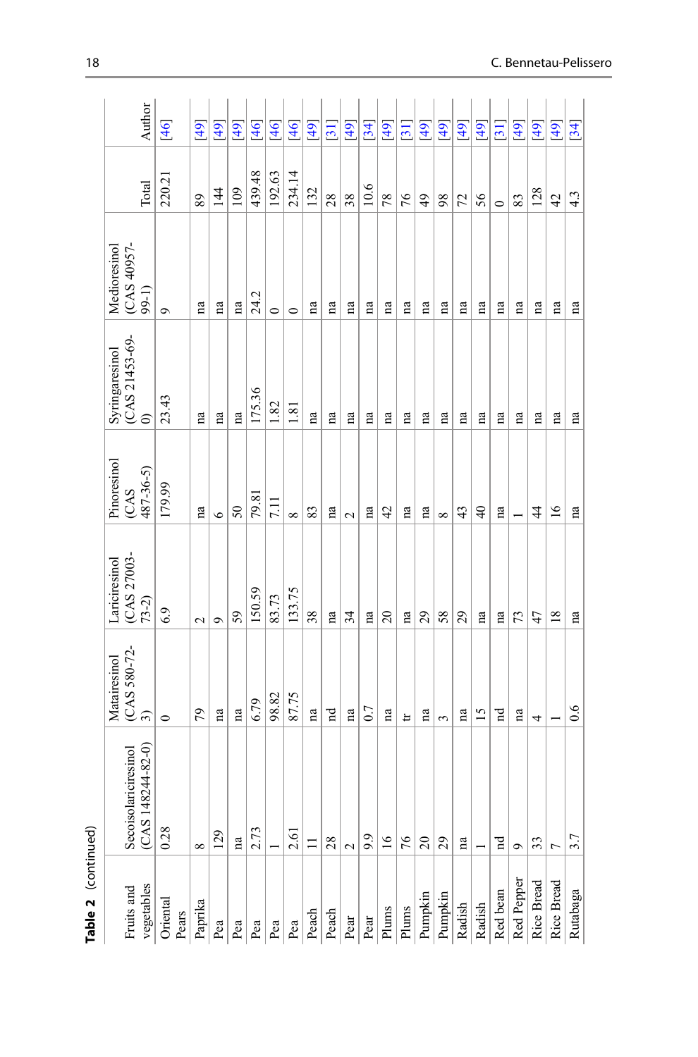**Table 2** (continued)

| Fruits and vegetables | Secoisolariciresinol (CAS 148244-82-0) | Matairesinol (CAS 580-72-3) | Lariciresinol (CAS 27003-73-2) | Pinoresinol (CAS 487-36-5) | Syringaresinol (CAS 21453-69-0) | Medioresinol (CAS 40957-99-1) | Total | Author |
|---|---|---|---|---|---|---|---|---|
| Oriental Pears | 0.28 | 0 | 6.9 | 179.99 | 23.43 | 9 | 220.21 | [46] |
| Paprika | 8 | 79 | 2 | na | na | na | 89 | [49] |
| Pea | 129 | na | 9 | 6 | na | na | 144 | [49] |
| Pea | na | na | 59 | 50 | na | na | 109 | [49] |
| Pea | 2.73 | 6.79 | 150.59 | 79.81 | 175.36 | 24.2 | 439.48 | [46] |
| Pea | 1 | 98.82 | 83.73 | 7.11 | 1.82 | 0 | 192.63 | [46] |
| Pea | 2.61 | 87.75 | 133.75 | 8 | 1.81 | 0 | 234.14 | [46] |
| Peach | 11 | na | 38 | 83 | na | na | 132 | [49] |
| Peach | 28 | nd | na | na | na | na | 28 | [31] |
| Pear | 2 | na | 34 | 2 | na | na | 38 | [49] |
| Pear | 9.9 | 0.7 | na | na | na | na | 10.6 | [34] |
| Plums | 16 | na | 20 | 42 | na | na | 78 | [49] |
| Plums | 76 | tr | na | na | na | na | 76 | [31] |
| Pumpkin | 20 | na | 29 | na | na | na | 49 | [49] |
| Pumpkin | 29 | 3 | 58 | 8 | na | na | 98 | [49] |
| Radish | na | na | 29 | 43 | na | na | 72 | [49] |
| Radish | 1 | 15 | na | 40 | na | na | 56 | [49] |
| Red bean | nd | nd | na | na | na | na | 0 | [31] |
| Red Pepper | 9 | na | 73 | 1 | na | na | 83 | [49] |
| Rice Bread | 33 | 4 | 47 | 44 | na | na | 128 | [49] |
| Rice Bread | 7 | 1 | 18 | 16 | na | na | 42 | [49] |
| Rutabaga | 3.7 | 0.6 | na | na | na | na | 4.3 | [34] |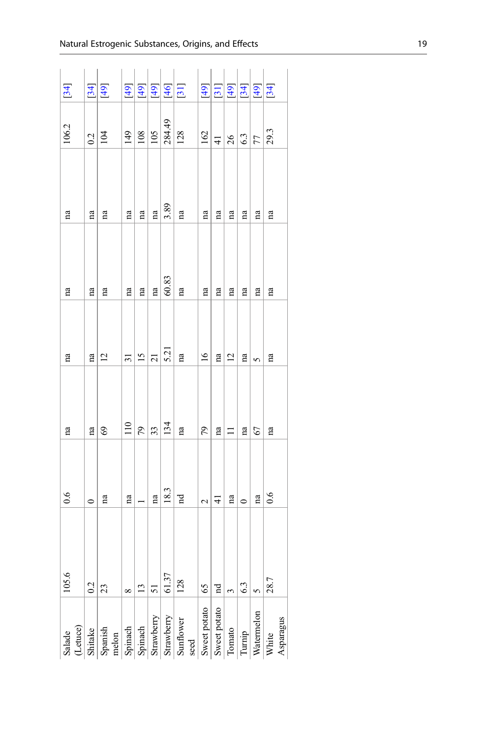| | | | | | | | | |
|---|---|---|---|---|---|---|---|---|
| Salade (Letuce) | 105.6 | 0.6 | na | na | na | na | 106.2 | [34] |
| Shitake | 0.2 | 0 | na | na | na | na | 0.2 | [34] |
| Spanish melon | 23 | na | 69 | 12 | na | na | 104 | [49] |
| Spinach | 8 | na | 110 | 31 | na | na | 149 | [49] |
| Spinach | 13 | 1 | 79 | 15 | na | na | 108 | [49] |
| Strawberry | 51 | na | 33 | 21 | na | na | 105 | [49] |
| Strawberry | 61.37 | 18.3 | 134 | 5.21 | 60.83 | 3.89 | 284.49 | [46] |
| Sunflower seed | 128 | nd | na | na | na | na | 128 | [31] |
| Sweet potato | 65 | 2 | 79 | 16 | na | na | 162 | [49] |
| Sweet potato | nd | 41 | na | na | na | na | 41 | [31] |
| Tomato | 3 | na | 11 | 12 | na | na | 26 | [49] |
| Turnip | 6.3 | 0 | na | na | na | na | 6.3 | [34] |
| Watermelon | 5 | na | 67 | 5 | na | na | 77 | [49] |
| White Asparagus | 28.7 | 0.6 | na | na | na | na | 29.3 | [34] |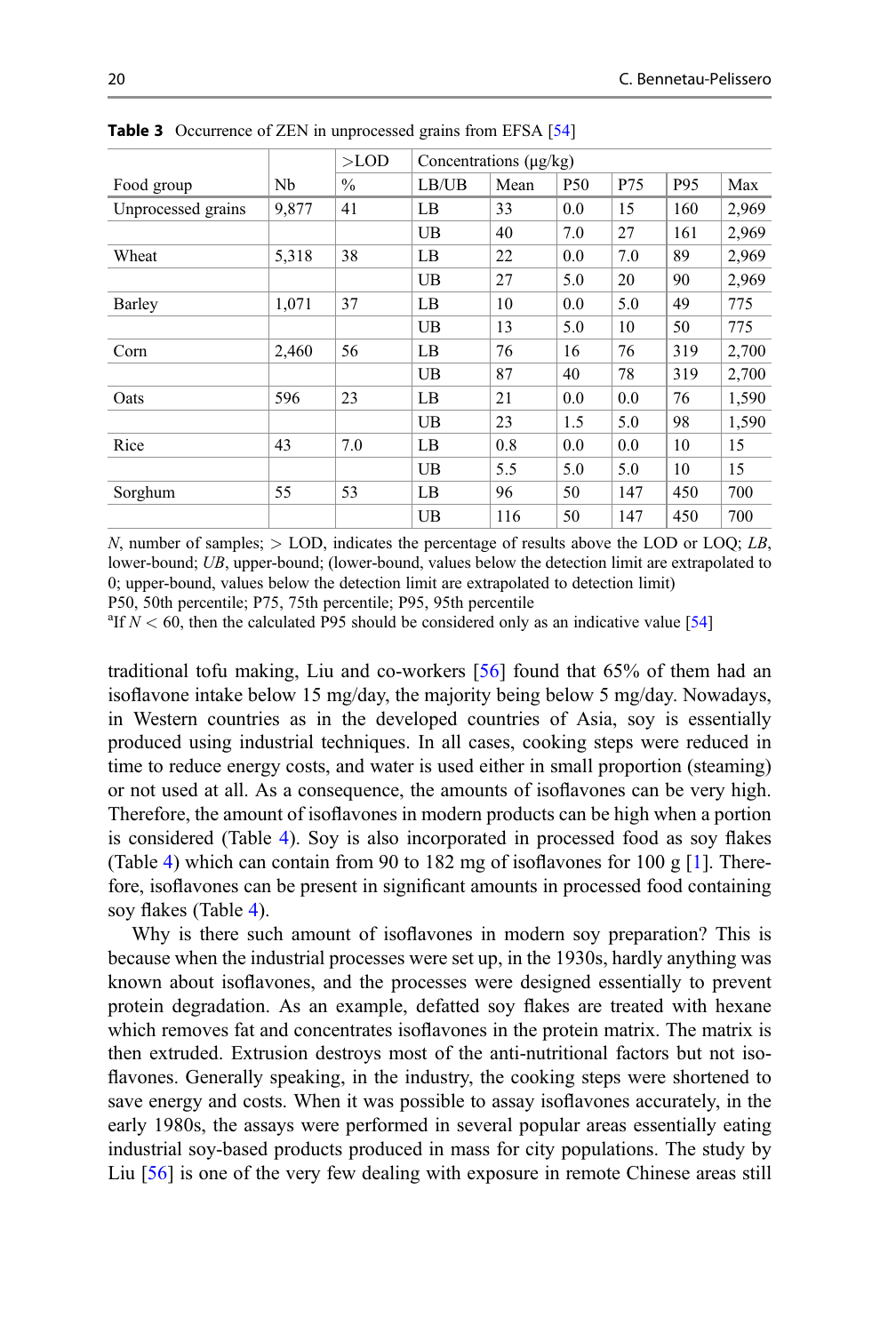**Table 3** Occurrence of ZEN in unprocessed grains from EFSA [54]

| Food group | Nb | >LOD % | Concentrations (μg/kg) LB/UB | Mean | P50 | P75 | P95 | Max |
|---|---|---|---|---|---|---|---|---|
| Unprocessed grains | 9,877 | 41 | LB | 33 | 0.0 | 15 | 160 | 2,969 |
| | | | UB | 40 | 7.0 | 27 | 161 | 2,969 |
| Wheat | 5,318 | 38 | LB | 22 | 0.0 | 7.0 | 89 | 2,969 |
| | | | UB | 27 | 5.0 | 20 | 90 | 2,969 |
| Barley | 1,071 | 37 | LB | 10 | 0.0 | 5.0 | 49 | 775 |
| | | | UB | 13 | 5.0 | 10 | 50 | 775 |
| Corn | 2,460 | 56 | LB | 76 | 16 | 76 | 319 | 2,700 |
| | | | UB | 87 | 40 | 78 | 319 | 2,700 |
| Oats | 596 | 23 | LB | 21 | 0.0 | 0.0 | 76 | 1,590 |
| | | | UB | 23 | 1.5 | 5.0 | 98 | 1,590 |
| Rice | 43 | 7.0 | LB | 0.8 | 0.0 | 0.0 | 10 | 15 |
| | | | UB | 5.5 | 5.0 | 5.0 | 10 | 15 |
| Sorghum | 55 | 53 | LB | 96 | 50 | 147 | 450 | 700 |
| | | | UB | 116 | 50 | 147 | 450 | 700 |

*N*, number of samples; > LOD, indicates the percentage of results above the LOD or LOQ; *LB*, lower-bound; *UB*, upper-bound; (lower-bound, values below the detection limit are extrapolated to 0; upper-bound, values below the detection limit are extrapolated to detection limit)
P50, 50th percentile; P75, 75th percentile; P95, 95th percentile
[a]If $N < 60$, then the calculated P95 should be considered only as an indicative value [54]

traditional tofu making, Liu and co-workers [56] found that 65% of them had an isoflavone intake below 15 mg/day, the majority being below 5 mg/day. Nowadays, in Western countries as in the developed countries of Asia, soy is essentially produced using industrial techniques. In all cases, cooking steps were reduced in time to reduce energy costs, and water is used either in small proportion (steaming) or not used at all. As a consequence, the amounts of isoflavones can be very high. Therefore, the amount of isoflavones in modern products can be high when a portion is considered (Table 4). Soy is also incorporated in processed food as soy flakes (Table 4) which can contain from 90 to 182 mg of isoflavones for 100 g [1]. Therefore, isoflavones can be present in significant amounts in processed food containing soy flakes (Table 4).

Why is there such amount of isoflavones in modern soy preparation? This is because when the industrial processes were set up, in the 1930s, hardly anything was known about isoflavones, and the processes were designed essentially to prevent protein degradation. As an example, defatted soy flakes are treated with hexane which removes fat and concentrates isoflavones in the protein matrix. The matrix is then extruded. Extrusion destroys most of the anti-nutritional factors but not isoflavones. Generally speaking, in the industry, the cooking steps were shortened to save energy and costs. When it was possible to assay isoflavones accurately, in the early 1980s, the assays were performed in several popular areas essentially eating industrial soy-based products produced in mass for city populations. The study by Liu [56] is one of the very few dealing with exposure in remote Chinese areas still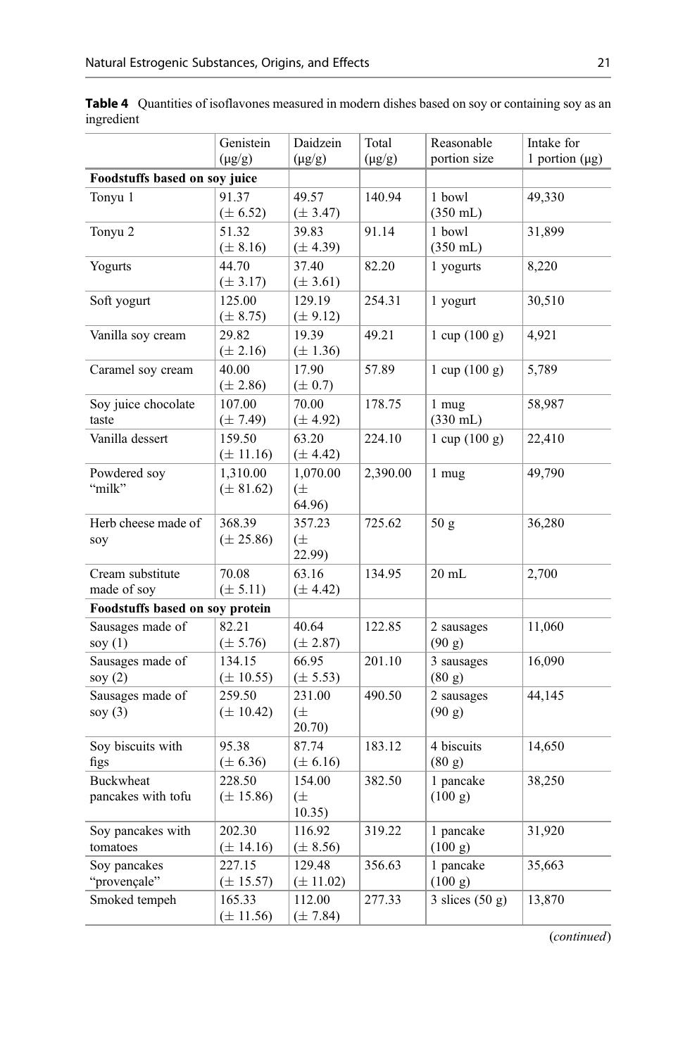**Table 4** Quantities of isoflavones measured in modern dishes based on soy or containing soy as an ingredient

| | Genistein (μg/g) | Daidzein (μg/g) | Total (μg/g) | Reasonable portion size | Intake for 1 portion (μg) |
|---|---|---|---|---|---|
| **Foodstuffs based on soy juice** | | | | | |
| Tonyu 1 | 91.37 (± 6.52) | 49.57 (± 3.47) | 140.94 | 1 bowl (350 mL) | 49,330 |
| Tonyu 2 | 51.32 (± 8.16) | 39.83 (± 4.39) | 91.14 | 1 bowl (350 mL) | 31,899 |
| Yogurts | 44.70 (± 3.17) | 37.40 (± 3.61) | 82.20 | 1 yogurts | 8,220 |
| Soft yogurt | 125.00 (± 8.75) | 129.19 (± 9.12) | 254.31 | 1 yogurt | 30,510 |
| Vanilla soy cream | 29.82 (± 2.16) | 19.39 (± 1.36) | 49.21 | 1 cup (100 g) | 4,921 |
| Caramel soy cream | 40.00 (± 2.86) | 17.90 (± 0.7) | 57.89 | 1 cup (100 g) | 5,789 |
| Soy juice chocolate taste | 107.00 (± 7.49) | 70.00 (± 4.92) | 178.75 | 1 mug (330 mL) | 58,987 |
| Vanilla dessert | 159.50 (± 11.16) | 63.20 (± 4.42) | 224.10 | 1 cup (100 g) | 22,410 |
| Powdered soy "milk" | 1,310.00 (± 81.62) | 1,070.00 (± 64.96) | 2,390.00 | 1 mug | 49,790 |
| Herb cheese made of soy | 368.39 (± 25.86) | 357.23 (± 22.99) | 725.62 | 50 g | 36,280 |
| Cream substitute made of soy | 70.08 (± 5.11) | 63.16 (± 4.42) | 134.95 | 20 mL | 2,700 |
| **Foodstuffs based on soy protein** | | | | | |
| Sausages made of soy (1) | 82.21 (± 5.76) | 40.64 (± 2.87) | 122.85 | 2 sausages (90 g) | 11,060 |
| Sausages made of soy (2) | 134.15 (± 10.55) | 66.95 (± 5.53) | 201.10 | 3 sausages (80 g) | 16,090 |
| Sausages made of soy (3) | 259.50 (± 10.42) | 231.00 (± 20.70) | 490.50 | 2 sausages (90 g) | 44,145 |
| Soy biscuits with figs | 95.38 (± 6.36) | 87.74 (± 6.16) | 183.12 | 4 biscuits (80 g) | 14,650 |
| Buckwheat pancakes with tofu | 228.50 (± 15.86) | 154.00 (± 10.35) | 382.50 | 1 pancake (100 g) | 38,250 |
| Soy pancakes with tomatoes | 202.30 (± 14.16) | 116.92 (± 8.56) | 319.22 | 1 pancake (100 g) | 31,920 |
| Soy pancakes "provençale" | 227.15 (± 15.57) | 129.48 (± 11.02) | 356.63 | 1 pancake (100 g) | 35,663 |
| Smoked tempeh | 165.33 (± 11.56) | 112.00 (± 7.84) | 277.33 | 3 slices (50 g) | 13,870 |

(*continued*)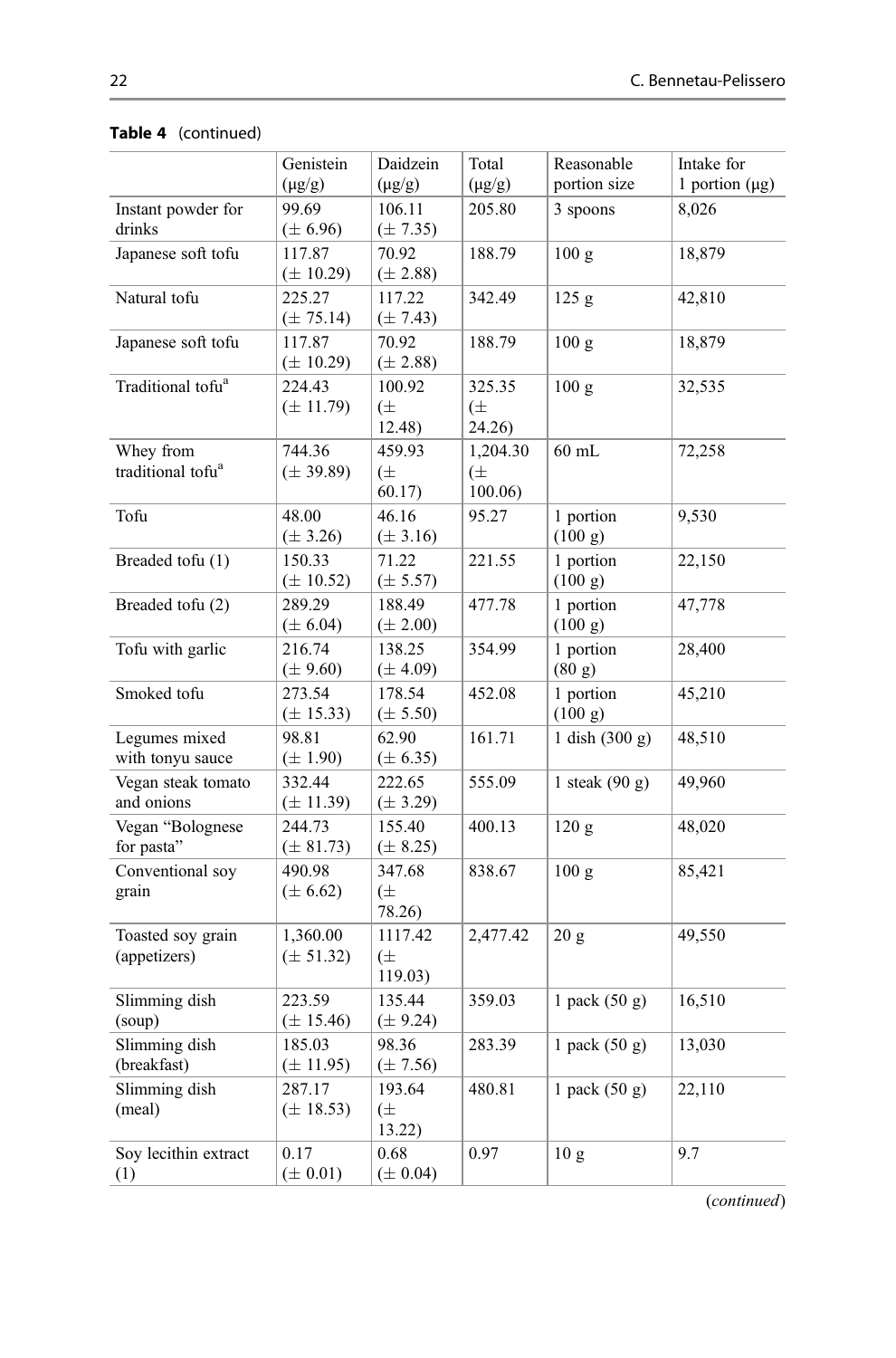**Table 4** (continued)

| | Genistein (μg/g) | Daidzein (μg/g) | Total (μg/g) | Reasonable portion size | Intake for 1 portion (μg) |
|---|---|---|---|---|---|
| Instant powder for drinks | 99.69 (± 6.96) | 106.11 (± 7.35) | 205.80 | 3 spoons | 8,026 |
| Japanese soft tofu | 117.87 (± 10.29) | 70.92 (± 2.88) | 188.79 | 100 g | 18,879 |
| Natural tofu | 225.27 (± 75.14) | 117.22 (± 7.43) | 342.49 | 125 g | 42,810 |
| Japanese soft tofu | 117.87 (± 10.29) | 70.92 (± 2.88) | 188.79 | 100 g | 18,879 |
| Traditional tofu[a] | 224.43 (± 11.79) | 100.92 (± 12.48) | 325.35 (± 24.26) | 100 g | 32,535 |
| Whey from traditional tofu[a] | 744.36 (± 39.89) | 459.93 (± 60.17) | 1,204.30 (± 100.06) | 60 mL | 72,258 |
| Tofu | 48.00 (± 3.26) | 46.16 (± 3.16) | 95.27 | 1 portion (100 g) | 9,530 |
| Breaded tofu (1) | 150.33 (± 10.52) | 71.22 (± 5.57) | 221.55 | 1 portion (100 g) | 22,150 |
| Breaded tofu (2) | 289.29 (± 6.04) | 188.49 (± 2.00) | 477.78 | 1 portion (100 g) | 47,778 |
| Tofu with garlic | 216.74 (± 9.60) | 138.25 (± 4.09) | 354.99 | 1 portion (80 g) | 28,400 |
| Smoked tofu | 273.54 (± 15.33) | 178.54 (± 5.50) | 452.08 | 1 portion (100 g) | 45,210 |
| Legumes mixed with tonyu sauce | 98.81 (± 1.90) | 62.90 (± 6.35) | 161.71 | 1 dish (300 g) | 48,510 |
| Vegan steak tomato and onions | 332.44 (± 11.39) | 222.65 (± 3.29) | 555.09 | 1 steak (90 g) | 49,960 |
| Vegan "Bolognese for pasta" | 244.73 (± 81.73) | 155.40 (± 8.25) | 400.13 | 120 g | 48,020 |
| Conventional soy grain | 490.98 (± 6.62) | 347.68 (± 78.26) | 838.67 | 100 g | 85,421 |
| Toasted soy grain (appetizers) | 1,360.00 (± 51.32) | 1117.42 (± 119.03) | 2,477.42 | 20 g | 49,550 |
| Slimming dish (soup) | 223.59 (± 15.46) | 135.44 (± 9.24) | 359.03 | 1 pack (50 g) | 16,510 |
| Slimming dish (breakfast) | 185.03 (± 11.95) | 98.36 (± 7.56) | 283.39 | 1 pack (50 g) | 13,030 |
| Slimming dish (meal) | 287.17 (± 18.53) | 193.64 (± 13.22) | 480.81 | 1 pack (50 g) | 22,110 |
| Soy lecithin extract (1) | 0.17 (± 0.01) | 0.68 (± 0.04) | 0.97 | 10 g | 9.7 |

(*continued*)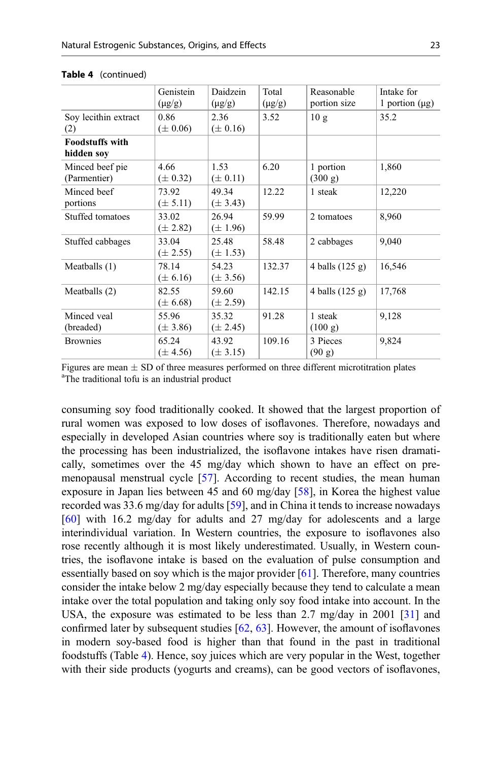**Table 4** (continued)

| | Genistein (μg/g) | Daidzein (μg/g) | Total (μg/g) | Reasonable portion size | Intake for 1 portion (μg) |
|---|---|---|---|---|---|
| Soy lecithin extract (2) | 0.86 (± 0.06) | 2.36 (± 0.16) | 3.52 | 10 g | 35.2 |
| **Foodstuffs with hidden soy** | | | | | |
| Minced beef pie (Parmentier) | 4.66 (± 0.32) | 1.53 (± 0.11) | 6.20 | 1 portion (300 g) | 1,860 |
| Minced beef portions | 73.92 (± 5.11) | 49.34 (± 3.43) | 12.22 | 1 steak | 12,220 |
| Stuffed tomatoes | 33.02 (± 2.82) | 26.94 (± 1.96) | 59.99 | 2 tomatoes | 8,960 |
| Stuffed cabbages | 33.04 (± 2.55) | 25.48 (± 1.53) | 58.48 | 2 cabbages | 9,040 |
| Meatballs (1) | 78.14 (± 6.16) | 54.23 (± 3.56) | 132.37 | 4 balls (125 g) | 16,546 |
| Meatballs (2) | 82.55 (± 6.68) | 59.60 (± 2.59) | 142.15 | 4 balls (125 g) | 17,768 |
| Minced veal (breaded) | 55.96 (± 3.86) | 35.32 (± 2.45) | 91.28 | 1 steak (100 g) | 9,128 |
| Brownies | 65.24 (± 4.56) | 43.92 (± 3.15) | 109.16 | 3 Pieces (90 g) | 9,824 |

Figures are mean ± SD of three measures performed on three different microtitration plates
[a]The traditional tofu is an industrial product

consuming soy food traditionally cooked. It showed that the largest proportion of rural women was exposed to low doses of isoflavones. Therefore, nowadays and especially in developed Asian countries where soy is traditionally eaten but where the processing has been industrialized, the isoflavone intakes have risen dramatically, sometimes over the 45 mg/day which shown to have an effect on pre-menopausal menstrual cycle [57]. According to recent studies, the mean human exposure in Japan lies between 45 and 60 mg/day [58], in Korea the highest value recorded was 33.6 mg/day for adults [59], and in China it tends to increase nowadays [60] with 16.2 mg/day for adults and 27 mg/day for adolescents and a large interindividual variation. In Western countries, the exposure to isoflavones also rose recently although it is most likely underestimated. Usually, in Western countries, the isoflavone intake is based on the evaluation of pulse consumption and essentially based on soy which is the major provider [61]. Therefore, many countries consider the intake below 2 mg/day especially because they tend to calculate a mean intake over the total population and taking only soy food intake into account. In the USA, the exposure was estimated to be less than 2.7 mg/day in 2001 [31] and confirmed later by subsequent studies [62, 63]. However, the amount of isoflavones in modern soy-based food is higher than that found in the past in traditional foodstuffs (Table 4). Hence, soy juices which are very popular in the West, together with their side products (yogurts and creams), can be good vectors of isoflavones,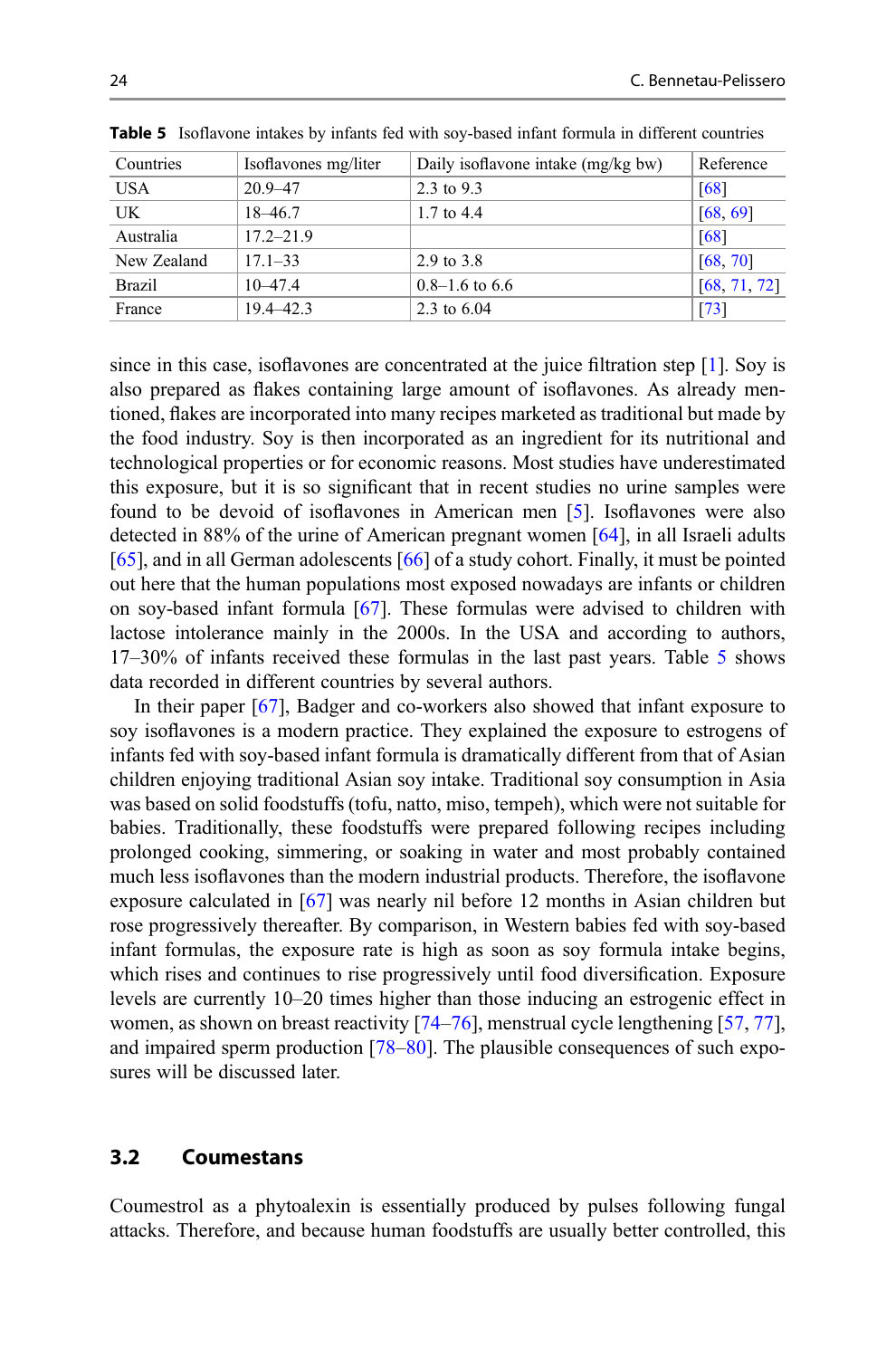**Table 5** Isoflavone intakes by infants fed with soy-based infant formula in different countries

| Countries | Isoflavones mg/liter | Daily isoflavone intake (mg/kg bw) | Reference |
|---|---|---|---|
| USA | 20.9–47 | 2.3 to 9.3 | [68] |
| UK | 18–46.7 | 1.7 to 4.4 | [68, 69] |
| Australia | 17.2–21.9 | | [68] |
| New Zealand | 17.1–33 | 2.9 to 3.8 | [68, 70] |
| Brazil | 10–47.4 | 0.8–1.6 to 6.6 | [68, 71, 72] |
| France | 19.4–42.3 | 2.3 to 6.04 | [73] |

since in this case, isoflavones are concentrated at the juice filtration step [1]. Soy is also prepared as flakes containing large amount of isoflavones. As already mentioned, flakes are incorporated into many recipes marketed as traditional but made by the food industry. Soy is then incorporated as an ingredient for its nutritional and technological properties or for economic reasons. Most studies have underestimated this exposure, but it is so significant that in recent studies no urine samples were found to be devoid of isoflavones in American men [5]. Isoflavones were also detected in 88% of the urine of American pregnant women [64], in all Israeli adults [65], and in all German adolescents [66] of a study cohort. Finally, it must be pointed out here that the human populations most exposed nowadays are infants or children on soy-based infant formula [67]. These formulas were advised to children with lactose intolerance mainly in the 2000s. In the USA and according to authors, 17–30% of infants received these formulas in the last past years. Table 5 shows data recorded in different countries by several authors.

In their paper [67], Badger and co-workers also showed that infant exposure to soy isoflavones is a modern practice. They explained the exposure to estrogens of infants fed with soy-based infant formula is dramatically different from that of Asian children enjoying traditional Asian soy intake. Traditional soy consumption in Asia was based on solid foodstuffs (tofu, natto, miso, tempeh), which were not suitable for babies. Traditionally, these foodstuffs were prepared following recipes including prolonged cooking, simmering, or soaking in water and most probably contained much less isoflavones than the modern industrial products. Therefore, the isoflavone exposure calculated in [67] was nearly nil before 12 months in Asian children but rose progressively thereafter. By comparison, in Western babies fed with soy-based infant formulas, the exposure rate is high as soon as soy formula intake begins, which rises and continues to rise progressively until food diversification. Exposure levels are currently 10–20 times higher than those inducing an estrogenic effect in women, as shown on breast reactivity [74–76], menstrual cycle lengthening [57, 77], and impaired sperm production [78–80]. The plausible consequences of such exposures will be discussed later.

### 3.2 Coumestans

Coumestrol as a phytoalexin is essentially produced by pulses following fungal attacks. Therefore, and because human foodstuffs are usually better controlled, this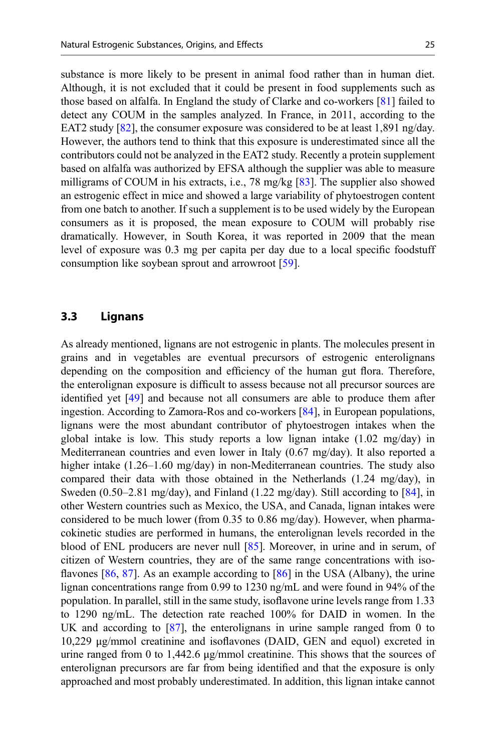substance is more likely to be present in animal food rather than in human diet. Although, it is not excluded that it could be present in food supplements such as those based on alfalfa. In England the study of Clarke and co-workers [81] failed to detect any COUM in the samples analyzed. In France, in 2011, according to the EAT2 study [82], the consumer exposure was considered to be at least 1,891 ng/day. However, the authors tend to think that this exposure is underestimated since all the contributors could not be analyzed in the EAT2 study. Recently a protein supplement based on alfalfa was authorized by EFSA although the supplier was able to measure milligrams of COUM in his extracts, i.e., 78 mg/kg [83]. The supplier also showed an estrogenic effect in mice and showed a large variability of phytoestrogen content from one batch to another. If such a supplement is to be used widely by the European consumers as it is proposed, the mean exposure to COUM will probably rise dramatically. However, in South Korea, it was reported in 2009 that the mean level of exposure was 0.3 mg per capita per day due to a local specific foodstuff consumption like soybean sprout and arrowroot [59].

### 3.3 Lignans

As already mentioned, lignans are not estrogenic in plants. The molecules present in grains and in vegetables are eventual precursors of estrogenic enterolignans depending on the composition and efficiency of the human gut flora. Therefore, the enterolignan exposure is difficult to assess because not all precursor sources are identified yet [49] and because not all consumers are able to produce them after ingestion. According to Zamora-Ros and co-workers [84], in European populations, lignans were the most abundant contributor of phytoestrogen intakes when the global intake is low. This study reports a low lignan intake (1.02 mg/day) in Mediterranean countries and even lower in Italy (0.67 mg/day). It also reported a higher intake (1.26–1.60 mg/day) in non-Mediterranean countries. The study also compared their data with those obtained in the Netherlands (1.24 mg/day), in Sweden (0.50–2.81 mg/day), and Finland (1.22 mg/day). Still according to [84], in other Western countries such as Mexico, the USA, and Canada, lignan intakes were considered to be much lower (from 0.35 to 0.86 mg/day). However, when pharmacokinetic studies are performed in humans, the enterolignan levels recorded in the blood of ENL producers are never null [85]. Moreover, in urine and in serum, of citizen of Western countries, they are of the same range concentrations with isoflavones [86, 87]. As an example according to [86] in the USA (Albany), the urine lignan concentrations range from 0.99 to 1230 ng/mL and were found in 94% of the population. In parallel, still in the same study, isoflavone urine levels range from 1.33 to 1290 ng/mL. The detection rate reached 100% for DAID in women. In the UK and according to [87], the enterolignans in urine sample ranged from 0 to 10,229 μg/mmol creatinine and isoflavones (DAID, GEN and equol) excreted in urine ranged from 0 to 1,442.6 μg/mmol creatinine. This shows that the sources of enterolignan precursors are far from being identified and that the exposure is only approached and most probably underestimated. In addition, this lignan intake cannot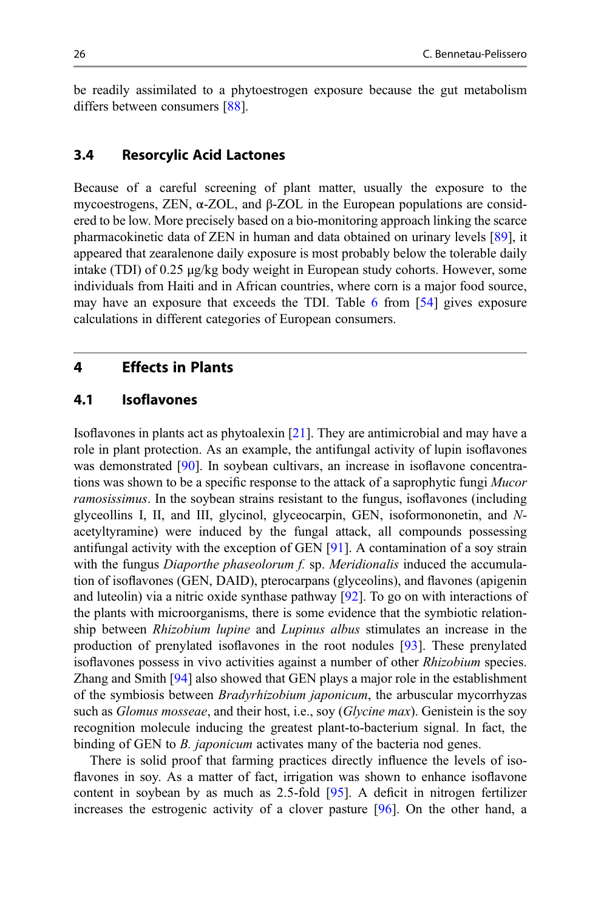be readily assimilated to a phytoestrogen exposure because the gut metabolism differs between consumers [88].

### 3.4 Resorcylic Acid Lactones

Because of a careful screening of plant matter, usually the exposure to the mycoestrogens, ZEN, α-ZOL, and β-ZOL in the European populations are considered to be low. More precisely based on a bio-monitoring approach linking the scarce pharmacokinetic data of ZEN in human and data obtained on urinary levels [89], it appeared that zearalenone daily exposure is most probably below the tolerable daily intake (TDI) of 0.25 μg/kg body weight in European study cohorts. However, some individuals from Haiti and in African countries, where corn is a major food source, may have an exposure that exceeds the TDI. Table 6 from [54] gives exposure calculations in different categories of European consumers.

## 4 Effects in Plants

### 4.1 Isoflavones

Isoflavones in plants act as phytoalexin [21]. They are antimicrobial and may have a role in plant protection. As an example, the antifungal activity of lupin isoflavones was demonstrated [90]. In soybean cultivars, an increase in isoflavone concentrations was shown to be a specific response to the attack of a saprophytic fungi *Mucor ramosissimus*. In the soybean strains resistant to the fungus, isoflavones (including glyceollins I, II, and III, glycinol, glyceocarpin, GEN, isoformononetin, and *N*-acetyltyramine) were induced by the fungal attack, all compounds possessing antifungal activity with the exception of GEN [91]. A contamination of a soy strain with the fungus *Diaporthe phaseolorum f.* sp. *Meridionalis* induced the accumulation of isoflavones (GEN, DAID), pterocarpans (glyceolins), and flavones (apigenin and luteolin) via a nitric oxide synthase pathway [92]. To go on with interactions of the plants with microorganisms, there is some evidence that the symbiotic relationship between *Rhizobium lupine* and *Lupinus albus* stimulates an increase in the production of prenylated isoflavones in the root nodules [93]. These prenylated isoflavones possess in vivo activities against a number of other *Rhizobium* species. Zhang and Smith [94] also showed that GEN plays a major role in the establishment of the symbiosis between *Bradyrhizobium japonicum*, the arbuscular mycorrhyzas such as *Glomus mosseae*, and their host, i.e., soy (*Glycine max*). Genistein is the soy recognition molecule inducing the greatest plant-to-bacterium signal. In fact, the binding of GEN to *B. japonicum* activates many of the bacteria nod genes.

There is solid proof that farming practices directly influence the levels of isoflavones in soy. As a matter of fact, irrigation was shown to enhance isoflavone content in soybean by as much as 2.5-fold [95]. A deficit in nitrogen fertilizer increases the estrogenic activity of a clover pasture [96]. On the other hand, a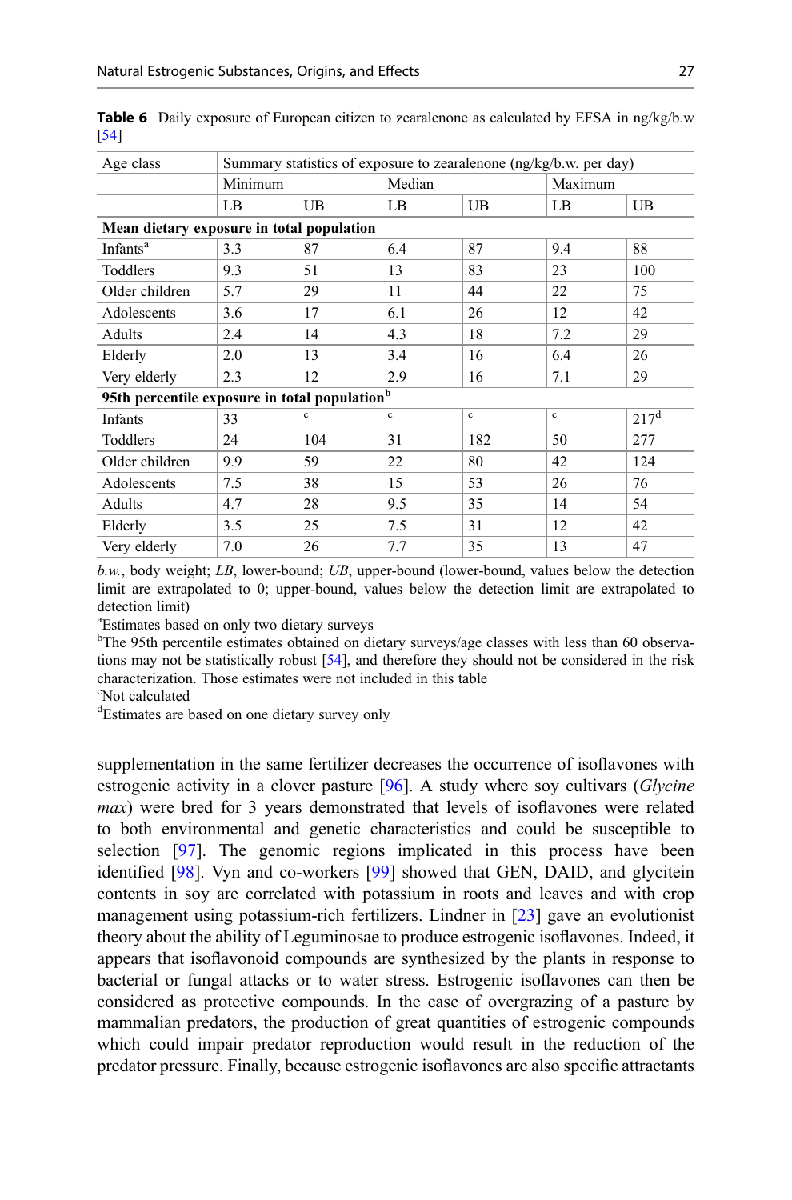**Table 6** Daily exposure of European citizen to zearalenone as calculated by EFSA in ng/kg/b.w [54]

| Age class | Summary statistics of exposure to zearalenone (ng/kg/b.w. per day) | | | | | |
|---|---|---|---|---|---|---|
| | Minimum | | Median | | Maximum | |
| | LB | UB | LB | UB | LB | UB |
| **Mean dietary exposure in total population** | | | | | | |
| Infants[a] | 3.3 | 87 | 6.4 | 87 | 9.4 | 88 |
| Toddlers | 9.3 | 51 | 13 | 83 | 23 | 100 |
| Older children | 5.7 | 29 | 11 | 44 | 22 | 75 |
| Adolescents | 3.6 | 17 | 6.1 | 26 | 12 | 42 |
| Adults | 2.4 | 14 | 4.3 | 18 | 7.2 | 29 |
| Elderly | 2.0 | 13 | 3.4 | 16 | 6.4 | 26 |
| Very elderly | 2.3 | 12 | 2.9 | 16 | 7.1 | 29 |
| **95th percentile exposure in total population**[b] | | | | | | |
| Infants | 33 | [c] | [c] | [c] | [c] | 217[d] |
| Toddlers | 24 | 104 | 31 | 182 | 50 | 277 |
| Older children | 9.9 | 59 | 22 | 80 | 42 | 124 |
| Adolescents | 7.5 | 38 | 15 | 53 | 26 | 76 |
| Adults | 4.7 | 28 | 9.5 | 35 | 14 | 54 |
| Elderly | 3.5 | 25 | 7.5 | 31 | 12 | 42 |
| Very elderly | 7.0 | 26 | 7.7 | 35 | 13 | 47 |

*b.w.*, body weight; *LB*, lower-bound; *UB*, upper-bound (lower-bound, values below the detection limit are extrapolated to 0; upper-bound, values below the detection limit are extrapolated to detection limit)

[a]Estimates based on only two dietary surveys

[b]The 95th percentile estimates obtained on dietary surveys/age classes with less than 60 observations may not be statistically robust [54], and therefore they should not be considered in the risk characterization. Those estimates were not included in this table

[c]Not calculated

[d]Estimates are based on one dietary survey only

supplementation in the same fertilizer decreases the occurrence of isoflavones with estrogenic activity in a clover pasture [96]. A study where soy cultivars (*Glycine max*) were bred for 3 years demonstrated that levels of isoflavones were related to both environmental and genetic characteristics and could be susceptible to selection [97]. The genomic regions implicated in this process have been identified [98]. Vyn and co-workers [99] showed that GEN, DAID, and glycitein contents in soy are correlated with potassium in roots and leaves and with crop management using potassium-rich fertilizers. Lindner in [23] gave an evolutionist theory about the ability of Leguminosae to produce estrogenic isoflavones. Indeed, it appears that isoflavonoid compounds are synthesized by the plants in response to bacterial or fungal attacks or to water stress. Estrogenic isoflavones can then be considered as protective compounds. In the case of overgrazing of a pasture by mammalian predators, the production of great quantities of estrogenic compounds which could impair predator reproduction would result in the reduction of the predator pressure. Finally, because estrogenic isoflavones are also specific attractants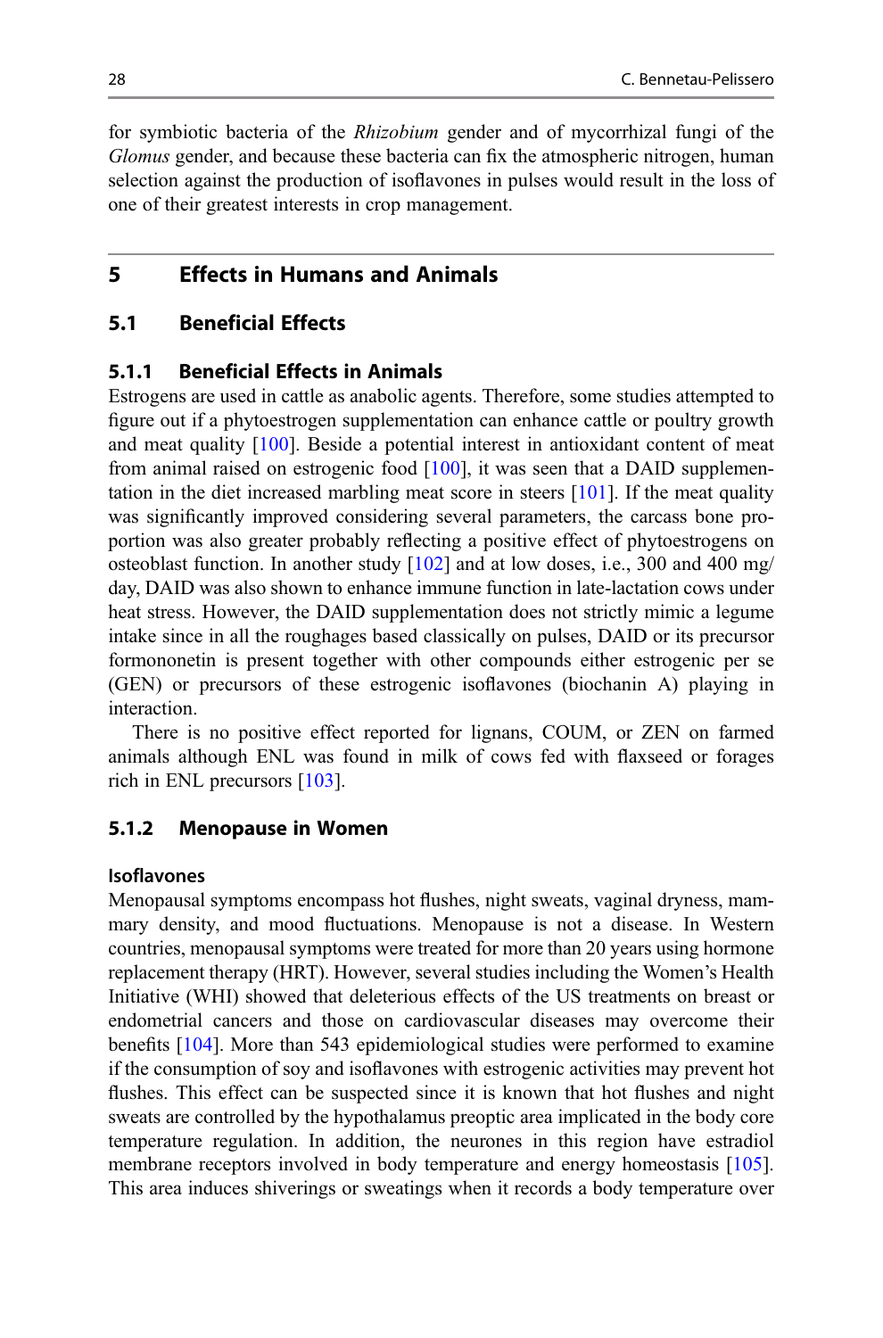for symbiotic bacteria of the *Rhizobium* gender and of mycorrhizal fungi of the *Glomus* gender, and because these bacteria can fix the atmospheric nitrogen, human selection against the production of isoflavones in pulses would result in the loss of one of their greatest interests in crop management.

## 5 Effects in Humans and Animals

### 5.1 Beneficial Effects

#### 5.1.1 Beneficial Effects in Animals

Estrogens are used in cattle as anabolic agents. Therefore, some studies attempted to figure out if a phytoestrogen supplementation can enhance cattle or poultry growth and meat quality [100]. Beside a potential interest in antioxidant content of meat from animal raised on estrogenic food [100], it was seen that a DAID supplementation in the diet increased marbling meat score in steers [101]. If the meat quality was significantly improved considering several parameters, the carcass bone proportion was also greater probably reflecting a positive effect of phytoestrogens on osteoblast function. In another study [102] and at low doses, i.e., 300 and 400 mg/day, DAID was also shown to enhance immune function in late-lactation cows under heat stress. However, the DAID supplementation does not strictly mimic a legume intake since in all the roughages based classically on pulses, DAID or its precursor formononetin is present together with other compounds either estrogenic per se (GEN) or precursors of these estrogenic isoflavones (biochanin A) playing in interaction.

There is no positive effect reported for lignans, COUM, or ZEN on farmed animals although ENL was found in milk of cows fed with flaxseed or forages rich in ENL precursors [103].

#### 5.1.2 Menopause in Women

**Isoflavones**

Menopausal symptoms encompass hot flushes, night sweats, vaginal dryness, mammary density, and mood fluctuations. Menopause is not a disease. In Western countries, menopausal symptoms were treated for more than 20 years using hormone replacement therapy (HRT). However, several studies including the Women's Health Initiative (WHI) showed that deleterious effects of the US treatments on breast or endometrial cancers and those on cardiovascular diseases may overcome their benefits [104]. More than 543 epidemiological studies were performed to examine if the consumption of soy and isoflavones with estrogenic activities may prevent hot flushes. This effect can be suspected since it is known that hot flushes and night sweats are controlled by the hypothalamus preoptic area implicated in the body core temperature regulation. In addition, the neurones in this region have estradiol membrane receptors involved in body temperature and energy homeostasis [105]. This area induces shiverings or sweatings when it records a body temperature over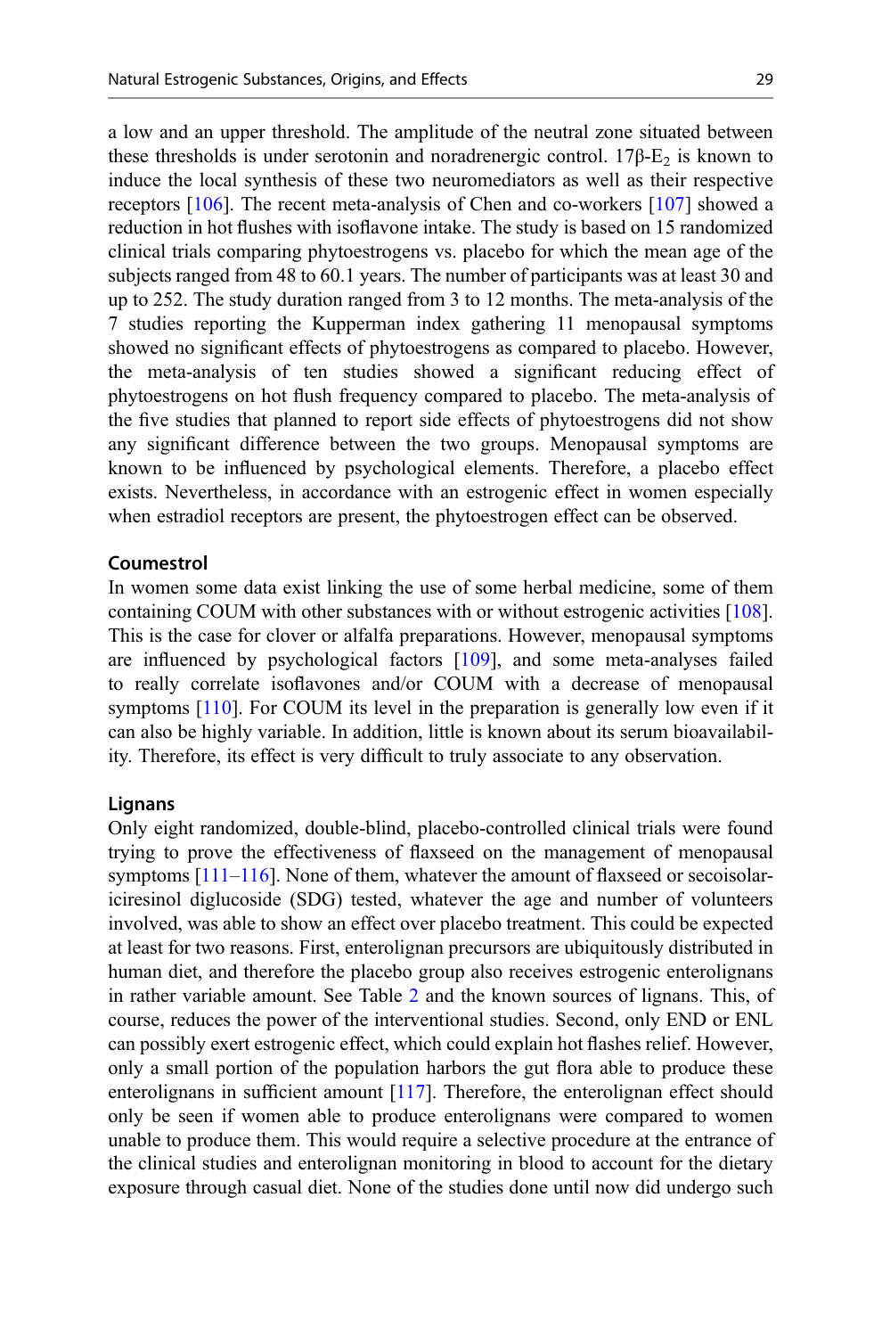a low and an upper threshold. The amplitude of the neutral zone situated between these thresholds is under serotonin and noradrenergic control. 17β-$E_2$ is known to induce the local synthesis of these two neuromediators as well as their respective receptors [106]. The recent meta-analysis of Chen and co-workers [107] showed a reduction in hot flushes with isoflavone intake. The study is based on 15 randomized clinical trials comparing phytoestrogens vs. placebo for which the mean age of the subjects ranged from 48 to 60.1 years. The number of participants was at least 30 and up to 252. The study duration ranged from 3 to 12 months. The meta-analysis of the 7 studies reporting the Kupperman index gathering 11 menopausal symptoms showed no significant effects of phytoestrogens as compared to placebo. However, the meta-analysis of ten studies showed a significant reducing effect of phytoestrogens on hot flush frequency compared to placebo. The meta-analysis of the five studies that planned to report side effects of phytoestrogens did not show any significant difference between the two groups. Menopausal symptoms are known to be influenced by psychological elements. Therefore, a placebo effect exists. Nevertheless, in accordance with an estrogenic effect in women especially when estradiol receptors are present, the phytoestrogen effect can be observed.

#### Coumestrol

In women some data exist linking the use of some herbal medicine, some of them containing COUM with other substances with or without estrogenic activities [108]. This is the case for clover or alfalfa preparations. However, menopausal symptoms are influenced by psychological factors [109], and some meta-analyses failed to really correlate isoflavones and/or COUM with a decrease of menopausal symptoms [110]. For COUM its level in the preparation is generally low even if it can also be highly variable. In addition, little is known about its serum bioavailability. Therefore, its effect is very difficult to truly associate to any observation.

#### Lignans

Only eight randomized, double-blind, placebo-controlled clinical trials were found trying to prove the effectiveness of flaxseed on the management of menopausal symptoms [111–116]. None of them, whatever the amount of flaxseed or secoisolariciresinol diglucoside (SDG) tested, whatever the age and number of volunteers involved, was able to show an effect over placebo treatment. This could be expected at least for two reasons. First, enterolignan precursors are ubiquitously distributed in human diet, and therefore the placebo group also receives estrogenic enterolignans in rather variable amount. See Table 2 and the known sources of lignans. This, of course, reduces the power of the interventional studies. Second, only END or ENL can possibly exert estrogenic effect, which could explain hot flashes relief. However, only a small portion of the population harbors the gut flora able to produce these enterolignans in sufficient amount [117]. Therefore, the enterolignan effect should only be seen if women able to produce enterolignans were compared to women unable to produce them. This would require a selective procedure at the entrance of the clinical studies and enterolignan monitoring in blood to account for the dietary exposure through casual diet. None of the studies done until now did undergo such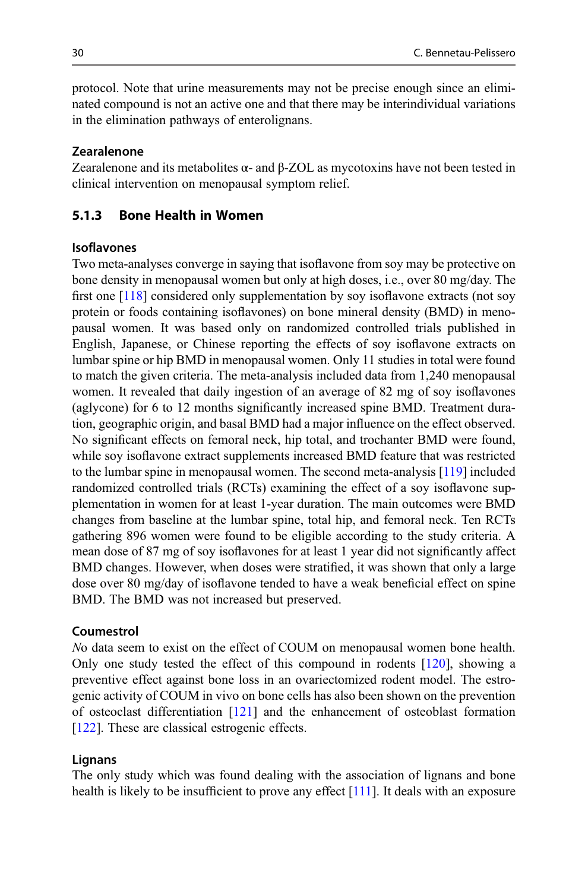protocol. Note that urine measurements may not be precise enough since an eliminated compound is not an active one and that there may be interindividual variations in the elimination pathways of enterolignans.

#### Zearalenone

Zearalenone and its metabolites α- and β-ZOL as mycotoxins have not been tested in clinical intervention on menopausal symptom relief.

### 5.1.3 Bone Health in Women

#### Isoflavones

Two meta-analyses converge in saying that isoflavone from soy may be protective on bone density in menopausal women but only at high doses, i.e., over 80 mg/day. The first one [118] considered only supplementation by soy isoflavone extracts (not soy protein or foods containing isoflavones) on bone mineral density (BMD) in menopausal women. It was based only on randomized controlled trials published in English, Japanese, or Chinese reporting the effects of soy isoflavone extracts on lumbar spine or hip BMD in menopausal women. Only 11 studies in total were found to match the given criteria. The meta-analysis included data from 1,240 menopausal women. It revealed that daily ingestion of an average of 82 mg of soy isoflavones (aglycone) for 6 to 12 months significantly increased spine BMD. Treatment duration, geographic origin, and basal BMD had a major influence on the effect observed. No significant effects on femoral neck, hip total, and trochanter BMD were found, while soy isoflavone extract supplements increased BMD feature that was restricted to the lumbar spine in menopausal women. The second meta-analysis [119] included randomized controlled trials (RCTs) examining the effect of a soy isoflavone supplementation in women for at least 1-year duration. The main outcomes were BMD changes from baseline at the lumbar spine, total hip, and femoral neck. Ten RCTs gathering 896 women were found to be eligible according to the study criteria. A mean dose of 87 mg of soy isoflavones for at least 1 year did not significantly affect BMD changes. However, when doses were stratified, it was shown that only a large dose over 80 mg/day of isoflavone tended to have a weak beneficial effect on spine BMD. The BMD was not increased but preserved.

#### Coumestrol

*N*o data seem to exist on the effect of COUM on menopausal women bone health. Only one study tested the effect of this compound in rodents [120], showing a preventive effect against bone loss in an ovariectomized rodent model. The estrogenic activity of COUM in vivo on bone cells has also been shown on the prevention of osteoclast differentiation [121] and the enhancement of osteoblast formation [122]. These are classical estrogenic effects.

#### Lignans

The only study which was found dealing with the association of lignans and bone health is likely to be insufficient to prove any effect [111]. It deals with an exposure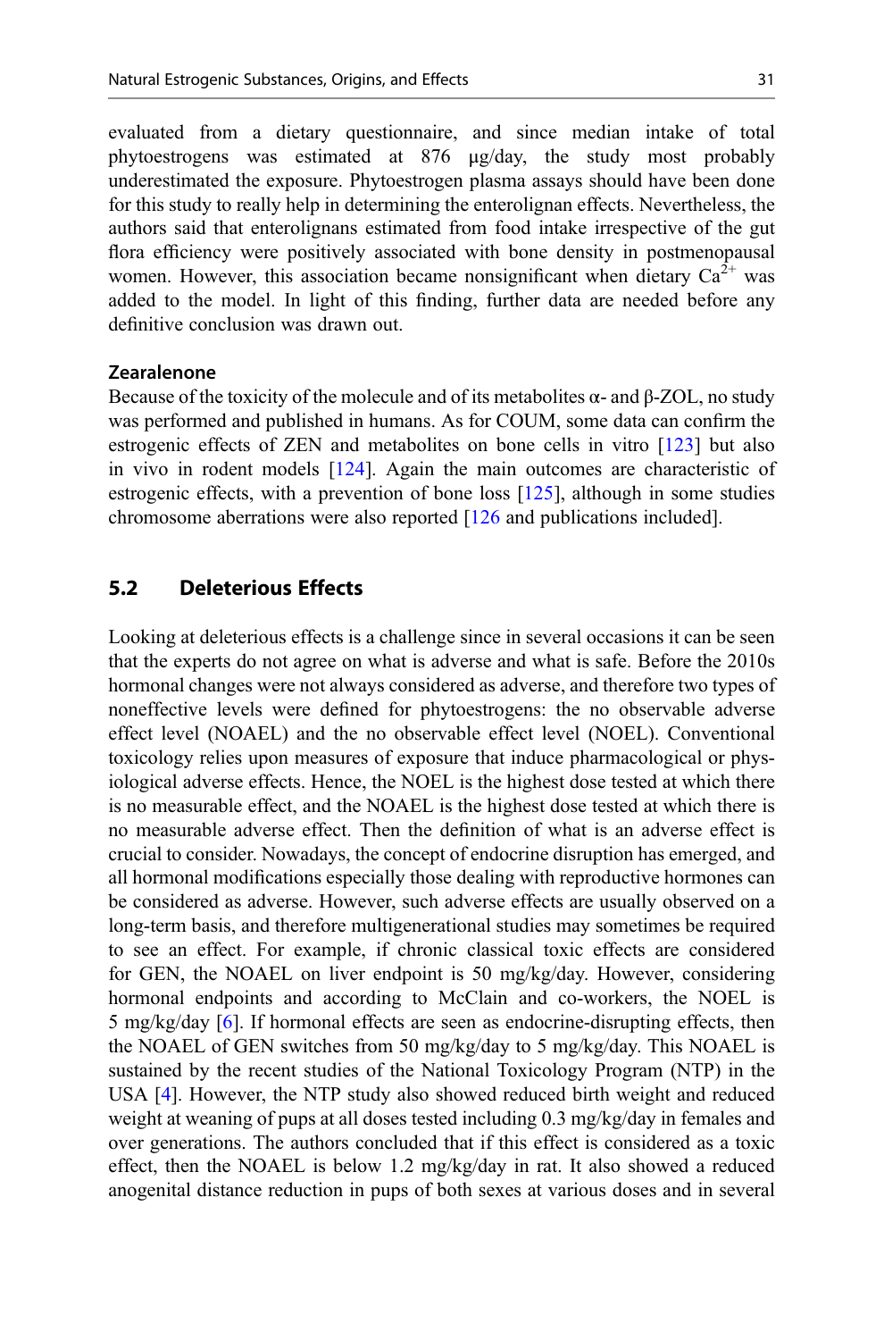evaluated from a dietary questionnaire, and since median intake of total phytoestrogens was estimated at 876 μg/day, the study most probably underestimated the exposure. Phytoestrogen plasma assays should have been done for this study to really help in determining the enterolignan effects. Nevertheless, the authors said that enterolignans estimated from food intake irrespective of the gut flora efficiency were positively associated with bone density in postmenopausal women. However, this association became nonsignificant when dietary $Ca^{2+}$ was added to the model. In light of this finding, further data are needed before any definitive conclusion was drawn out.

#### Zearalenone

Because of the toxicity of the molecule and of its metabolites α- and β-ZOL, no study was performed and published in humans. As for COUM, some data can confirm the estrogenic effects of ZEN and metabolites on bone cells in vitro [123] but also in vivo in rodent models [124]. Again the main outcomes are characteristic of estrogenic effects, with a prevention of bone loss [125], although in some studies chromosome aberrations were also reported [126 and publications included].

### 5.2 Deleterious Effects

Looking at deleterious effects is a challenge since in several occasions it can be seen that the experts do not agree on what is adverse and what is safe. Before the 2010s hormonal changes were not always considered as adverse, and therefore two types of noneffective levels were defined for phytoestrogens: the no observable adverse effect level (NOAEL) and the no observable effect level (NOEL). Conventional toxicology relies upon measures of exposure that induce pharmacological or physiological adverse effects. Hence, the NOEL is the highest dose tested at which there is no measurable effect, and the NOAEL is the highest dose tested at which there is no measurable adverse effect. Then the definition of what is an adverse effect is crucial to consider. Nowadays, the concept of endocrine disruption has emerged, and all hormonal modifications especially those dealing with reproductive hormones can be considered as adverse. However, such adverse effects are usually observed on a long-term basis, and therefore multigenerational studies may sometimes be required to see an effect. For example, if chronic classical toxic effects are considered for GEN, the NOAEL on liver endpoint is 50 mg/kg/day. However, considering hormonal endpoints and according to McClain and co-workers, the NOEL is 5 mg/kg/day [6]. If hormonal effects are seen as endocrine-disrupting effects, then the NOAEL of GEN switches from 50 mg/kg/day to 5 mg/kg/day. This NOAEL is sustained by the recent studies of the National Toxicology Program (NTP) in the USA [4]. However, the NTP study also showed reduced birth weight and reduced weight at weaning of pups at all doses tested including 0.3 mg/kg/day in females and over generations. The authors concluded that if this effect is considered as a toxic effect, then the NOAEL is below 1.2 mg/kg/day in rat. It also showed a reduced anogenital distance reduction in pups of both sexes at various doses and in several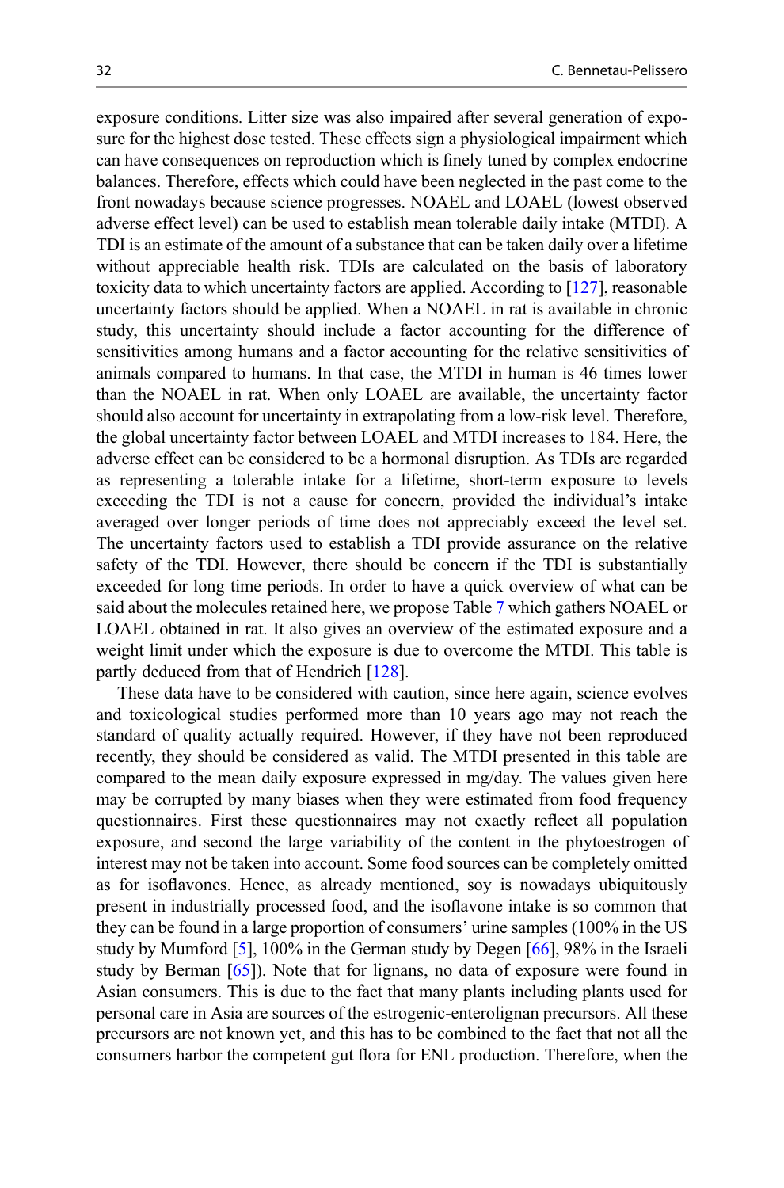exposure conditions. Litter size was also impaired after several generation of exposure for the highest dose tested. These effects sign a physiological impairment which can have consequences on reproduction which is finely tuned by complex endocrine balances. Therefore, effects which could have been neglected in the past come to the front nowadays because science progresses. NOAEL and LOAEL (lowest observed adverse effect level) can be used to establish mean tolerable daily intake (MTDI). A TDI is an estimate of the amount of a substance that can be taken daily over a lifetime without appreciable health risk. TDIs are calculated on the basis of laboratory toxicity data to which uncertainty factors are applied. According to [127], reasonable uncertainty factors should be applied. When a NOAEL in rat is available in chronic study, this uncertainty should include a factor accounting for the difference of sensitivities among humans and a factor accounting for the relative sensitivities of animals compared to humans. In that case, the MTDI in human is 46 times lower than the NOAEL in rat. When only LOAEL are available, the uncertainty factor should also account for uncertainty in extrapolating from a low-risk level. Therefore, the global uncertainty factor between LOAEL and MTDI increases to 184. Here, the adverse effect can be considered to be a hormonal disruption. As TDIs are regarded as representing a tolerable intake for a lifetime, short-term exposure to levels exceeding the TDI is not a cause for concern, provided the individual's intake averaged over longer periods of time does not appreciably exceed the level set. The uncertainty factors used to establish a TDI provide assurance on the relative safety of the TDI. However, there should be concern if the TDI is substantially exceeded for long time periods. In order to have a quick overview of what can be said about the molecules retained here, we propose Table 7 which gathers NOAEL or LOAEL obtained in rat. It also gives an overview of the estimated exposure and a weight limit under which the exposure is due to overcome the MTDI. This table is partly deduced from that of Hendrich [128].

These data have to be considered with caution, since here again, science evolves and toxicological studies performed more than 10 years ago may not reach the standard of quality actually required. However, if they have not been reproduced recently, they should be considered as valid. The MTDI presented in this table are compared to the mean daily exposure expressed in mg/day. The values given here may be corrupted by many biases when they were estimated from food frequency questionnaires. First these questionnaires may not exactly reflect all population exposure, and second the large variability of the content in the phytoestrogen of interest may not be taken into account. Some food sources can be completely omitted as for isoflavones. Hence, as already mentioned, soy is nowadays ubiquitously present in industrially processed food, and the isoflavone intake is so common that they can be found in a large proportion of consumers' urine samples (100% in the US study by Mumford [5], 100% in the German study by Degen [66], 98% in the Israeli study by Berman [65]). Note that for lignans, no data of exposure were found in Asian consumers. This is due to the fact that many plants including plants used for personal care in Asia are sources of the estrogenic-enterolignan precursors. All these precursors are not known yet, and this has to be combined to the fact that not all the consumers harbor the competent gut flora for ENL production. Therefore, when the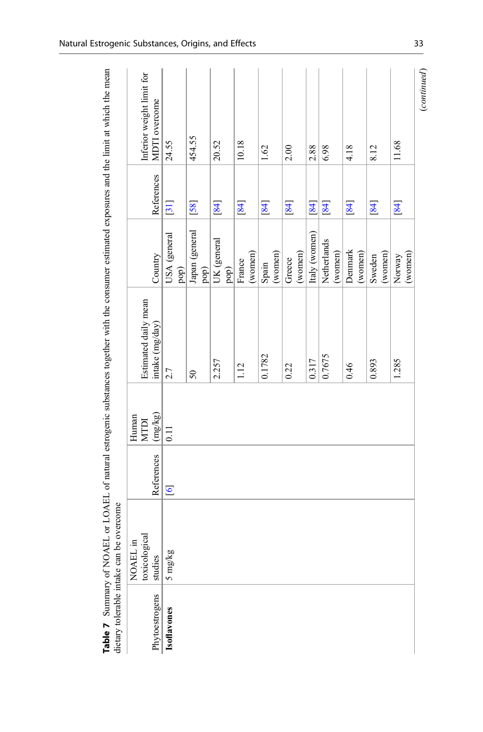**Table 7** Summary of NOAEL or LOAEL of natural estrogenic substances together with the consumer estimated exposures and the limit at which the mean dietary tolerable intake can be overcome

| Phytoestrogens | NOAEL in toxicological studies | References | Human MTDI (mg/kg) | Estimated daily mean intake (mg/day) | Country | References | Inferior weight limit for MDTI overcome |
|---|---|---|---|---|---|---|---|
| **Isoflavones** | 5 mg/kg | [6] | 0.11 | 2.7 | USA (general pop) | [31] | 24.55 |
| | | | | 50 | Japan (general pop) | [58] | 454.55 |
| | | | | 2.257 | UK (general pop) | [84] | 20.52 |
| | | | | 1.12 | France (women) | [84] | 10.18 |
| | | | | 0.1782 | Spain (women) | [84] | 1.62 |
| | | | | 0.22 | Greece (women) | [84] | 2.00 |
| | | | | 0.317 | Italy (women) | [84] | 2.88 |
| | | | | 0.7675 | Netherlands (women) | [84] | 6.98 |
| | | | | 0.46 | Denmark (women) | [84] | 4.18 |
| | | | | 0.893 | Sweden (women) | [84] | 8.12 |
| | | | | 1.285 | Norway (women) | [84] | 11.68 |

(*continued*)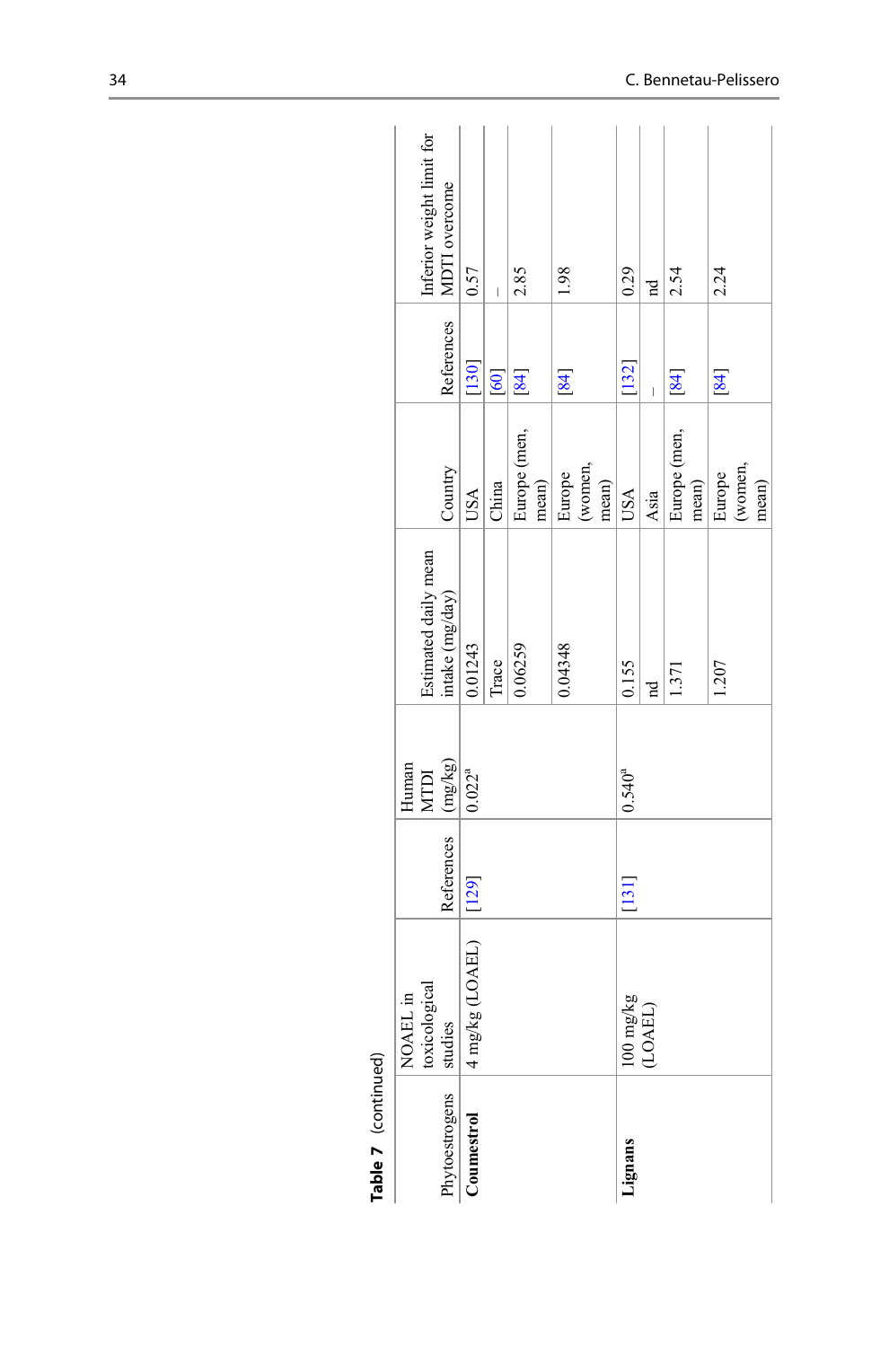**Table 7** (continued)

| Phytoestrogens | NOAEL in toxicological studies | References | Human MTDI (mg/kg) | Estimated daily mean intake (mg/day) | Country | References | Inferior weight limit for MDTI overcome |
|---|---|---|---|---|---|---|---|
| **Coumestrol** | 4 mg/kg (LOAEL) | [129] | 0.022[a] | 0.01243 | USA | [130] | 0.57 |
| | | | | Trace | China | [60] | – |
| | | | | 0.06259 | Europe (men, mean) | [84] | 2.85 |
| | | | | 0.04348 | Europe (women, mean) | [84] | 1.98 |
| **Lignans** | 100 mg/kg (LOAEL) | [131] | 0.540[a] | 0.155 | USA | [132] | 0.29 |
| | | | | nd | Asia | – | nd |
| | | | | 1.371 | Europe (men, mean) | [84] | 2.54 |
| | | | | 1.207 | Europe (women, mean) | [84] | 2.24 |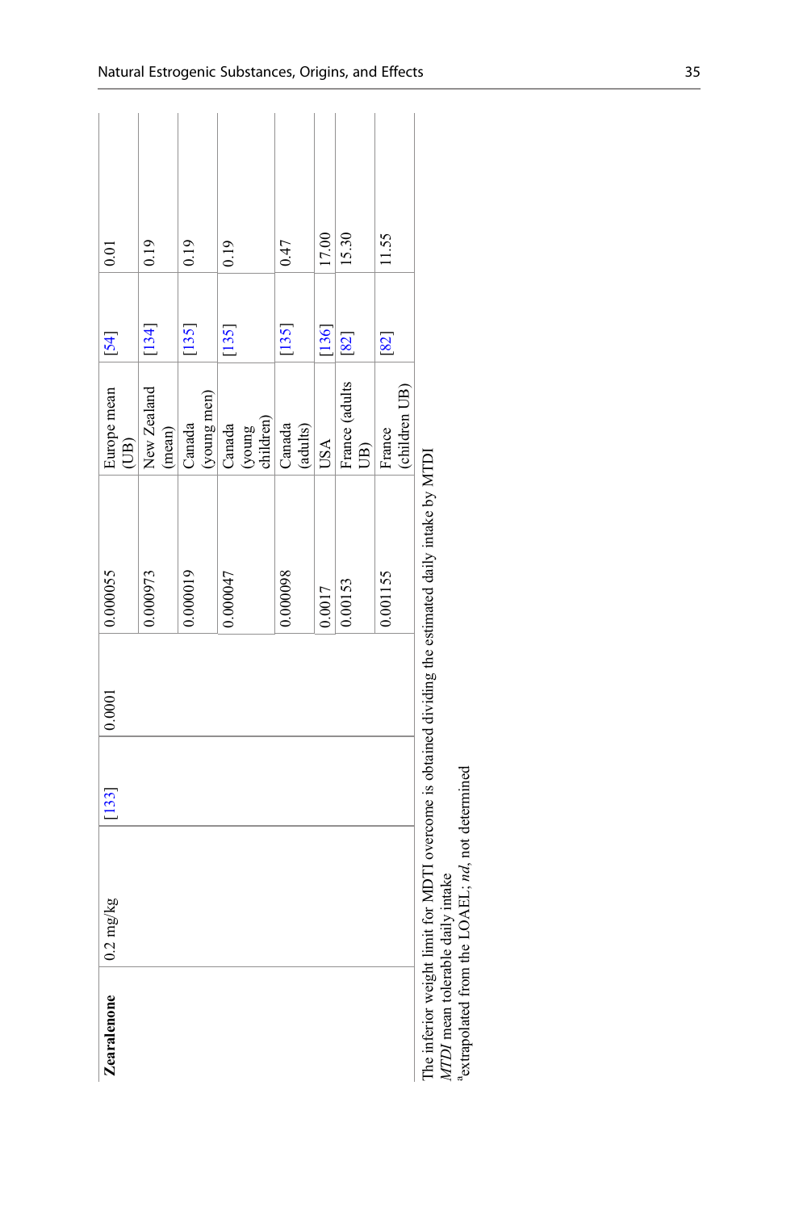| | | | | | | | |
|---|---|---|---|---|---|---|---|
| **Zearalenone** | 0.2 mg/kg | [133] | 0.0001 | 0.000055 | Europe mean (UB) | [54] | 0.01 |
| | | | | 0.000973 | New Zealand (mean) | [134] | 0.19 |
| | | | | 0.000019 | Canada (young men) | [135] | 0.19 |
| | | | | 0.000047 | Canada (young children) | [135] | 0.19 |
| | | | | 0.000098 | Canada (adults) | [135] | 0.47 |
| | | | | 0.0017 | USA | [136] | 17.00 |
| | | | | 0.00153 | France (adults UB) | [82] | 15.30 |
| | | | | 0.001155 | France (children UB) | [82] | 11.55 |

The inferior weight limit for MDTI overcome is obtained dividing the estimated daily intake by MDTI
*MTDI* mean tolerable daily intake
[a]extrapolated from the LOAEL; *nd*, not determined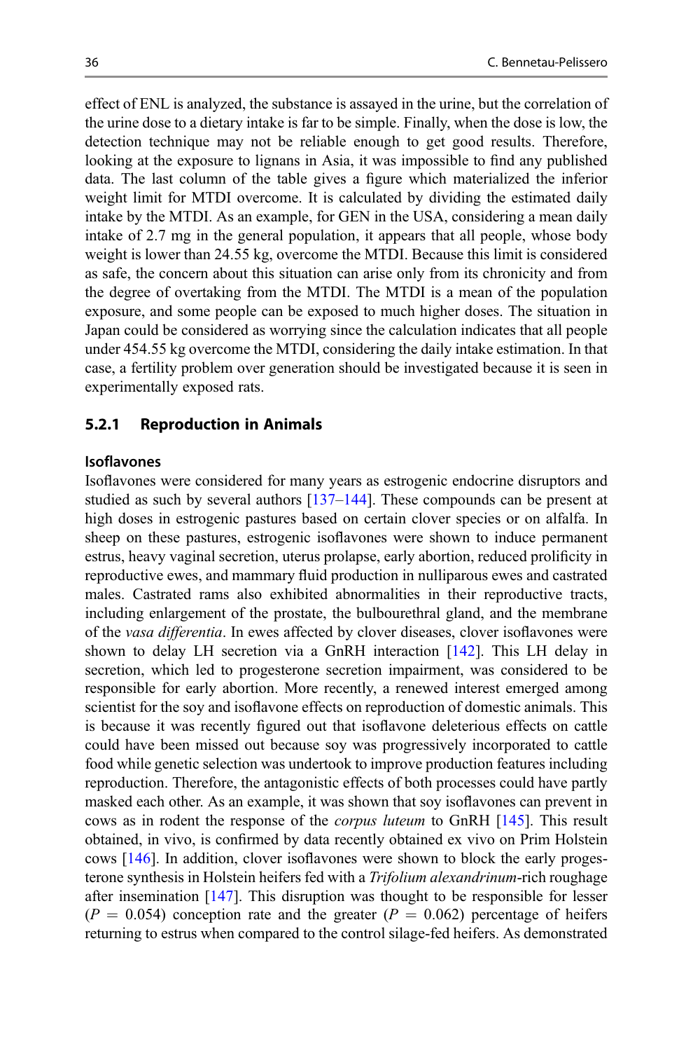effect of ENL is analyzed, the substance is assayed in the urine, but the correlation of the urine dose to a dietary intake is far to be simple. Finally, when the dose is low, the detection technique may not be reliable enough to get good results. Therefore, looking at the exposure to lignans in Asia, it was impossible to find any published data. The last column of the table gives a figure which materialized the inferior weight limit for MTDI overcome. It is calculated by dividing the estimated daily intake by the MTDI. As an example, for GEN in the USA, considering a mean daily intake of 2.7 mg in the general population, it appears that all people, whose body weight is lower than 24.55 kg, overcome the MTDI. Because this limit is considered as safe, the concern about this situation can arise only from its chronicity and from the degree of overtaking from the MTDI. The MTDI is a mean of the population exposure, and some people can be exposed to much higher doses. The situation in Japan could be considered as worrying since the calculation indicates that all people under 454.55 kg overcome the MTDI, considering the daily intake estimation. In that case, a fertility problem over generation should be investigated because it is seen in experimentally exposed rats.

### 5.2.1 Reproduction in Animals

**Isoflavones**

Isoflavones were considered for many years as estrogenic endocrine disruptors and studied as such by several authors [137–144]. These compounds can be present at high doses in estrogenic pastures based on certain clover species or on alfalfa. In sheep on these pastures, estrogenic isoflavones were shown to induce permanent estrus, heavy vaginal secretion, uterus prolapse, early abortion, reduced prolificity in reproductive ewes, and mammary fluid production in nulliparous ewes and castrated males. Castrated rams also exhibited abnormalities in their reproductive tracts, including enlargement of the prostate, the bulbourethral gland, and the membrane of the *vasa differentia*. In ewes affected by clover diseases, clover isoflavones were shown to delay LH secretion via a GnRH interaction [142]. This LH delay in secretion, which led to progesterone secretion impairment, was considered to be responsible for early abortion. More recently, a renewed interest emerged among scientist for the soy and isoflavone effects on reproduction of domestic animals. This is because it was recently figured out that isoflavone deleterious effects on cattle could have been missed out because soy was progressively incorporated to cattle food while genetic selection was undertook to improve production features including reproduction. Therefore, the antagonistic effects of both processes could have partly masked each other. As an example, it was shown that soy isoflavones can prevent in cows as in rodent the response of the *corpus luteum* to GnRH [145]. This result obtained, in vivo, is confirmed by data recently obtained ex vivo on Prim Holstein cows [146]. In addition, clover isoflavones were shown to block the early progesterone synthesis in Holstein heifers fed with a *Trifolium alexandrinum*-rich roughage after insemination [147]. This disruption was thought to be responsible for lesser ($P = 0.054$) conception rate and the greater ($P = 0.062$) percentage of heifers returning to estrus when compared to the control silage-fed heifers. As demonstrated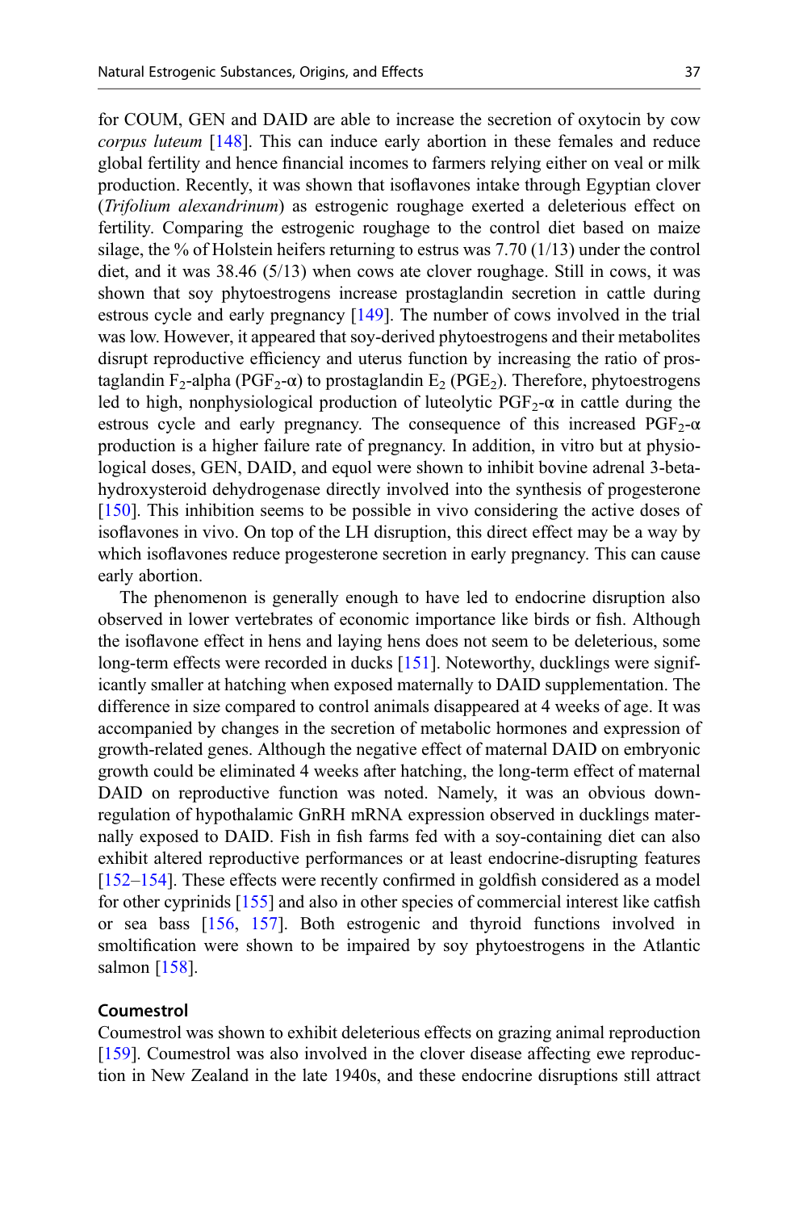for COUM, GEN and DAID are able to increase the secretion of oxytocin by cow *corpus luteum* [148]. This can induce early abortion in these females and reduce global fertility and hence financial incomes to farmers relying either on veal or milk production. Recently, it was shown that isoflavones intake through Egyptian clover (*Trifolium alexandrinum*) as estrogenic roughage exerted a deleterious effect on fertility. Comparing the estrogenic roughage to the control diet based on maize silage, the % of Holstein heifers returning to estrus was 7.70 (1/13) under the control diet, and it was 38.46 (5/13) when cows ate clover roughage. Still in cows, it was shown that soy phytoestrogens increase prostaglandin secretion in cattle during estrous cycle and early pregnancy [149]. The number of cows involved in the trial was low. However, it appeared that soy-derived phytoestrogens and their metabolites disrupt reproductive efficiency and uterus function by increasing the ratio of prostaglandin $F_2$-alpha ($PGF_2$-α) to prostaglandin $E_2$ ($PGE_2$). Therefore, phytoestrogens led to high, nonphysiological production of luteolytic $PGF_2$-α in cattle during the estrous cycle and early pregnancy. The consequence of this increased $PGF_2$-α production is a higher failure rate of pregnancy. In addition, in vitro but at physiological doses, GEN, DAID, and equol were shown to inhibit bovine adrenal 3-beta-hydroxysteroid dehydrogenase directly involved into the synthesis of progesterone [150]. This inhibition seems to be possible in vivo considering the active doses of isoflavones in vivo. On top of the LH disruption, this direct effect may be a way by which isoflavones reduce progesterone secretion in early pregnancy. This can cause early abortion.

The phenomenon is generally enough to have led to endocrine disruption also observed in lower vertebrates of economic importance like birds or fish. Although the isoflavone effect in hens and laying hens does not seem to be deleterious, some long-term effects were recorded in ducks [151]. Noteworthy, ducklings were significantly smaller at hatching when exposed maternally to DAID supplementation. The difference in size compared to control animals disappeared at 4 weeks of age. It was accompanied by changes in the secretion of metabolic hormones and expression of growth-related genes. Although the negative effect of maternal DAID on embryonic growth could be eliminated 4 weeks after hatching, the long-term effect of maternal DAID on reproductive function was noted. Namely, it was an obvious down-regulation of hypothalamic GnRH mRNA expression observed in ducklings maternally exposed to DAID. Fish in fish farms fed with a soy-containing diet can also exhibit altered reproductive performances or at least endocrine-disrupting features [152–154]. These effects were recently confirmed in goldfish considered as a model for other cyprinids [155] and also in other species of commercial interest like catfish or sea bass [156, 157]. Both estrogenic and thyroid functions involved in smoltification were shown to be impaired by soy phytoestrogens in the Atlantic salmon [158].

## Coumestrol

Coumestrol was shown to exhibit deleterious effects on grazing animal reproduction [159]. Coumestrol was also involved in the clover disease affecting ewe reproduction in New Zealand in the late 1940s, and these endocrine disruptions still attract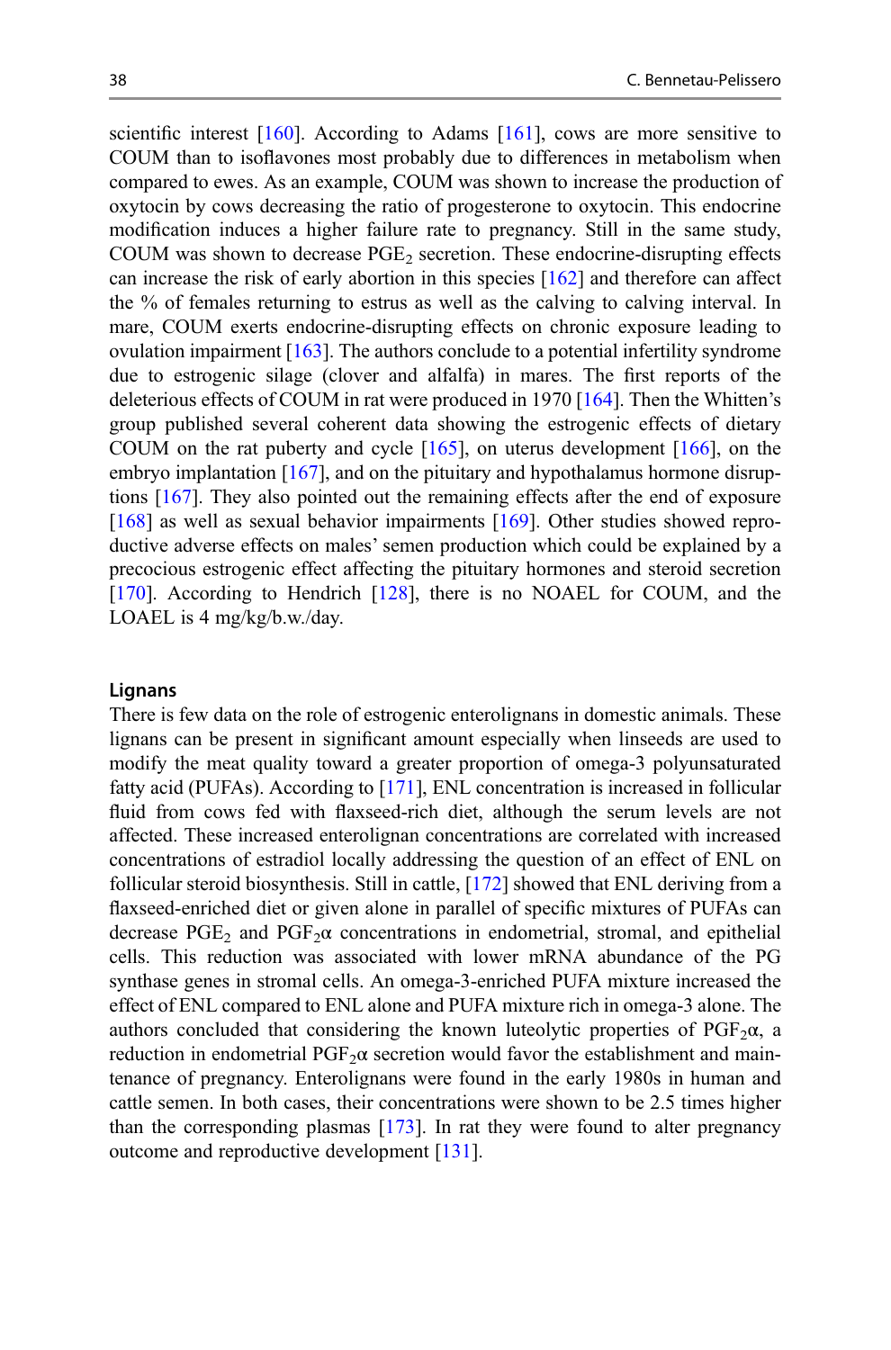scientific interest [160]. According to Adams [161], cows are more sensitive to COUM than to isoflavones most probably due to differences in metabolism when compared to ewes. As an example, COUM was shown to increase the production of oxytocin by cows decreasing the ratio of progesterone to oxytocin. This endocrine modification induces a higher failure rate to pregnancy. Still in the same study, COUM was shown to decrease $PGE_2$ secretion. These endocrine-disrupting effects can increase the risk of early abortion in this species [162] and therefore can affect the % of females returning to estrus as well as the calving to calving interval. In mare, COUM exerts endocrine-disrupting effects on chronic exposure leading to ovulation impairment [163]. The authors conclude to a potential infertility syndrome due to estrogenic silage (clover and alfalfa) in mares. The first reports of the deleterious effects of COUM in rat were produced in 1970 [164]. Then the Whitten's group published several coherent data showing the estrogenic effects of dietary COUM on the rat puberty and cycle [165], on uterus development [166], on the embryo implantation [167], and on the pituitary and hypothalamus hormone disruptions [167]. They also pointed out the remaining effects after the end of exposure [168] as well as sexual behavior impairments [169]. Other studies showed reproductive adverse effects on males' semen production which could be explained by a precocious estrogenic effect affecting the pituitary hormones and steroid secretion [170]. According to Hendrich [128], there is no NOAEL for COUM, and the LOAEL is 4 mg/kg/b.w./day.

#### Lignans

There is few data on the role of estrogenic enterolignans in domestic animals. These lignans can be present in significant amount especially when linseeds are used to modify the meat quality toward a greater proportion of omega-3 polyunsaturated fatty acid (PUFAs). According to [171], ENL concentration is increased in follicular fluid from cows fed with flaxseed-rich diet, although the serum levels are not affected. These increased enterolignan concentrations are correlated with increased concentrations of estradiol locally addressing the question of an effect of ENL on follicular steroid biosynthesis. Still in cattle, [172] showed that ENL deriving from a flaxseed-enriched diet or given alone in parallel of specific mixtures of PUFAs can decrease $PGE_2$ and $PGF_2\alpha$ concentrations in endometrial, stromal, and epithelial cells. This reduction was associated with lower mRNA abundance of the PG synthase genes in stromal cells. An omega-3-enriched PUFA mixture increased the effect of ENL compared to ENL alone and PUFA mixture rich in omega-3 alone. The authors concluded that considering the known luteolytic properties of $PGF_2\alpha$, a reduction in endometrial $PGF_2\alpha$ secretion would favor the establishment and maintenance of pregnancy. Enterolignans were found in the early 1980s in human and cattle semen. In both cases, their concentrations were shown to be 2.5 times higher than the corresponding plasmas [173]. In rat they were found to alter pregnancy outcome and reproductive development [131].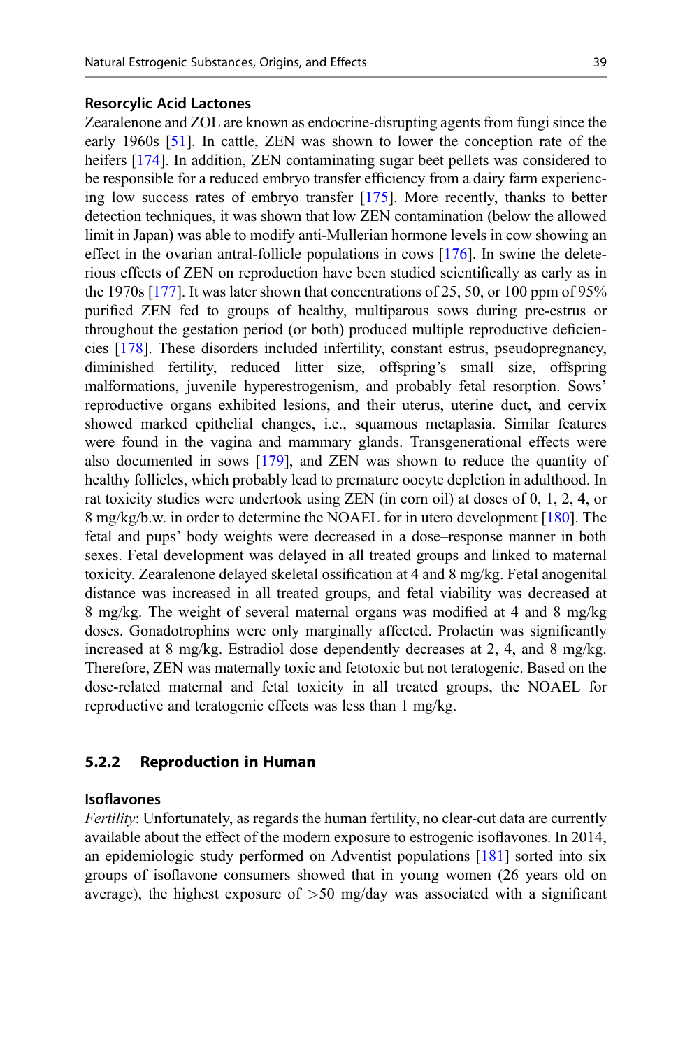#### Resorcylic Acid Lactones

Zearalenone and ZOL are known as endocrine-disrupting agents from fungi since the early 1960s [51]. In cattle, ZEN was shown to lower the conception rate of the heifers [174]. In addition, ZEN contaminating sugar beet pellets was considered to be responsible for a reduced embryo transfer efficiency from a dairy farm experiencing low success rates of embryo transfer [175]. More recently, thanks to better detection techniques, it was shown that low ZEN contamination (below the allowed limit in Japan) was able to modify anti-Mullerian hormone levels in cow showing an effect in the ovarian antral-follicle populations in cows [176]. In swine the deleterious effects of ZEN on reproduction have been studied scientifically as early as in the 1970s [177]. It was later shown that concentrations of 25, 50, or 100 ppm of 95% purified ZEN fed to groups of healthy, multiparous sows during pre-estrus or throughout the gestation period (or both) produced multiple reproductive deficiencies [178]. These disorders included infertility, constant estrus, pseudopregnancy, diminished fertility, reduced litter size, offspring's small size, offspring malformations, juvenile hyperestrogenism, and probably fetal resorption. Sows' reproductive organs exhibited lesions, and their uterus, uterine duct, and cervix showed marked epithelial changes, i.e., squamous metaplasia. Similar features were found in the vagina and mammary glands. Transgenerational effects were also documented in sows [179], and ZEN was shown to reduce the quantity of healthy follicles, which probably lead to premature oocyte depletion in adulthood. In rat toxicity studies were undertook using ZEN (in corn oil) at doses of 0, 1, 2, 4, or 8 mg/kg/b.w. in order to determine the NOAEL for in utero development [180]. The fetal and pups' body weights were decreased in a dose–response manner in both sexes. Fetal development was delayed in all treated groups and linked to maternal toxicity. Zearalenone delayed skeletal ossification at 4 and 8 mg/kg. Fetal anogenital distance was increased in all treated groups, and fetal viability was decreased at 8 mg/kg. The weight of several maternal organs was modified at 4 and 8 mg/kg doses. Gonadotrophins were only marginally affected. Prolactin was significantly increased at 8 mg/kg. Estradiol dose dependently decreases at 2, 4, and 8 mg/kg. Therefore, ZEN was maternally toxic and fetotoxic but not teratogenic. Based on the dose-related maternal and fetal toxicity in all treated groups, the NOAEL for reproductive and teratogenic effects was less than 1 mg/kg.

### 5.2.2 Reproduction in Human

#### Isoflavones

*Fertility*: Unfortunately, as regards the human fertility, no clear-cut data are currently available about the effect of the modern exposure to estrogenic isoflavones. In 2014, an epidemiologic study performed on Adventist populations [181] sorted into six groups of isoflavone consumers showed that in young women (26 years old on average), the highest exposure of >50 mg/day was associated with a significant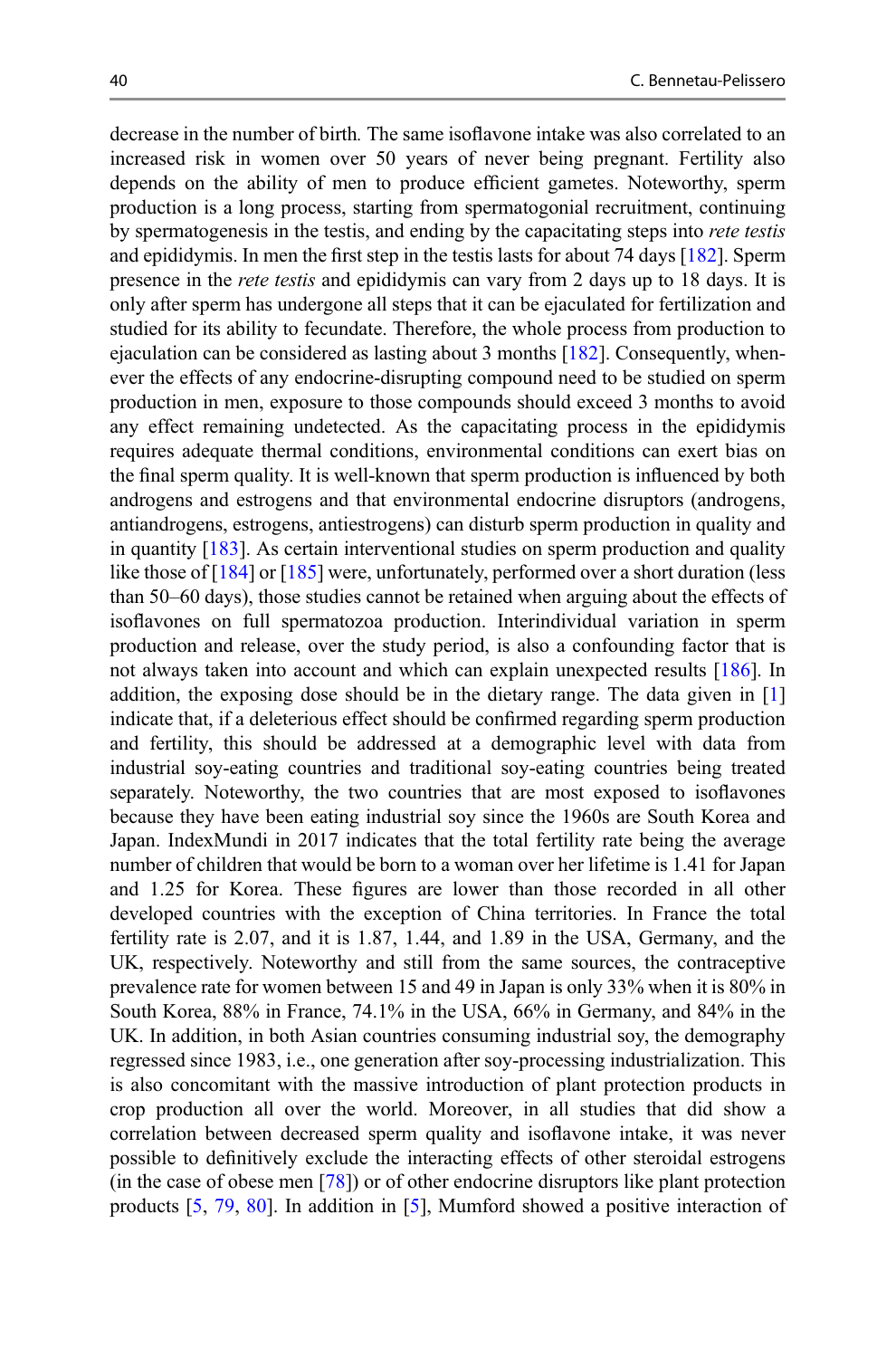decrease in the number of birth. The same isoflavone intake was also correlated to an increased risk in women over 50 years of never being pregnant. Fertility also depends on the ability of men to produce efficient gametes. Noteworthy, sperm production is a long process, starting from spermatogonial recruitment, continuing by spermatogenesis in the testis, and ending by the capacitating steps into *rete testis* and epididymis. In men the first step in the testis lasts for about 74 days [182]. Sperm presence in the *rete testis* and epididymis can vary from 2 days up to 18 days. It is only after sperm has undergone all steps that it can be ejaculated for fertilization and studied for its ability to fecundate. Therefore, the whole process from production to ejaculation can be considered as lasting about 3 months [182]. Consequently, whenever the effects of any endocrine-disrupting compound need to be studied on sperm production in men, exposure to those compounds should exceed 3 months to avoid any effect remaining undetected. As the capacitating process in the epididymis requires adequate thermal conditions, environmental conditions can exert bias on the final sperm quality. It is well-known that sperm production is influenced by both androgens and estrogens and that environmental endocrine disruptors (androgens, antiandrogens, estrogens, antiestrogens) can disturb sperm production in quality and in quantity [183]. As certain interventional studies on sperm production and quality like those of [184] or [185] were, unfortunately, performed over a short duration (less than 50–60 days), those studies cannot be retained when arguing about the effects of isoflavones on full spermatozoa production. Interindividual variation in sperm production and release, over the study period, is also a confounding factor that is not always taken into account and which can explain unexpected results [186]. In addition, the exposing dose should be in the dietary range. The data given in [1] indicate that, if a deleterious effect should be confirmed regarding sperm production and fertility, this should be addressed at a demographic level with data from industrial soy-eating countries and traditional soy-eating countries being treated separately. Noteworthy, the two countries that are most exposed to isoflavones because they have been eating industrial soy since the 1960s are South Korea and Japan. IndexMundi in 2017 indicates that the total fertility rate being the average number of children that would be born to a woman over her lifetime is 1.41 for Japan and 1.25 for Korea. These figures are lower than those recorded in all other developed countries with the exception of China territories. In France the total fertility rate is 2.07, and it is 1.87, 1.44, and 1.89 in the USA, Germany, and the UK, respectively. Noteworthy and still from the same sources, the contraceptive prevalence rate for women between 15 and 49 in Japan is only 33% when it is 80% in South Korea, 88% in France, 74.1% in the USA, 66% in Germany, and 84% in the UK. In addition, in both Asian countries consuming industrial soy, the demography regressed since 1983, i.e., one generation after soy-processing industrialization. This is also concomitant with the massive introduction of plant protection products in crop production all over the world. Moreover, in all studies that did show a correlation between decreased sperm quality and isoflavone intake, it was never possible to definitively exclude the interacting effects of other steroidal estrogens (in the case of obese men [78]) or of other endocrine disruptors like plant protection products [5, 79, 80]. In addition in [5], Mumford showed a positive interaction of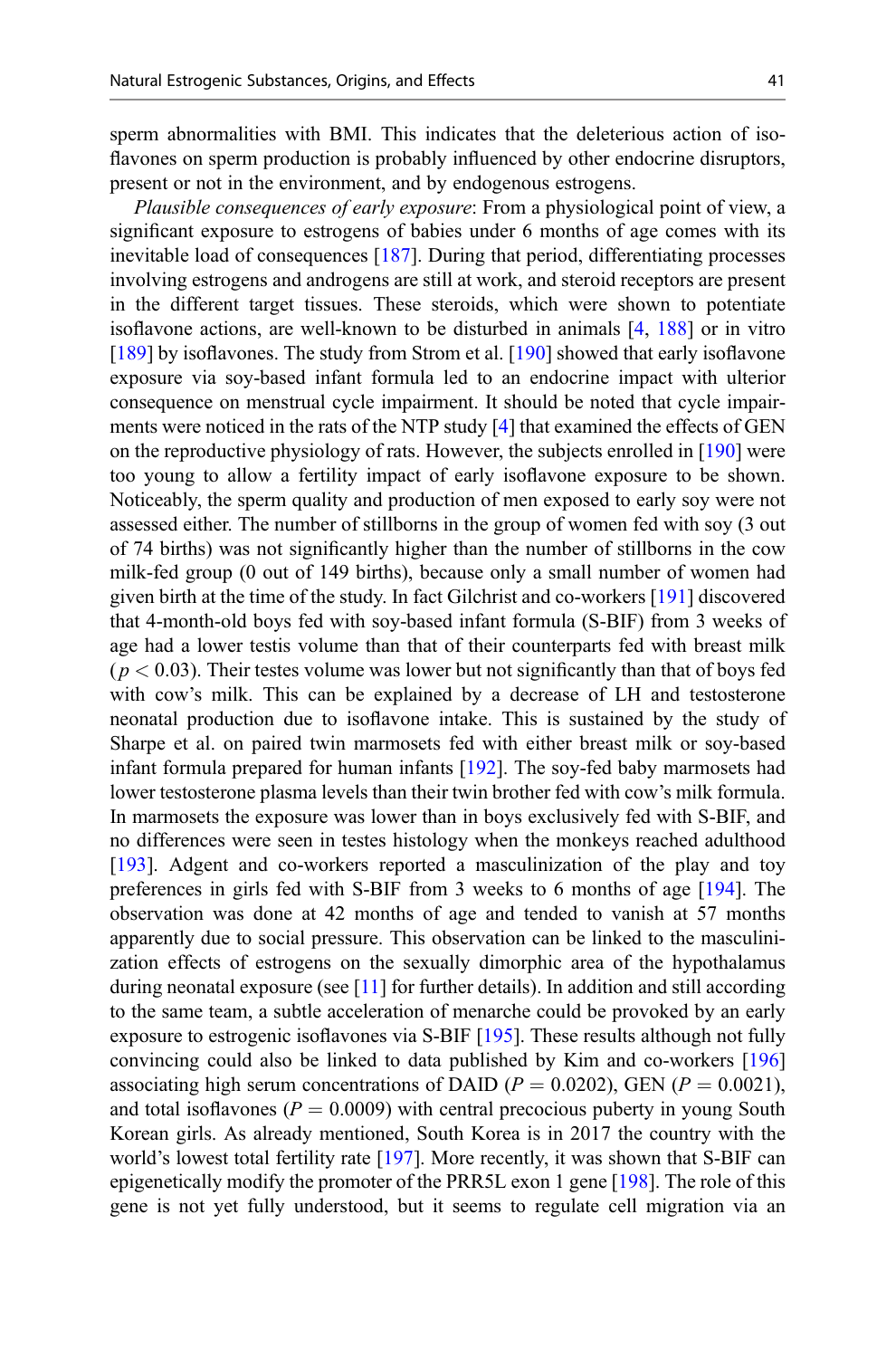sperm abnormalities with BMI. This indicates that the deleterious action of isoflavones on sperm production is probably influenced by other endocrine disruptors, present or not in the environment, and by endogenous estrogens.

*Plausible consequences of early exposure*: From a physiological point of view, a significant exposure to estrogens of babies under 6 months of age comes with its inevitable load of consequences [187]. During that period, differentiating processes involving estrogens and androgens are still at work, and steroid receptors are present in the different target tissues. These steroids, which were shown to potentiate isoflavone actions, are well-known to be disturbed in animals [4, 188] or in vitro [189] by isoflavones. The study from Strom et al. [190] showed that early isoflavone exposure via soy-based infant formula led to an endocrine impact with ulterior consequence on menstrual cycle impairment. It should be noted that cycle impairments were noticed in the rats of the NTP study [4] that examined the effects of GEN on the reproductive physiology of rats. However, the subjects enrolled in [190] were too young to allow a fertility impact of early isoflavone exposure to be shown. Noticeably, the sperm quality and production of men exposed to early soy were not assessed either. The number of stillborns in the group of women fed with soy (3 out of 74 births) was not significantly higher than the number of stillborns in the cow milk-fed group (0 out of 149 births), because only a small number of women had given birth at the time of the study. In fact Gilchrist and co-workers [191] discovered that 4-month-old boys fed with soy-based infant formula (S-BIF) from 3 weeks of age had a lower testis volume than that of their counterparts fed with breast milk ($p < 0.03$). Their testes volume was lower but not significantly than that of boys fed with cow's milk. This can be explained by a decrease of LH and testosterone neonatal production due to isoflavone intake. This is sustained by the study of Sharpe et al. on paired twin marmosets fed with either breast milk or soy-based infant formula prepared for human infants [192]. The soy-fed baby marmosets had lower testosterone plasma levels than their twin brother fed with cow's milk formula. In marmosets the exposure was lower than in boys exclusively fed with S-BIF, and no differences were seen in testes histology when the monkeys reached adulthood [193]. Adgent and co-workers reported a masculinization of the play and toy preferences in girls fed with S-BIF from 3 weeks to 6 months of age [194]. The observation was done at 42 months of age and tended to vanish at 57 months apparently due to social pressure. This observation can be linked to the masculinization effects of estrogens on the sexually dimorphic area of the hypothalamus during neonatal exposure (see [11] for further details). In addition and still according to the same team, a subtle acceleration of menarche could be provoked by an early exposure to estrogenic isoflavones via S-BIF [195]. These results although not fully convincing could also be linked to data published by Kim and co-workers [196] associating high serum concentrations of DAID ($P = 0.0202$), GEN ($P = 0.0021$), and total isoflavones ($P = 0.0009$) with central precocious puberty in young South Korean girls. As already mentioned, South Korea is in 2017 the country with the world's lowest total fertility rate [197]. More recently, it was shown that S-BIF can epigenetically modify the promoter of the PRR5L exon 1 gene [198]. The role of this gene is not yet fully understood, but it seems to regulate cell migration via an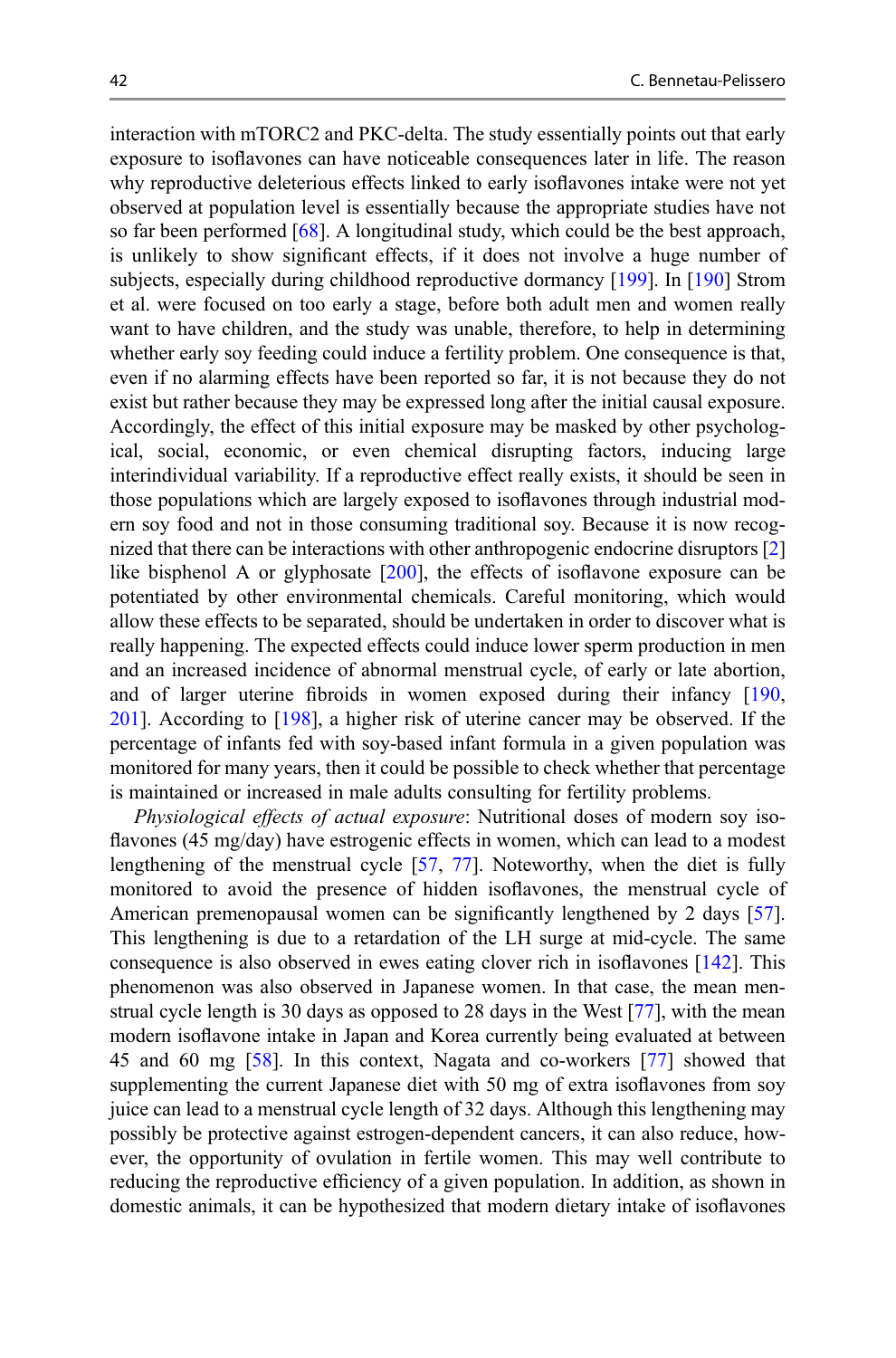interaction with mTORC2 and PKC-delta. The study essentially points out that early exposure to isoflavones can have noticeable consequences later in life. The reason why reproductive deleterious effects linked to early isoflavones intake were not yet observed at population level is essentially because the appropriate studies have not so far been performed [68]. A longitudinal study, which could be the best approach, is unlikely to show significant effects, if it does not involve a huge number of subjects, especially during childhood reproductive dormancy [199]. In [190] Strom et al. were focused on too early a stage, before both adult men and women really want to have children, and the study was unable, therefore, to help in determining whether early soy feeding could induce a fertility problem. One consequence is that, even if no alarming effects have been reported so far, it is not because they do not exist but rather because they may be expressed long after the initial causal exposure. Accordingly, the effect of this initial exposure may be masked by other psychological, social, economic, or even chemical disrupting factors, inducing large interindividual variability. If a reproductive effect really exists, it should be seen in those populations which are largely exposed to isoflavones through industrial modern soy food and not in those consuming traditional soy. Because it is now recognized that there can be interactions with other anthropogenic endocrine disruptors [2] like bisphenol A or glyphosate [200], the effects of isoflavone exposure can be potentiated by other environmental chemicals. Careful monitoring, which would allow these effects to be separated, should be undertaken in order to discover what is really happening. The expected effects could induce lower sperm production in men and an increased incidence of abnormal menstrual cycle, of early or late abortion, and of larger uterine fibroids in women exposed during their infancy [190, 201]. According to [198], a higher risk of uterine cancer may be observed. If the percentage of infants fed with soy-based infant formula in a given population was monitored for many years, then it could be possible to check whether that percentage is maintained or increased in male adults consulting for fertility problems.

*Physiological effects of actual exposure*: Nutritional doses of modern soy isoflavones (45 mg/day) have estrogenic effects in women, which can lead to a modest lengthening of the menstrual cycle [57, 77]. Noteworthy, when the diet is fully monitored to avoid the presence of hidden isoflavones, the menstrual cycle of American premenopausal women can be significantly lengthened by 2 days [57]. This lengthening is due to a retardation of the LH surge at mid-cycle. The same consequence is also observed in ewes eating clover rich in isoflavones [142]. This phenomenon was also observed in Japanese women. In that case, the mean menstrual cycle length is 30 days as opposed to 28 days in the West [77], with the mean modern isoflavone intake in Japan and Korea currently being evaluated at between 45 and 60 mg [58]. In this context, Nagata and co-workers [77] showed that supplementing the current Japanese diet with 50 mg of extra isoflavones from soy juice can lead to a menstrual cycle length of 32 days. Although this lengthening may possibly be protective against estrogen-dependent cancers, it can also reduce, however, the opportunity of ovulation in fertile women. This may well contribute to reducing the reproductive efficiency of a given population. In addition, as shown in domestic animals, it can be hypothesized that modern dietary intake of isoflavones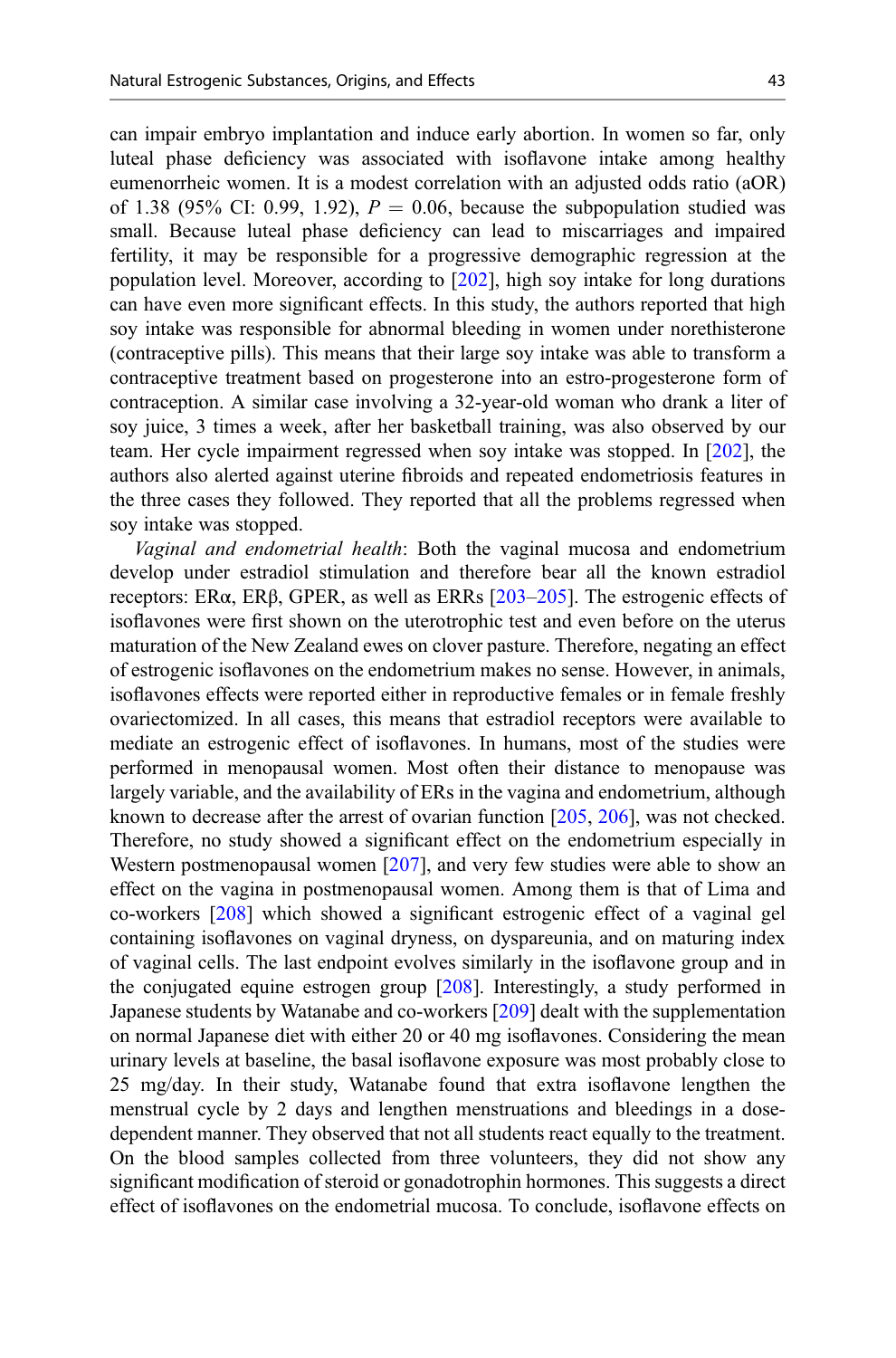can impair embryo implantation and induce early abortion. In women so far, only luteal phase deficiency was associated with isoflavone intake among healthy eumenorrheic women. It is a modest correlation with an adjusted odds ratio (aOR) of 1.38 (95% CI: 0.99, 1.92), $P = 0.06$, because the subpopulation studied was small. Because luteal phase deficiency can lead to miscarriages and impaired fertility, it may be responsible for a progressive demographic regression at the population level. Moreover, according to [202], high soy intake for long durations can have even more significant effects. In this study, the authors reported that high soy intake was responsible for abnormal bleeding in women under norethisterone (contraceptive pills). This means that their large soy intake was able to transform a contraceptive treatment based on progesterone into an estro-progesterone form of contraception. A similar case involving a 32-year-old woman who drank a liter of soy juice, 3 times a week, after her basketball training, was also observed by our team. Her cycle impairment regressed when soy intake was stopped. In [202], the authors also alerted against uterine fibroids and repeated endometriosis features in the three cases they followed. They reported that all the problems regressed when soy intake was stopped.

*Vaginal and endometrial health*: Both the vaginal mucosa and endometrium develop under estradiol stimulation and therefore bear all the known estradiol receptors: ERα, ERβ, GPER, as well as ERRs [203–205]. The estrogenic effects of isoflavones were first shown on the uterotrophic test and even before on the uterus maturation of the New Zealand ewes on clover pasture. Therefore, negating an effect of estrogenic isoflavones on the endometrium makes no sense. However, in animals, isoflavones effects were reported either in reproductive females or in female freshly ovariectomized. In all cases, this means that estradiol receptors were available to mediate an estrogenic effect of isoflavones. In humans, most of the studies were performed in menopausal women. Most often their distance to menopause was largely variable, and the availability of ERs in the vagina and endometrium, although known to decrease after the arrest of ovarian function [205, 206], was not checked. Therefore, no study showed a significant effect on the endometrium especially in Western postmenopausal women [207], and very few studies were able to show an effect on the vagina in postmenopausal women. Among them is that of Lima and co-workers [208] which showed a significant estrogenic effect of a vaginal gel containing isoflavones on vaginal dryness, on dyspareunia, and on maturing index of vaginal cells. The last endpoint evolves similarly in the isoflavone group and in the conjugated equine estrogen group [208]. Interestingly, a study performed in Japanese students by Watanabe and co-workers [209] dealt with the supplementation on normal Japanese diet with either 20 or 40 mg isoflavones. Considering the mean urinary levels at baseline, the basal isoflavone exposure was most probably close to 25 mg/day. In their study, Watanabe found that extra isoflavone lengthen the menstrual cycle by 2 days and lengthen menstruations and bleedings in a dose-dependent manner. They observed that not all students react equally to the treatment. On the blood samples collected from three volunteers, they did not show any significant modification of steroid or gonadotrophin hormones. This suggests a direct effect of isoflavones on the endometrial mucosa. To conclude, isoflavone effects on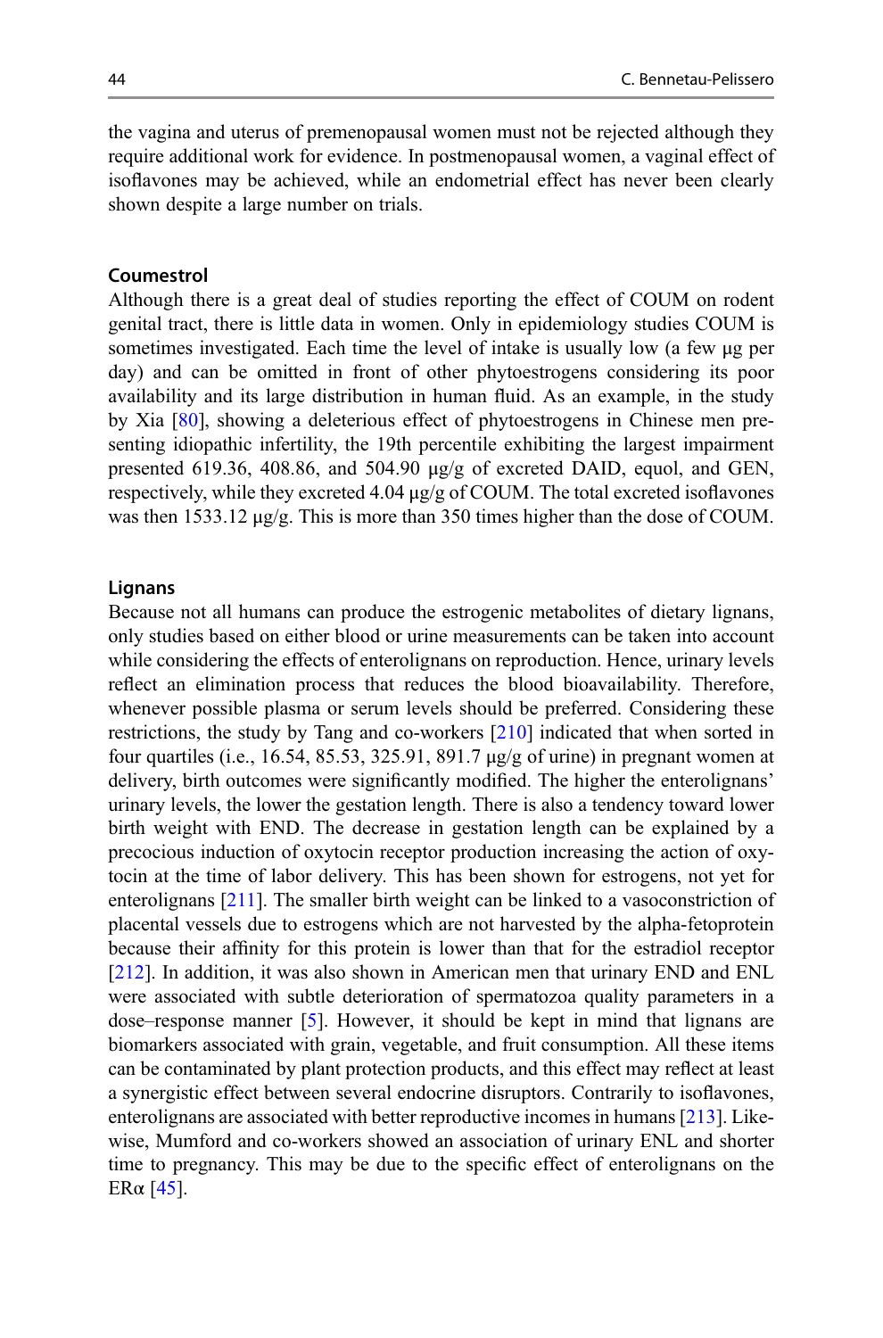the vagina and uterus of premenopausal women must not be rejected although they require additional work for evidence. In postmenopausal women, a vaginal effect of isoflavones may be achieved, while an endometrial effect has never been clearly shown despite a large number on trials.

### Coumestrol

Although there is a great deal of studies reporting the effect of COUM on rodent genital tract, there is little data in women. Only in epidemiology studies COUM is sometimes investigated. Each time the level of intake is usually low (a few µg per day) and can be omitted in front of other phytoestrogens considering its poor availability and its large distribution in human fluid. As an example, in the study by Xia [80], showing a deleterious effect of phytoestrogens in Chinese men presenting idiopathic infertility, the 19th percentile exhibiting the largest impairment presented 619.36, 408.86, and 504.90 µg/g of excreted DAID, equol, and GEN, respectively, while they excreted 4.04 µg/g of COUM. The total excreted isoflavones was then 1533.12 µg/g. This is more than 350 times higher than the dose of COUM.

### Lignans

Because not all humans can produce the estrogenic metabolites of dietary lignans, only studies based on either blood or urine measurements can be taken into account while considering the effects of enterolignans on reproduction. Hence, urinary levels reflect an elimination process that reduces the blood bioavailability. Therefore, whenever possible plasma or serum levels should be preferred. Considering these restrictions, the study by Tang and co-workers [210] indicated that when sorted in four quartiles (i.e., 16.54, 85.53, 325.91, 891.7 µg/g of urine) in pregnant women at delivery, birth outcomes were significantly modified. The higher the enterolignans' urinary levels, the lower the gestation length. There is also a tendency toward lower birth weight with END. The decrease in gestation length can be explained by a precocious induction of oxytocin receptor production increasing the action of oxytocin at the time of labor delivery. This has been shown for estrogens, not yet for enterolignans [211]. The smaller birth weight can be linked to a vasoconstriction of placental vessels due to estrogens which are not harvested by the alpha-fetoprotein because their affinity for this protein is lower than that for the estradiol receptor [212]. In addition, it was also shown in American men that urinary END and ENL were associated with subtle deterioration of spermatozoa quality parameters in a dose–response manner [5]. However, it should be kept in mind that lignans are biomarkers associated with grain, vegetable, and fruit consumption. All these items can be contaminated by plant protection products, and this effect may reflect at least a synergistic effect between several endocrine disruptors. Contrarily to isoflavones, enterolignans are associated with better reproductive incomes in humans [213]. Likewise, Mumford and co-workers showed an association of urinary ENL and shorter time to pregnancy. This may be due to the specific effect of enterolignans on the ERα [45].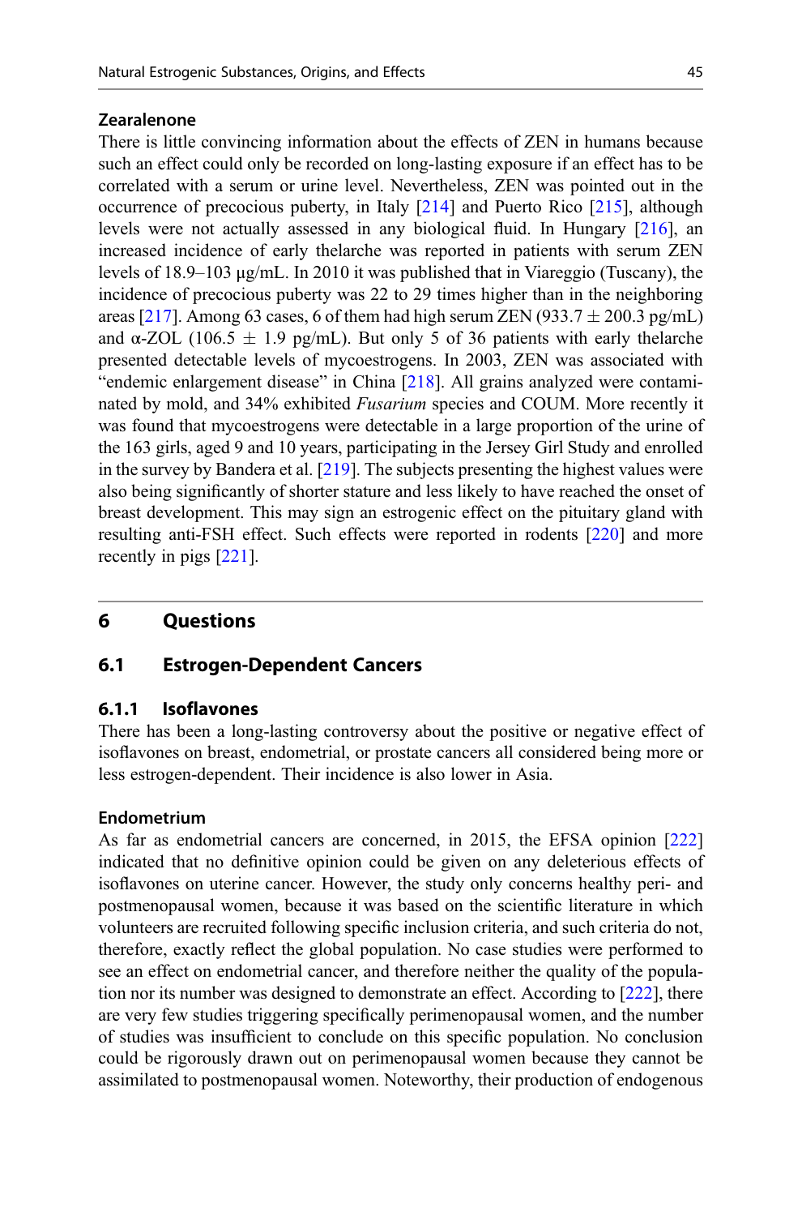#### Zearalenone

There is little convincing information about the effects of ZEN in humans because such an effect could only be recorded on long-lasting exposure if an effect has to be correlated with a serum or urine level. Nevertheless, ZEN was pointed out in the occurrence of precocious puberty, in Italy [214] and Puerto Rico [215], although levels were not actually assessed in any biological fluid. In Hungary [216], an increased incidence of early thelarche was reported in patients with serum ZEN levels of 18.9–103 μg/mL. In 2010 it was published that in Viareggio (Tuscany), the incidence of precocious puberty was 22 to 29 times higher than in the neighboring areas [217]. Among 63 cases, 6 of them had high serum ZEN (933.7 ± 200.3 pg/mL) and α-ZOL (106.5 ± 1.9 pg/mL). But only 5 of 36 patients with early thelarche presented detectable levels of mycoestrogens. In 2003, ZEN was associated with "endemic enlargement disease" in China [218]. All grains analyzed were contaminated by mold, and 34% exhibited *Fusarium* species and COUM. More recently it was found that mycoestrogens were detectable in a large proportion of the urine of the 163 girls, aged 9 and 10 years, participating in the Jersey Girl Study and enrolled in the survey by Bandera et al. [219]. The subjects presenting the highest values were also being significantly of shorter stature and less likely to have reached the onset of breast development. This may sign an estrogenic effect on the pituitary gland with resulting anti-FSH effect. Such effects were reported in rodents [220] and more recently in pigs [221].

## 6 Questions

### 6.1 Estrogen-Dependent Cancers

#### 6.1.1 Isoflavones

There has been a long-lasting controversy about the positive or negative effect of isoflavones on breast, endometrial, or prostate cancers all considered being more or less estrogen-dependent. Their incidence is also lower in Asia.

#### Endometrium

As far as endometrial cancers are concerned, in 2015, the EFSA opinion [222] indicated that no definitive opinion could be given on any deleterious effects of isoflavones on uterine cancer. However, the study only concerns healthy peri- and postmenopausal women, because it was based on the scientific literature in which volunteers are recruited following specific inclusion criteria, and such criteria do not, therefore, exactly reflect the global population. No case studies were performed to see an effect on endometrial cancer, and therefore neither the quality of the population nor its number was designed to demonstrate an effect. According to [222], there are very few studies triggering specifically perimenopausal women, and the number of studies was insufficient to conclude on this specific population. No conclusion could be rigorously drawn out on perimenopausal women because they cannot be assimilated to postmenopausal women. Noteworthy, their production of endogenous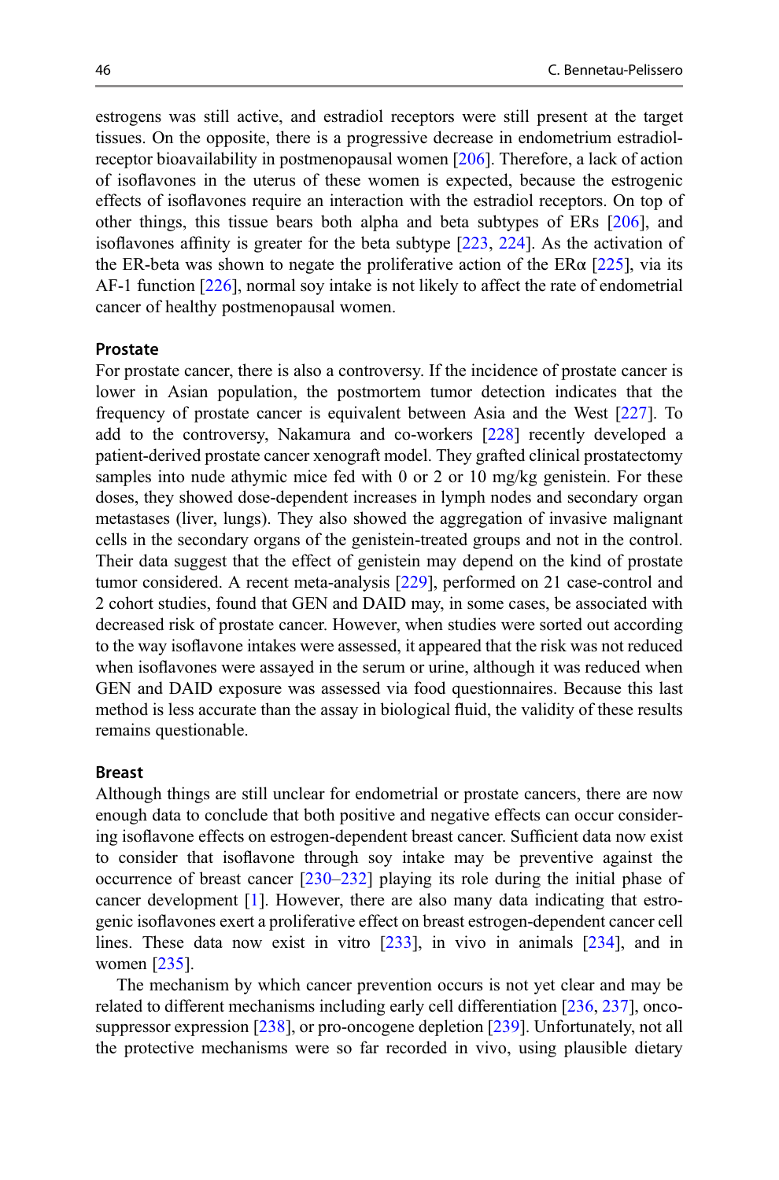estrogens was still active, and estradiol receptors were still present at the target tissues. On the opposite, there is a progressive decrease in endometrium estradiol-receptor bioavailability in postmenopausal women [206]. Therefore, a lack of action of isoflavones in the uterus of these women is expected, because the estrogenic effects of isoflavones require an interaction with the estradiol receptors. On top of other things, this tissue bears both alpha and beta subtypes of ERs [206], and isoflavones affinity is greater for the beta subtype [223, 224]. As the activation of the ER-beta was shown to negate the proliferative action of the ERα [225], via its AF-1 function [226], normal soy intake is not likely to affect the rate of endometrial cancer of healthy postmenopausal women.

### Prostate

For prostate cancer, there is also a controversy. If the incidence of prostate cancer is lower in Asian population, the postmortem tumor detection indicates that the frequency of prostate cancer is equivalent between Asia and the West [227]. To add to the controversy, Nakamura and co-workers [228] recently developed a patient-derived prostate cancer xenograft model. They grafted clinical prostatectomy samples into nude athymic mice fed with 0 or 2 or 10 mg/kg genistein. For these doses, they showed dose-dependent increases in lymph nodes and secondary organ metastases (liver, lungs). They also showed the aggregation of invasive malignant cells in the secondary organs of the genistein-treated groups and not in the control. Their data suggest that the effect of genistein may depend on the kind of prostate tumor considered. A recent meta-analysis [229], performed on 21 case-control and 2 cohort studies, found that GEN and DAID may, in some cases, be associated with decreased risk of prostate cancer. However, when studies were sorted out according to the way isoflavone intakes were assessed, it appeared that the risk was not reduced when isoflavones were assayed in the serum or urine, although it was reduced when GEN and DAID exposure was assessed via food questionnaires. Because this last method is less accurate than the assay in biological fluid, the validity of these results remains questionable.

### Breast

Although things are still unclear for endometrial or prostate cancers, there are now enough data to conclude that both positive and negative effects can occur considering isoflavone effects on estrogen-dependent breast cancer. Sufficient data now exist to consider that isoflavone through soy intake may be preventive against the occurrence of breast cancer [230–232] playing its role during the initial phase of cancer development [1]. However, there are also many data indicating that estrogenic isoflavones exert a proliferative effect on breast estrogen-dependent cancer cell lines. These data now exist in vitro [233], in vivo in animals [234], and in women [235].

The mechanism by which cancer prevention occurs is not yet clear and may be related to different mechanisms including early cell differentiation [236, 237], onco-suppressor expression [238], or pro-oncogene depletion [239]. Unfortunately, not all the protective mechanisms were so far recorded in vivo, using plausible dietary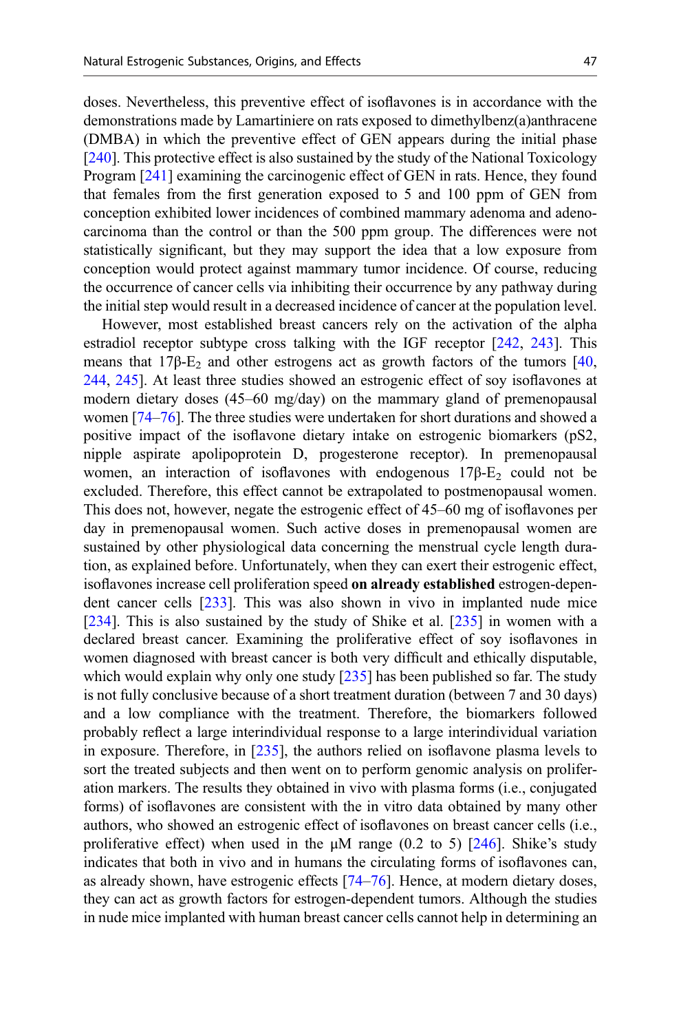doses. Nevertheless, this preventive effect of isoflavones is in accordance with the demonstrations made by Lamartiniere on rats exposed to dimethylbenz(a)anthracene (DMBA) in which the preventive effect of GEN appears during the initial phase [240]. This protective effect is also sustained by the study of the National Toxicology Program [241] examining the carcinogenic effect of GEN in rats. Hence, they found that females from the first generation exposed to 5 and 100 ppm of GEN from conception exhibited lower incidences of combined mammary adenoma and adenocarcinoma than the control or than the 500 ppm group. The differences were not statistically significant, but they may support the idea that a low exposure from conception would protect against mammary tumor incidence. Of course, reducing the occurrence of cancer cells via inhibiting their occurrence by any pathway during the initial step would result in a decreased incidence of cancer at the population level.

However, most established breast cancers rely on the activation of the alpha estradiol receptor subtype cross talking with the IGF receptor [242, 243]. This means that 17β-$E_2$ and other estrogens act as growth factors of the tumors [40, 244, 245]. At least three studies showed an estrogenic effect of soy isoflavones at modern dietary doses (45–60 mg/day) on the mammary gland of premenopausal women [74–76]. The three studies were undertaken for short durations and showed a positive impact of the isoflavone dietary intake on estrogenic biomarkers (pS2, nipple aspirate apolipoprotein D, progesterone receptor). In premenopausal women, an interaction of isoflavones with endogenous 17β-$E_2$ could not be excluded. Therefore, this effect cannot be extrapolated to postmenopausal women. This does not, however, negate the estrogenic effect of 45–60 mg of isoflavones per day in premenopausal women. Such active doses in premenopausal women are sustained by other physiological data concerning the menstrual cycle length duration, as explained before. Unfortunately, when they can exert their estrogenic effect, isoflavones increase cell proliferation speed **on already established** estrogen-dependent cancer cells [233]. This was also shown in vivo in implanted nude mice [234]. This is also sustained by the study of Shike et al. [235] in women with a declared breast cancer. Examining the proliferative effect of soy isoflavones in women diagnosed with breast cancer is both very difficult and ethically disputable, which would explain why only one study [235] has been published so far. The study is not fully conclusive because of a short treatment duration (between 7 and 30 days) and a low compliance with the treatment. Therefore, the biomarkers followed probably reflect a large interindividual response to a large interindividual variation in exposure. Therefore, in [235], the authors relied on isoflavone plasma levels to sort the treated subjects and then went on to perform genomic analysis on proliferation markers. The results they obtained in vivo with plasma forms (i.e., conjugated forms) of isoflavones are consistent with the in vitro data obtained by many other authors, who showed an estrogenic effect of isoflavones on breast cancer cells (i.e., proliferative effect) when used in the μM range (0.2 to 5) [246]. Shike's study indicates that both in vivo and in humans the circulating forms of isoflavones can, as already shown, have estrogenic effects [74–76]. Hence, at modern dietary doses, they can act as growth factors for estrogen-dependent tumors. Although the studies in nude mice implanted with human breast cancer cells cannot help in determining an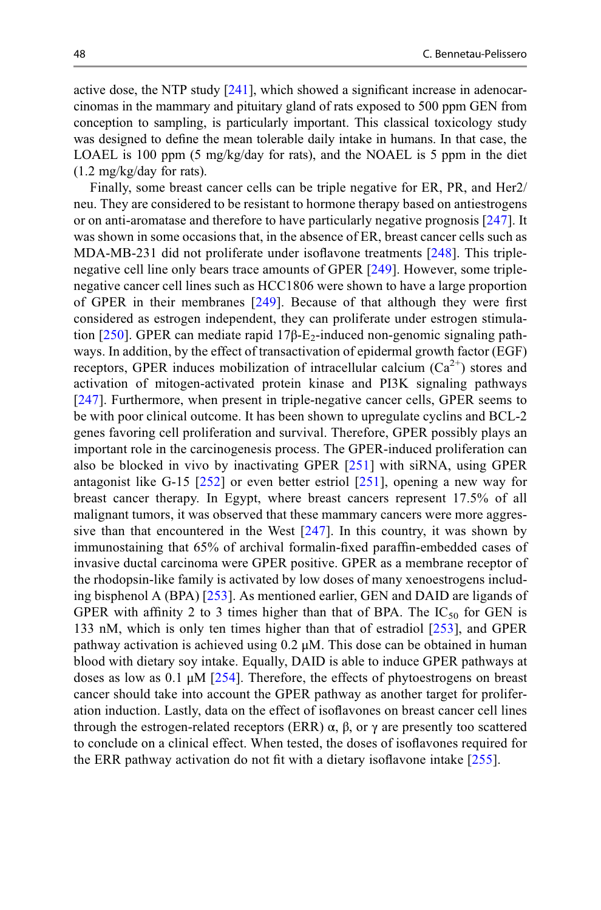active dose, the NTP study [241], which showed a significant increase in adenocarcinomas in the mammary and pituitary gland of rats exposed to 500 ppm GEN from conception to sampling, is particularly important. This classical toxicology study was designed to define the mean tolerable daily intake in humans. In that case, the LOAEL is 100 ppm (5 mg/kg/day for rats), and the NOAEL is 5 ppm in the diet (1.2 mg/kg/day for rats).

Finally, some breast cancer cells can be triple negative for ER, PR, and Her2/neu. They are considered to be resistant to hormone therapy based on antiestrogens or on anti-aromatase and therefore to have particularly negative prognosis [247]. It was shown in some occasions that, in the absence of ER, breast cancer cells such as MDA-MB-231 did not proliferate under isoflavone treatments [248]. This triple-negative cell line only bears trace amounts of GPER [249]. However, some triple-negative cancer cell lines such as HCC1806 were shown to have a large proportion of GPER in their membranes [249]. Because of that although they were first considered as estrogen independent, they can proliferate under estrogen stimulation [250]. GPER can mediate rapid 17β-$E_2$-induced non-genomic signaling pathways. In addition, by the effect of transactivation of epidermal growth factor (EGF) receptors, GPER induces mobilization of intracellular calcium ($Ca^{2+}$) stores and activation of mitogen-activated protein kinase and PI3K signaling pathways [247]. Furthermore, when present in triple-negative cancer cells, GPER seems to be with poor clinical outcome. It has been shown to upregulate cyclins and BCL-2 genes favoring cell proliferation and survival. Therefore, GPER possibly plays an important role in the carcinogenesis process. The GPER-induced proliferation can also be blocked in vivo by inactivating GPER [251] with siRNA, using GPER antagonist like G-15 [252] or even better estriol [251], opening a new way for breast cancer therapy. In Egypt, where breast cancers represent 17.5% of all malignant tumors, it was observed that these mammary cancers were more aggressive than that encountered in the West [247]. In this country, it was shown by immunostaining that 65% of archival formalin-fixed paraffin-embedded cases of invasive ductal carcinoma were GPER positive. GPER as a membrane receptor of the rhodopsin-like family is activated by low doses of many xenoestrogens including bisphenol A (BPA) [253]. As mentioned earlier, GEN and DAID are ligands of GPER with affinity 2 to 3 times higher than that of BPA. The $IC_{50}$ for GEN is 133 nM, which is only ten times higher than that of estradiol [253], and GPER pathway activation is achieved using 0.2 μM. This dose can be obtained in human blood with dietary soy intake. Equally, DAID is able to induce GPER pathways at doses as low as 0.1 μM [254]. Therefore, the effects of phytoestrogens on breast cancer should take into account the GPER pathway as another target for proliferation induction. Lastly, data on the effect of isoflavones on breast cancer cell lines through the estrogen-related receptors (ERR) α, β, or γ are presently too scattered to conclude on a clinical effect. When tested, the doses of isoflavones required for the ERR pathway activation do not fit with a dietary isoflavone intake [255].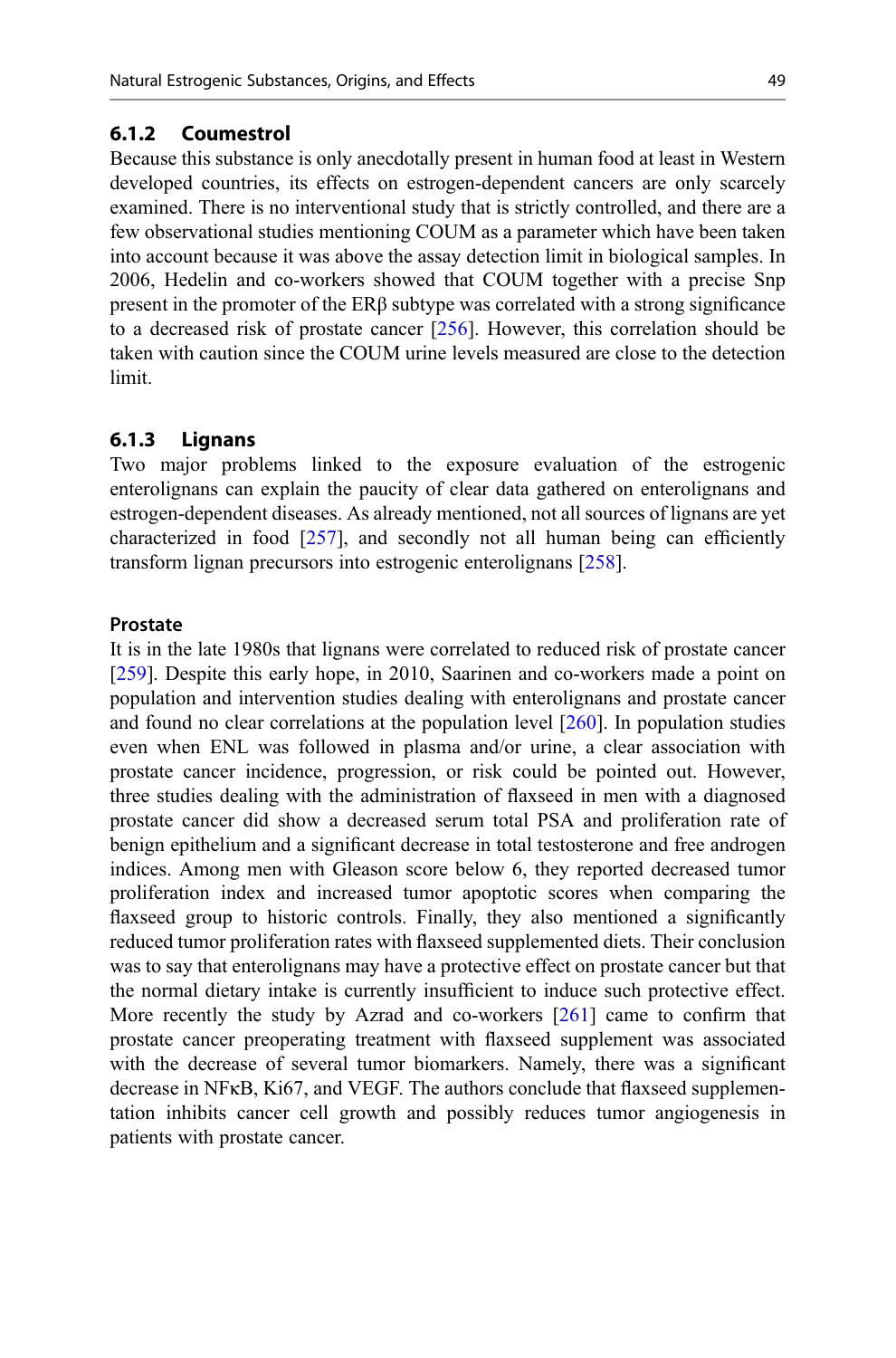### 6.1.2 Coumestrol

Because this substance is only anecdotally present in human food at least in Western developed countries, its effects on estrogen-dependent cancers are only scarcely examined. There is no interventional study that is strictly controlled, and there are a few observational studies mentioning COUM as a parameter which have been taken into account because it was above the assay detection limit in biological samples. In 2006, Hedelin and co-workers showed that COUM together with a precise Snp present in the promoter of the ERβ subtype was correlated with a strong significance to a decreased risk of prostate cancer [256]. However, this correlation should be taken with caution since the COUM urine levels measured are close to the detection limit.

### 6.1.3 Lignans

Two major problems linked to the exposure evaluation of the estrogenic enterolignans can explain the paucity of clear data gathered on enterolignans and estrogen-dependent diseases. As already mentioned, not all sources of lignans are yet characterized in food [257], and secondly not all human being can efficiently transform lignan precursors into estrogenic enterolignans [258].

#### Prostate

It is in the late 1980s that lignans were correlated to reduced risk of prostate cancer [259]. Despite this early hope, in 2010, Saarinen and co-workers made a point on population and intervention studies dealing with enterolignans and prostate cancer and found no clear correlations at the population level [260]. In population studies even when ENL was followed in plasma and/or urine, a clear association with prostate cancer incidence, progression, or risk could be pointed out. However, three studies dealing with the administration of flaxseed in men with a diagnosed prostate cancer did show a decreased serum total PSA and proliferation rate of benign epithelium and a significant decrease in total testosterone and free androgen indices. Among men with Gleason score below 6, they reported decreased tumor proliferation index and increased tumor apoptotic scores when comparing the flaxseed group to historic controls. Finally, they also mentioned a significantly reduced tumor proliferation rates with flaxseed supplemented diets. Their conclusion was to say that enterolignans may have a protective effect on prostate cancer but that the normal dietary intake is currently insufficient to induce such protective effect. More recently the study by Azrad and co-workers [261] came to confirm that prostate cancer preoperating treatment with flaxseed supplement was associated with the decrease of several tumor biomarkers. Namely, there was a significant decrease in NFκB, Ki67, and VEGF. The authors conclude that flaxseed supplementation inhibits cancer cell growth and possibly reduces tumor angiogenesis in patients with prostate cancer.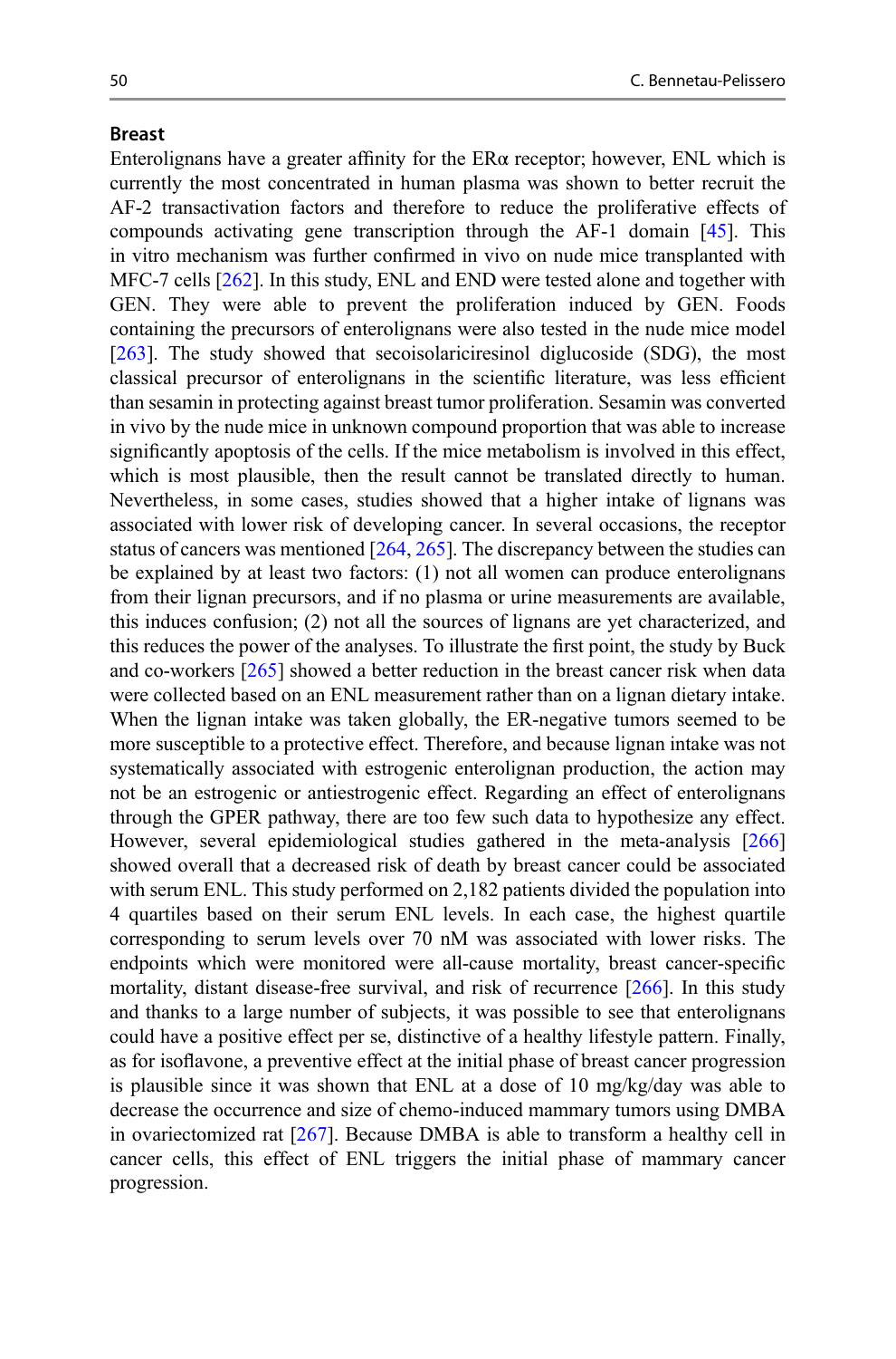**Breast**

Enterolignans have a greater affinity for the ERα receptor; however, ENL which is currently the most concentrated in human plasma was shown to better recruit the AF-2 transactivation factors and therefore to reduce the proliferative effects of compounds activating gene transcription through the AF-1 domain [45]. This in vitro mechanism was further confirmed in vivo on nude mice transplanted with MFC-7 cells [262]. In this study, ENL and END were tested alone and together with GEN. They were able to prevent the proliferation induced by GEN. Foods containing the precursors of enterolignans were also tested in the nude mice model [263]. The study showed that secoisolariciresinol diglucoside (SDG), the most classical precursor of enterolignans in the scientific literature, was less efficient than sesamin in protecting against breast tumor proliferation. Sesamin was converted in vivo by the nude mice in unknown compound proportion that was able to increase significantly apoptosis of the cells. If the mice metabolism is involved in this effect, which is most plausible, then the result cannot be translated directly to human. Nevertheless, in some cases, studies showed that a higher intake of lignans was associated with lower risk of developing cancer. In several occasions, the receptor status of cancers was mentioned [264, 265]. The discrepancy between the studies can be explained by at least two factors: (1) not all women can produce enterolignans from their lignan precursors, and if no plasma or urine measurements are available, this induces confusion; (2) not all the sources of lignans are yet characterized, and this reduces the power of the analyses. To illustrate the first point, the study by Buck and co-workers [265] showed a better reduction in the breast cancer risk when data were collected based on an ENL measurement rather than on a lignan dietary intake. When the lignan intake was taken globally, the ER-negative tumors seemed to be more susceptible to a protective effect. Therefore, and because lignan intake was not systematically associated with estrogenic enterolignan production, the action may not be an estrogenic or antiestrogenic effect. Regarding an effect of enterolignans through the GPER pathway, there are too few such data to hypothesize any effect. However, several epidemiological studies gathered in the meta-analysis [266] showed overall that a decreased risk of death by breast cancer could be associated with serum ENL. This study performed on 2,182 patients divided the population into 4 quartiles based on their serum ENL levels. In each case, the highest quartile corresponding to serum levels over 70 nM was associated with lower risks. The endpoints which were monitored were all-cause mortality, breast cancer-specific mortality, distant disease-free survival, and risk of recurrence [266]. In this study and thanks to a large number of subjects, it was possible to see that enterolignans could have a positive effect per se, distinctive of a healthy lifestyle pattern. Finally, as for isoflavone, a preventive effect at the initial phase of breast cancer progression is plausible since it was shown that ENL at a dose of 10 mg/kg/day was able to decrease the occurrence and size of chemo-induced mammary tumors using DMBA in ovariectomized rat [267]. Because DMBA is able to transform a healthy cell in cancer cells, this effect of ENL triggers the initial phase of mammary cancer progression.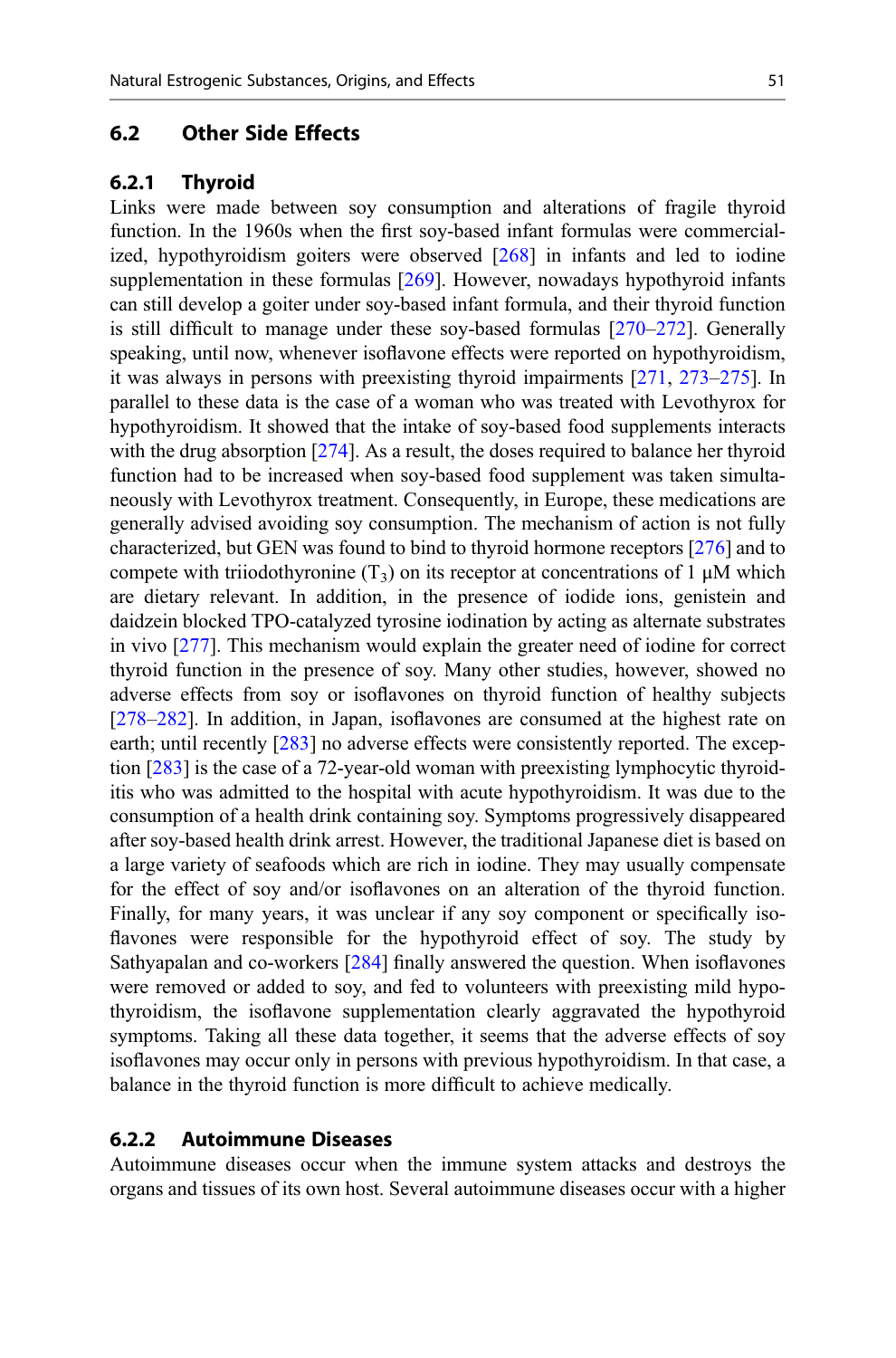## 6.2 Other Side Effects

### 6.2.1 Thyroid

Links were made between soy consumption and alterations of fragile thyroid function. In the 1960s when the first soy-based infant formulas were commercialized, hypothyroidism goiters were observed [268] in infants and led to iodine supplementation in these formulas [269]. However, nowadays hypothyroid infants can still develop a goiter under soy-based infant formula, and their thyroid function is still difficult to manage under these soy-based formulas [270–272]. Generally speaking, until now, whenever isoflavone effects were reported on hypothyroidism, it was always in persons with preexisting thyroid impairments [271, 273–275]. In parallel to these data is the case of a woman who was treated with Levothyrox for hypothyroidism. It showed that the intake of soy-based food supplements interacts with the drug absorption [274]. As a result, the doses required to balance her thyroid function had to be increased when soy-based food supplement was taken simultaneously with Levothyrox treatment. Consequently, in Europe, these medications are generally advised avoiding soy consumption. The mechanism of action is not fully characterized, but GEN was found to bind to thyroid hormone receptors [276] and to compete with triiodothyronine ($T_3$) on its receptor at concentrations of 1 μM which are dietary relevant. In addition, in the presence of iodide ions, genistein and daidzein blocked TPO-catalyzed tyrosine iodination by acting as alternate substrates in vivo [277]. This mechanism would explain the greater need of iodine for correct thyroid function in the presence of soy. Many other studies, however, showed no adverse effects from soy or isoflavones on thyroid function of healthy subjects [278–282]. In addition, in Japan, isoflavones are consumed at the highest rate on earth; until recently [283] no adverse effects were consistently reported. The exception [283] is the case of a 72-year-old woman with preexisting lymphocytic thyroiditis who was admitted to the hospital with acute hypothyroidism. It was due to the consumption of a health drink containing soy. Symptoms progressively disappeared after soy-based health drink arrest. However, the traditional Japanese diet is based on a large variety of seafoods which are rich in iodine. They may usually compensate for the effect of soy and/or isoflavones on an alteration of the thyroid function. Finally, for many years, it was unclear if any soy component or specifically isoflavones were responsible for the hypothyroid effect of soy. The study by Sathyapalan and co-workers [284] finally answered the question. When isoflavones were removed or added to soy, and fed to volunteers with preexisting mild hypothyroidism, the isoflavone supplementation clearly aggravated the hypothyroid symptoms. Taking all these data together, it seems that the adverse effects of soy isoflavones may occur only in persons with previous hypothyroidism. In that case, a balance in the thyroid function is more difficult to achieve medically.

### 6.2.2 Autoimmune Diseases

Autoimmune diseases occur when the immune system attacks and destroys the organs and tissues of its own host. Several autoimmune diseases occur with a higher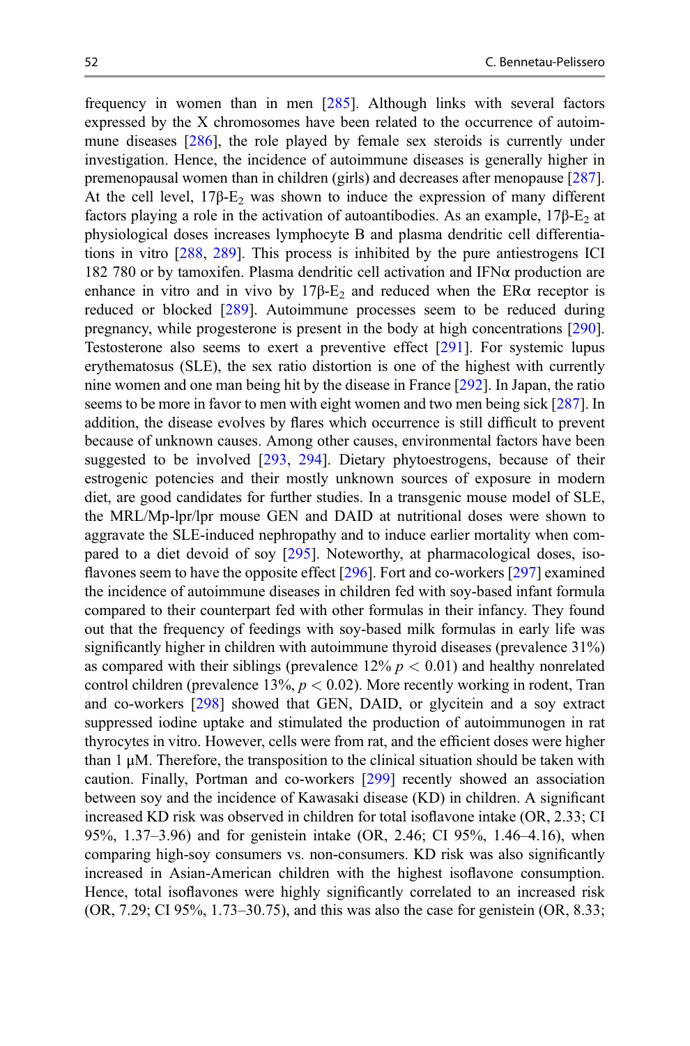frequency in women than in men [285]. Although links with several factors expressed by the X chromosomes have been related to the occurrence of autoimmune diseases [286], the role played by female sex steroids is currently under investigation. Hence, the incidence of autoimmune diseases is generally higher in premenopausal women than in children (girls) and decreases after menopause [287]. At the cell level, 17β-$E_2$ was shown to induce the expression of many different factors playing a role in the activation of autoantibodies. As an example, 17β-$E_2$ at physiological doses increases lymphocyte B and plasma dendritic cell differentiations in vitro [288, 289]. This process is inhibited by the pure antiestrogens ICI 182 780 or by tamoxifen. Plasma dendritic cell activation and IFNα production are enhance in vitro and in vivo by 17β-$E_2$ and reduced when the ERα receptor is reduced or blocked [289]. Autoimmune processes seem to be reduced during pregnancy, while progesterone is present in the body at high concentrations [290]. Testosterone also seems to exert a preventive effect [291]. For systemic lupus erythematosus (SLE), the sex ratio distortion is one of the highest with currently nine women and one man being hit by the disease in France [292]. In Japan, the ratio seems to be more in favor to men with eight women and two men being sick [287]. In addition, the disease evolves by flares which occurrence is still difficult to prevent because of unknown causes. Among other causes, environmental factors have been suggested to be involved [293, 294]. Dietary phytoestrogens, because of their estrogenic potencies and their mostly unknown sources of exposure in modern diet, are good candidates for further studies. In a transgenic mouse model of SLE, the MRL/Mp-lpr/lpr mouse GEN and DAID at nutritional doses were shown to aggravate the SLE-induced nephropathy and to induce earlier mortality when compared to a diet devoid of soy [295]. Noteworthy, at pharmacological doses, isoflavones seem to have the opposite effect [296]. Fort and co-workers [297] examined the incidence of autoimmune diseases in children fed with soy-based infant formula compared to their counterpart fed with other formulas in their infancy. They found out that the frequency of feedings with soy-based milk formulas in early life was significantly higher in children with autoimmune thyroid diseases (prevalence 31%) as compared with their siblings (prevalence 12% $p < 0.01$) and healthy nonrelated control children (prevalence 13%, $p < 0.02$). More recently working in rodent, Tran and co-workers [298] showed that GEN, DAID, or glycitein and a soy extract suppressed iodine uptake and stimulated the production of autoimmunogen in rat thyrocytes in vitro. However, cells were from rat, and the efficient doses were higher than 1 μM. Therefore, the transposition to the clinical situation should be taken with caution. Finally, Portman and co-workers [299] recently showed an association between soy and the incidence of Kawasaki disease (KD) in children. A significant increased KD risk was observed in children for total isoflavone intake (OR, 2.33; CI 95%, 1.37–3.96) and for genistein intake (OR, 2.46; CI 95%, 1.46–4.16), when comparing high-soy consumers vs. non-consumers. KD risk was also significantly increased in Asian-American children with the highest isoflavone consumption. Hence, total isoflavones were highly significantly correlated to an increased risk (OR, 7.29; CI 95%, 1.73–30.75), and this was also the case for genistein (OR, 8.33;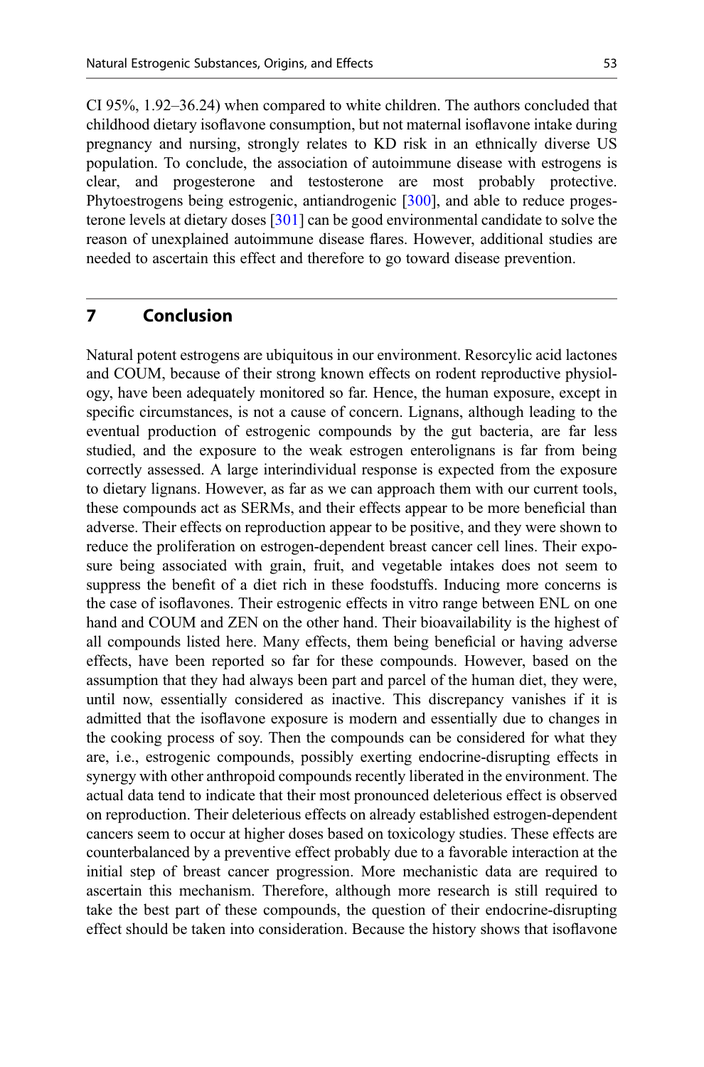CI 95%, 1.92–36.24) when compared to white children. The authors concluded that childhood dietary isoflavone consumption, but not maternal isoflavone intake during pregnancy and nursing, strongly relates to KD risk in an ethnically diverse US population. To conclude, the association of autoimmune disease with estrogens is clear, and progesterone and testosterone are most probably protective. Phytoestrogens being estrogenic, antiandrogenic [300], and able to reduce progesterone levels at dietary doses [301] can be good environmental candidate to solve the reason of unexplained autoimmune disease flares. However, additional studies are needed to ascertain this effect and therefore to go toward disease prevention.

## 7 Conclusion

Natural potent estrogens are ubiquitous in our environment. Resorcylic acid lactones and COUM, because of their strong known effects on rodent reproductive physiology, have been adequately monitored so far. Hence, the human exposure, except in specific circumstances, is not a cause of concern. Lignans, although leading to the eventual production of estrogenic compounds by the gut bacteria, are far less studied, and the exposure to the weak estrogen enterolignans is far from being correctly assessed. A large interindividual response is expected from the exposure to dietary lignans. However, as far as we can approach them with our current tools, these compounds act as SERMs, and their effects appear to be more beneficial than adverse. Their effects on reproduction appear to be positive, and they were shown to reduce the proliferation on estrogen-dependent breast cancer cell lines. Their exposure being associated with grain, fruit, and vegetable intakes does not seem to suppress the benefit of a diet rich in these foodstuffs. Inducing more concerns is the case of isoflavones. Their estrogenic effects in vitro range between ENL on one hand and COUM and ZEN on the other hand. Their bioavailability is the highest of all compounds listed here. Many effects, them being beneficial or having adverse effects, have been reported so far for these compounds. However, based on the assumption that they had always been part and parcel of the human diet, they were, until now, essentially considered as inactive. This discrepancy vanishes if it is admitted that the isoflavone exposure is modern and essentially due to changes in the cooking process of soy. Then the compounds can be considered for what they are, i.e., estrogenic compounds, possibly exerting endocrine-disrupting effects in synergy with other anthropoid compounds recently liberated in the environment. The actual data tend to indicate that their most pronounced deleterious effect is observed on reproduction. Their deleterious effects on already established estrogen-dependent cancers seem to occur at higher doses based on toxicology studies. These effects are counterbalanced by a preventive effect probably due to a favorable interaction at the initial step of breast cancer progression. More mechanistic data are required to ascertain this mechanism. Therefore, although more research is still required to take the best part of these compounds, the question of their endocrine-disrupting effect should be taken into consideration. Because the history shows that isoflavone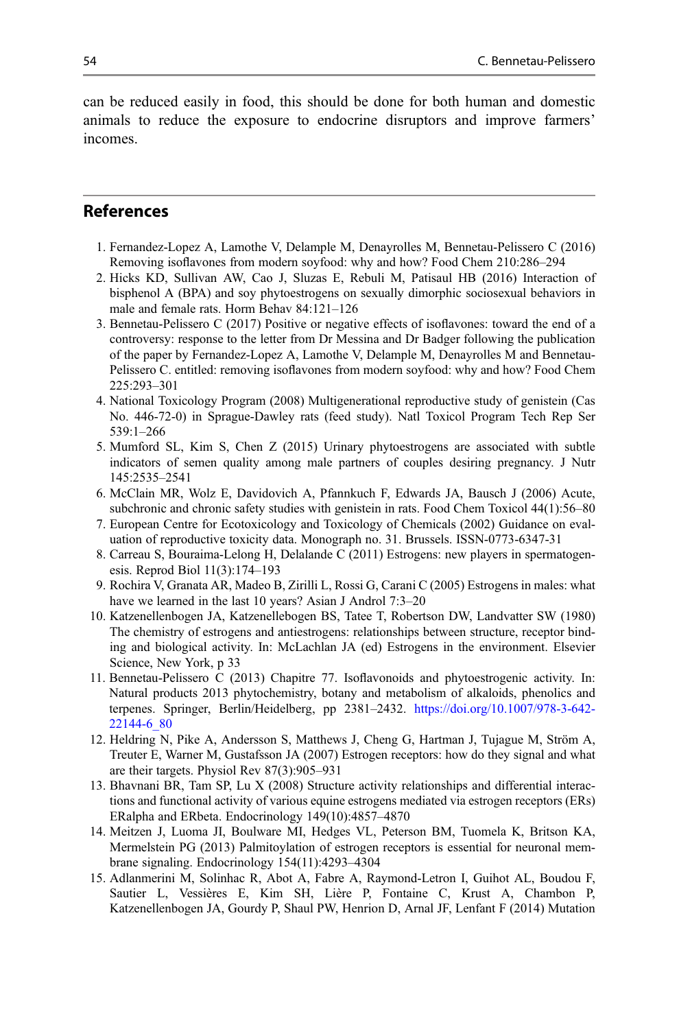can be reduced easily in food, this should be done for both human and domestic animals to reduce the exposure to endocrine disruptors and improve farmers' incomes.

## References

1. Fernandez-Lopez A, Lamothe V, Delample M, Denayrolles M, Bennetau-Pelissero C (2016) Removing isoflavones from modern soyfood: why and how? Food Chem 210:286–294
2. Hicks KD, Sullivan AW, Cao J, Sluzas E, Rebuli M, Patisaul HB (2016) Interaction of bisphenol A (BPA) and soy phytoestrogens on sexually dimorphic sociosexual behaviors in male and female rats. Horm Behav 84:121–126
3. Bennetau-Pelissero C (2017) Positive or negative effects of isoflavones: toward the end of a controversy: response to the letter from Dr Messina and Dr Badger following the publication of the paper by Fernandez-Lopez A, Lamothe V, Delample M, Denayrolles M and Bennetau-Pelissero C. entitled: removing isoflavones from modern soyfood: why and how? Food Chem 225:293–301
4. National Toxicology Program (2008) Multigenerational reproductive study of genistein (Cas No. 446-72-0) in Sprague-Dawley rats (feed study). Natl Toxicol Program Tech Rep Ser 539:1–266
5. Mumford SL, Kim S, Chen Z (2015) Urinary phytoestrogens are associated with subtle indicators of semen quality among male partners of couples desiring pregnancy. J Nutr 145:2535–2541
6. McClain MR, Wolz E, Davidovich A, Pfannkuch F, Edwards JA, Bausch J (2006) Acute, subchronic and chronic safety studies with genistein in rats. Food Chem Toxicol 44(1):56–80
7. European Centre for Ecotoxicology and Toxicology of Chemicals (2002) Guidance on evaluation of reproductive toxicity data. Monograph no. 31. Brussels. ISSN-0773-6347-31
8. Carreau S, Bouraima-Lelong H, Delalande C (2011) Estrogens: new players in spermatogenesis. Reprod Biol 11(3):174–193
9. Rochira V, Granata AR, Madeo B, Zirilli L, Rossi G, Carani C (2005) Estrogens in males: what have we learned in the last 10 years? Asian J Androl 7:3–20
10. Katzenellenbogen JA, Katzenellebogen BS, Tatee T, Robertson DW, Landvatter SW (1980) The chemistry of estrogens and antiestrogens: relationships between structure, receptor binding and biological activity. In: McLachlan JA (ed) Estrogens in the environment. Elsevier Science, New York, p 33
11. Bennetau-Pelissero C (2013) Chapitre 77. Isoflavonoids and phytoestrogenic activity. In: Natural products 2013 phytochemistry, botany and metabolism of alkaloids, phenolics and terpenes. Springer, Berlin/Heidelberg, pp 2381–2432. https://doi.org/10.1007/978-3-642-22144-6_80
12. Heldring N, Pike A, Andersson S, Matthews J, Cheng G, Hartman J, Tujague M, Ström A, Treuter E, Warner M, Gustafsson JA (2007) Estrogen receptors: how do they signal and what are their targets. Physiol Rev 87(3):905–931
13. Bhavnani BR, Tam SP, Lu X (2008) Structure activity relationships and differential interactions and functional activity of various equine estrogens mediated via estrogen receptors (ERs) ERalpha and ERbeta. Endocrinology 149(10):4857–4870
14. Meitzen J, Luoma JI, Boulware MI, Hedges VL, Peterson BM, Tuomela K, Britson KA, Mermelstein PG (2013) Palmitoylation of estrogen receptors is essential for neuronal membrane signaling. Endocrinology 154(11):4293–4304
15. Adlanmerini M, Solinhac R, Abot A, Fabre A, Raymond-Letron I, Guihot AL, Boudou F, Sautier L, Vessières E, Kim SH, Lière P, Fontaine C, Krust A, Chambon P, Katzenellenbogen JA, Gourdy P, Shaul PW, Henrion D, Arnal JF, Lenfant F (2014) Mutation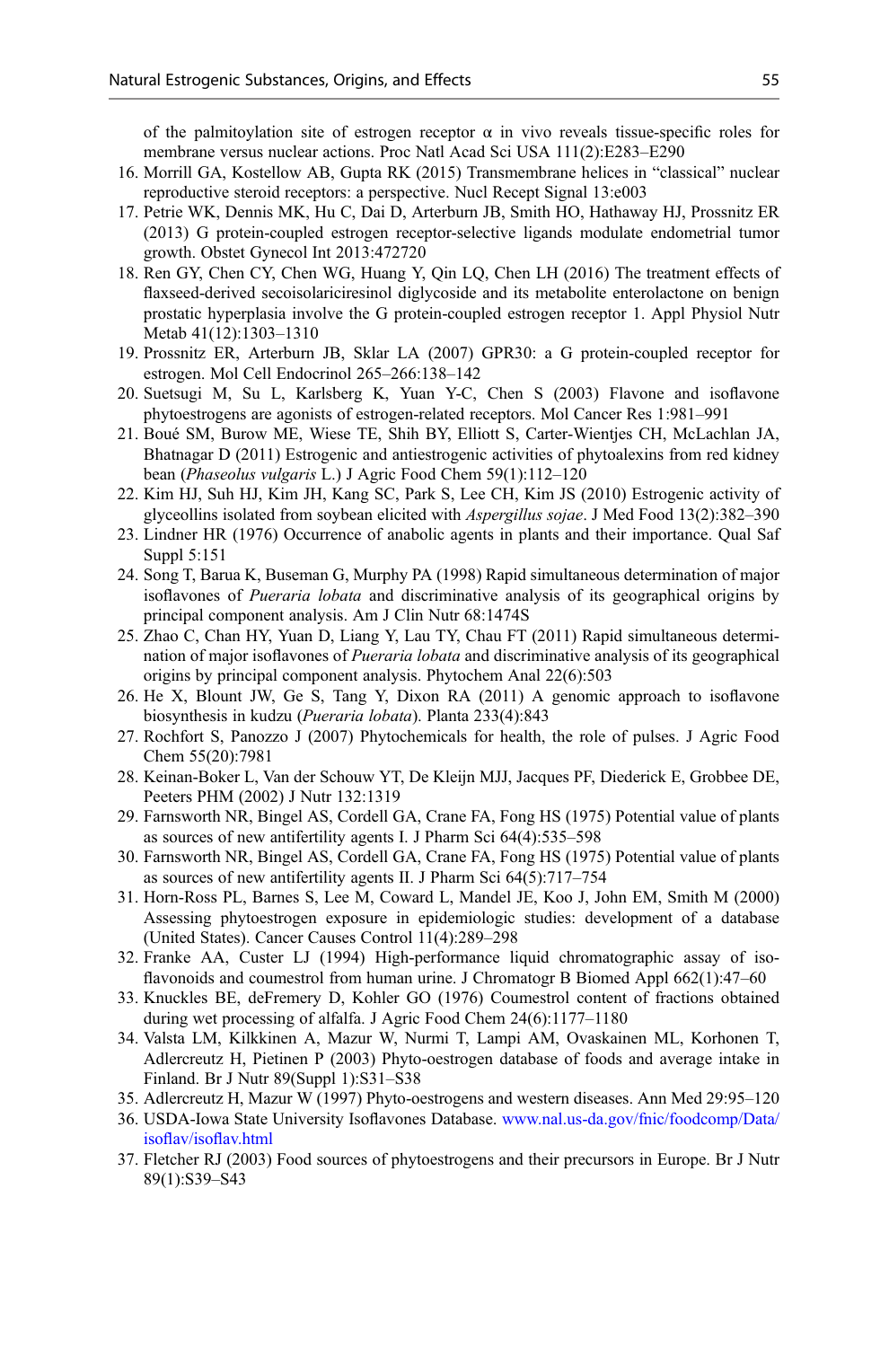of the palmitoylation site of estrogen receptor α in vivo reveals tissue-specific roles for membrane versus nuclear actions. Proc Natl Acad Sci USA 111(2):E283–E290

16. Morrill GA, Kostellow AB, Gupta RK (2015) Transmembrane helices in "classical" nuclear reproductive steroid receptors: a perspective. Nucl Recept Signal 13:e003
17. Petrie WK, Dennis MK, Hu C, Dai D, Arterburn JB, Smith HO, Hathaway HJ, Prossnitz ER (2013) G protein-coupled estrogen receptor-selective ligands modulate endometrial tumor growth. Obstet Gynecol Int 2013:472720
18. Ren GY, Chen CY, Chen WG, Huang Y, Qin LQ, Chen LH (2016) The treatment effects of flaxseed-derived secoisolariciresinol diglycoside and its metabolite enterolactone on benign prostatic hyperplasia involve the G protein-coupled estrogen receptor 1. Appl Physiol Nutr Metab 41(12):1303–1310
19. Prossnitz ER, Arterburn JB, Sklar LA (2007) GPR30: a G protein-coupled receptor for estrogen. Mol Cell Endocrinol 265–266:138–142
20. Suetsugi M, Su L, Karlsberg K, Yuan Y-C, Chen S (2003) Flavone and isoflavone phytoestrogens are agonists of estrogen-related receptors. Mol Cancer Res 1:981–991
21. Boué SM, Burow ME, Wiese TE, Shih BY, Elliott S, Carter-Wientjes CH, McLachlan JA, Bhatnagar D (2011) Estrogenic and antiestrogenic activities of phytoalexins from red kidney bean (*Phaseolus vulgaris* L.) J Agric Food Chem 59(1):112–120
22. Kim HJ, Suh HJ, Kim JH, Kang SC, Park S, Lee CH, Kim JS (2010) Estrogenic activity of glyceollins isolated from soybean elicited with *Aspergillus sojae*. J Med Food 13(2):382–390
23. Lindner HR (1976) Occurrence of anabolic agents in plants and their importance. Qual Saf Suppl 5:151
24. Song T, Barua K, Buseman G, Murphy PA (1998) Rapid simultaneous determination of major isoflavones of *Pueraria lobata* and discriminative analysis of its geographical origins by principal component analysis. Am J Clin Nutr 68:1474S
25. Zhao C, Chan HY, Yuan D, Liang Y, Lau TY, Chau FT (2011) Rapid simultaneous determination of major isoflavones of *Pueraria lobata* and discriminative analysis of its geographical origins by principal component analysis. Phytochem Anal 22(6):503
26. He X, Blount JW, Ge S, Tang Y, Dixon RA (2011) A genomic approach to isoflavone biosynthesis in kudzu (*Pueraria lobata*). Planta 233(4):843
27. Rochfort S, Panozzo J (2007) Phytochemicals for health, the role of pulses. J Agric Food Chem 55(20):7981
28. Keinan-Boker L, Van der Schouw YT, De Kleijn MJJ, Jacques PF, Diederick E, Grobbee DE, Peeters PHM (2002) J Nutr 132:1319
29. Farnsworth NR, Bingel AS, Cordell GA, Crane FA, Fong HS (1975) Potential value of plants as sources of new antifertility agents I. J Pharm Sci 64(4):535–598
30. Farnsworth NR, Bingel AS, Cordell GA, Crane FA, Fong HS (1975) Potential value of plants as sources of new antifertility agents II. J Pharm Sci 64(5):717–754
31. Horn-Ross PL, Barnes S, Lee M, Coward L, Mandel JE, Koo J, John EM, Smith M (2000) Assessing phytoestrogen exposure in epidemiologic studies: development of a database (United States). Cancer Causes Control 11(4):289–298
32. Franke AA, Custer LJ (1994) High-performance liquid chromatographic assay of isoflavonoids and coumestrol from human urine. J Chromatogr B Biomed Appl 662(1):47–60
33. Knuckles BE, deFremery D, Kohler GO (1976) Coumestrol content of fractions obtained during wet processing of alfalfa. J Agric Food Chem 24(6):1177–1180
34. Valsta LM, Kilkkinen A, Mazur W, Nurmi T, Lampi AM, Ovaskainen ML, Korhonen T, Adlercreutz H, Pietinen P (2003) Phyto-oestrogen database of foods and average intake in Finland. Br J Nutr 89(Suppl 1):S31–S38
35. Adlercreutz H, Mazur W (1997) Phyto-oestrogens and western diseases. Ann Med 29:95–120
36. USDA-Iowa State University Isoflavones Database. www.nal.us-da.gov/fnic/foodcomp/Data/isoflav/isoflav.html
37. Fletcher RJ (2003) Food sources of phytoestrogens and their precursors in Europe. Br J Nutr 89(1):S39–S43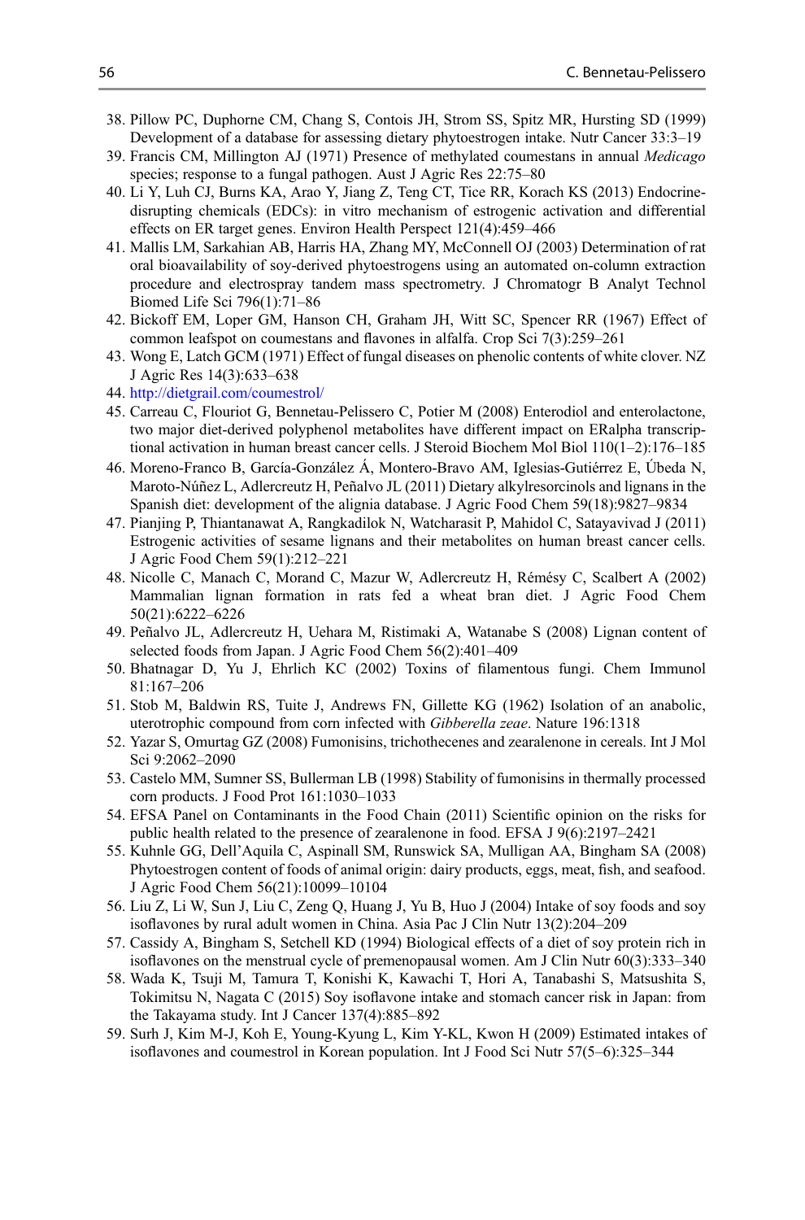38. Pillow PC, Duphorne CM, Chang S, Contois JH, Strom SS, Spitz MR, Hursting SD (1999) Development of a database for assessing dietary phytoestrogen intake. Nutr Cancer 33:3–19
39. Francis CM, Millington AJ (1971) Presence of methylated coumestans in annual *Medicago* species; response to a fungal pathogen. Aust J Agric Res 22:75–80
40. Li Y, Luh CJ, Burns KA, Arao Y, Jiang Z, Teng CT, Tice RR, Korach KS (2013) Endocrine-disrupting chemicals (EDCs): in vitro mechanism of estrogenic activation and differential effects on ER target genes. Environ Health Perspect 121(4):459–466
41. Mallis LM, Sarkahian AB, Harris HA, Zhang MY, McConnell OJ (2003) Determination of rat oral bioavailability of soy-derived phytoestrogens using an automated on-column extraction procedure and electrospray tandem mass spectrometry. J Chromatogr B Analyt Technol Biomed Life Sci 796(1):71–86
42. Bickoff EM, Loper GM, Hanson CH, Graham JH, Witt SC, Spencer RR (1967) Effect of common leafspot on coumestans and flavones in alfalfa. Crop Sci 7(3):259–261
43. Wong E, Latch GCM (1971) Effect of fungal diseases on phenolic contents of white clover. NZ J Agric Res 14(3):633–638
44. http://dietgrail.com/coumestrol/
45. Carreau C, Flouriot G, Bennetau-Pelissero C, Potier M (2008) Enterodiol and enterolactone, two major diet-derived polyphenol metabolites have different impact on ERalpha transcriptional activation in human breast cancer cells. J Steroid Biochem Mol Biol 110(1–2):176–185
46. Moreno-Franco B, García-González Á, Montero-Bravo AM, Iglesias-Gutiérrez E, Úbeda N, Maroto-Núñez L, Adlercreutz H, Peñalvo JL (2011) Dietary alkylresorcinols and lignans in the Spanish diet: development of the alignia database. J Agric Food Chem 59(18):9827–9834
47. Pianjing P, Thiantanawat A, Rangkadilok N, Watcharasit P, Mahidol C, Satayavivad J (2011) Estrogenic activities of sesame lignans and their metabolites on human breast cancer cells. J Agric Food Chem 59(1):212–221
48. Nicolle C, Manach C, Morand C, Mazur W, Adlercreutz H, Rémésy C, Scalbert A (2002) Mammalian lignan formation in rats fed a wheat bran diet. J Agric Food Chem 50(21):6222–6226
49. Peñalvo JL, Adlercreutz H, Uehara M, Ristimaki A, Watanabe S (2008) Lignan content of selected foods from Japan. J Agric Food Chem 56(2):401–409
50. Bhatnagar D, Yu J, Ehrlich KC (2002) Toxins of filamentous fungi. Chem Immunol 81:167–206
51. Stob M, Baldwin RS, Tuite J, Andrews FN, Gillette KG (1962) Isolation of an anabolic, uterotrophic compound from corn infected with *Gibberella zeae*. Nature 196:1318
52. Yazar S, Omurtag GZ (2008) Fumonisins, trichothecenes and zearalenone in cereals. Int J Mol Sci 9:2062–2090
53. Castelo MM, Sumner SS, Bullerman LB (1998) Stability of fumonisins in thermally processed corn products. J Food Prot 161:1030–1033
54. EFSA Panel on Contaminants in the Food Chain (2011) Scientific opinion on the risks for public health related to the presence of zearalenone in food. EFSA J 9(6):2197–2421
55. Kuhnle GG, Dell'Aquila C, Aspinall SM, Runswick SA, Mulligan AA, Bingham SA (2008) Phytoestrogen content of foods of animal origin: dairy products, eggs, meat, fish, and seafood. J Agric Food Chem 56(21):10099–10104
56. Liu Z, Li W, Sun J, Liu C, Zeng Q, Huang J, Yu B, Huo J (2004) Intake of soy foods and soy isoflavones by rural adult women in China. Asia Pac J Clin Nutr 13(2):204–209
57. Cassidy A, Bingham S, Setchell KD (1994) Biological effects of a diet of soy protein rich in isoflavones on the menstrual cycle of premenopausal women. Am J Clin Nutr 60(3):333–340
58. Wada K, Tsuji M, Tamura T, Konishi K, Kawachi T, Hori A, Tanabashi S, Matsushita S, Tokimitsu N, Nagata C (2015) Soy isoflavone intake and stomach cancer risk in Japan: from the Takayama study. Int J Cancer 137(4):885–892
59. Surh J, Kim M-J, Koh E, Young-Kyung L, Kim Y-KL, Kwon H (2009) Estimated intakes of isoflavones and coumestrol in Korean population. Int J Food Sci Nutr 57(5–6):325–344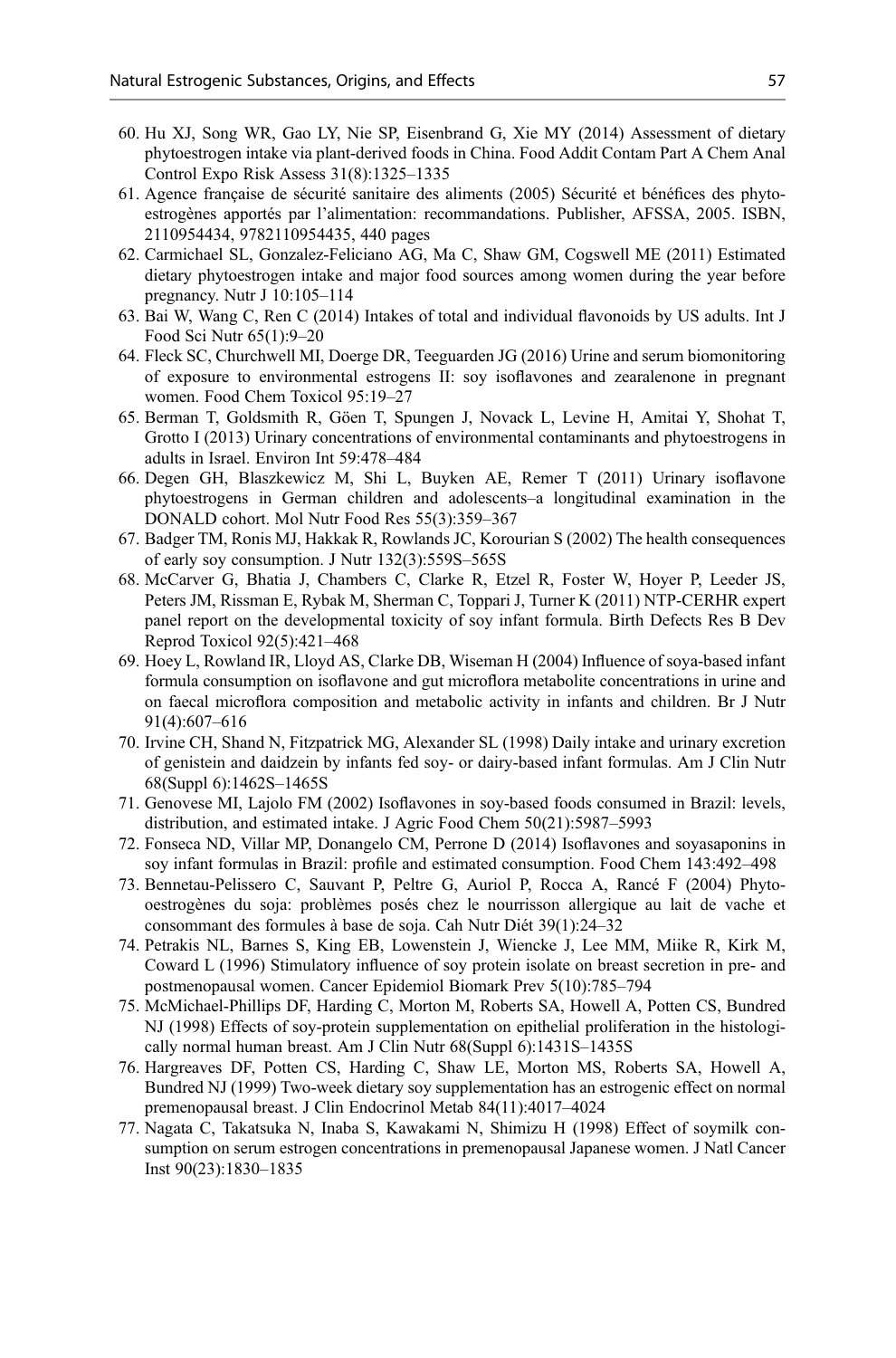60. Hu XJ, Song WR, Gao LY, Nie SP, Eisenbrand G, Xie MY (2014) Assessment of dietary phytoestrogen intake via plant-derived foods in China. Food Addit Contam Part A Chem Anal Control Expo Risk Assess 31(8):1325–1335
61. Agence française de sécurité sanitaire des aliments (2005) Sécurité et bénéfices des phyto-estrogènes apportés par l'alimentation: recommandations. Publisher, AFSSA, 2005. ISBN, 2110954434, 9782110954435, 440 pages
62. Carmichael SL, Gonzalez-Feliciano AG, Ma C, Shaw GM, Cogswell ME (2011) Estimated dietary phytoestrogen intake and major food sources among women during the year before pregnancy. Nutr J 10:105–114
63. Bai W, Wang C, Ren C (2014) Intakes of total and individual flavonoids by US adults. Int J Food Sci Nutr 65(1):9–20
64. Fleck SC, Churchwell MI, Doerge DR, Teeguarden JG (2016) Urine and serum biomonitoring of exposure to environmental estrogens II: soy isoflavones and zearalenone in pregnant women. Food Chem Toxicol 95:19–27
65. Berman T, Goldsmith R, Göen T, Spungen J, Novack L, Levine H, Amitai Y, Shohat T, Grotto I (2013) Urinary concentrations of environmental contaminants and phytoestrogens in adults in Israel. Environ Int 59:478–484
66. Degen GH, Blaszkewicz M, Shi L, Buyken AE, Remer T (2011) Urinary isoflavone phytoestrogens in German children and adolescents–a longitudinal examination in the DONALD cohort. Mol Nutr Food Res 55(3):359–367
67. Badger TM, Ronis MJ, Hakkak R, Rowlands JC, Korourian S (2002) The health consequences of early soy consumption. J Nutr 132(3):559S–565S
68. McCarver G, Bhatia J, Chambers C, Clarke R, Etzel R, Foster W, Hoyer P, Leeder JS, Peters JM, Rissman E, Rybak M, Sherman C, Toppari J, Turner K (2011) NTP-CERHR expert panel report on the developmental toxicity of soy infant formula. Birth Defects Res B Dev Reprod Toxicol 92(5):421–468
69. Hoey L, Rowland IR, Lloyd AS, Clarke DB, Wiseman H (2004) Influence of soya-based infant formula consumption on isoflavone and gut microflora metabolite concentrations in urine and on faecal microflora composition and metabolic activity in infants and children. Br J Nutr 91(4):607–616
70. Irvine CH, Shand N, Fitzpatrick MG, Alexander SL (1998) Daily intake and urinary excretion of genistein and daidzein by infants fed soy- or dairy-based infant formulas. Am J Clin Nutr 68(Suppl 6):1462S–1465S
71. Genovese MI, Lajolo FM (2002) Isoflavones in soy-based foods consumed in Brazil: levels, distribution, and estimated intake. J Agric Food Chem 50(21):5987–5993
72. Fonseca ND, Villar MP, Donangelo CM, Perrone D (2014) Isoflavones and soyasaponins in soy infant formulas in Brazil: profile and estimated consumption. Food Chem 143:492–498
73. Bennetau-Pelissero C, Sauvant P, Peltre G, Auriol P, Rocca A, Rancé F (2004) Phyto-oestrogènes du soja: problèmes posés chez le nourrisson allergique au lait de vache et consommant des formules à base de soja. Cah Nutr Diét 39(1):24–32
74. Petrakis NL, Barnes S, King EB, Lowenstein J, Wiencke J, Lee MM, Miike R, Kirk M, Coward L (1996) Stimulatory influence of soy protein isolate on breast secretion in pre- and postmenopausal women. Cancer Epidemiol Biomark Prev 5(10):785–794
75. McMichael-Phillips DF, Harding C, Morton M, Roberts SA, Howell A, Potten CS, Bundred NJ (1998) Effects of soy-protein supplementation on epithelial proliferation in the histologically normal human breast. Am J Clin Nutr 68(Suppl 6):1431S–1435S
76. Hargreaves DF, Potten CS, Harding C, Shaw LE, Morton MS, Roberts SA, Howell A, Bundred NJ (1999) Two-week dietary soy supplementation has an estrogenic effect on normal premenopausal breast. J Clin Endocrinol Metab 84(11):4017–4024
77. Nagata C, Takatsuka N, Inaba S, Kawakami N, Shimizu H (1998) Effect of soymilk consumption on serum estrogen concentrations in premenopausal Japanese women. J Natl Cancer Inst 90(23):1830–1835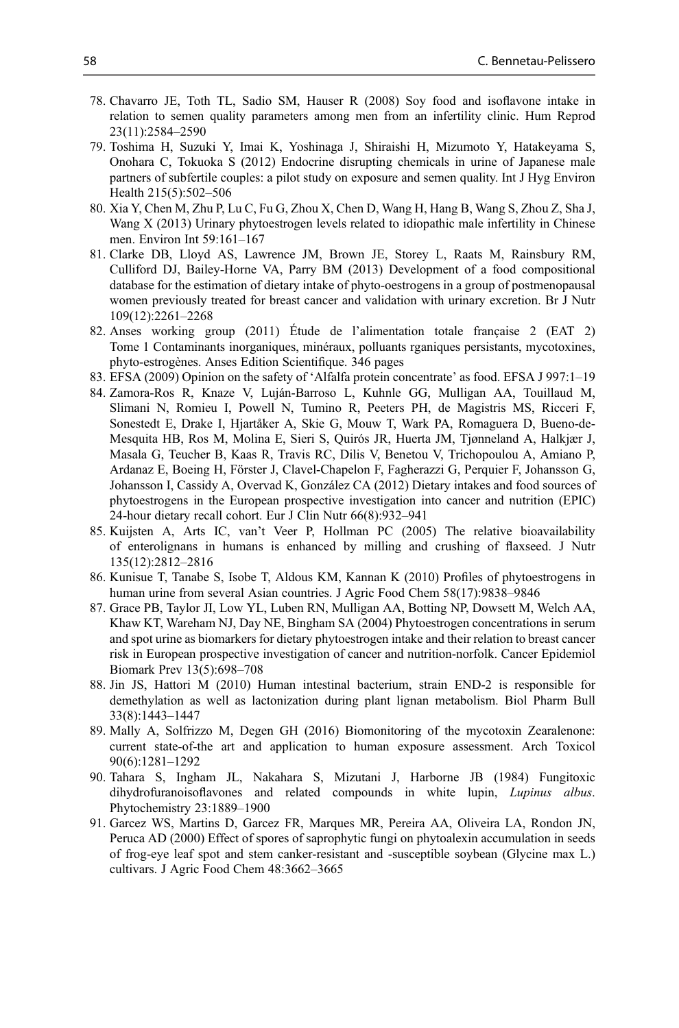78. Chavarro JE, Toth TL, Sadio SM, Hauser R (2008) Soy food and isoflavone intake in relation to semen quality parameters among men from an infertility clinic. Hum Reprod 23(11):2584–2590
79. Toshima H, Suzuki Y, Imai K, Yoshinaga J, Shiraishi H, Mizumoto Y, Hatakeyama S, Onohara C, Tokuoka S (2012) Endocrine disrupting chemicals in urine of Japanese male partners of subfertile couples: a pilot study on exposure and semen quality. Int J Hyg Environ Health 215(5):502–506
80. Xia Y, Chen M, Zhu P, Lu C, Fu G, Zhou X, Chen D, Wang H, Hang B, Wang S, Zhou Z, Sha J, Wang X (2013) Urinary phytoestrogen levels related to idiopathic male infertility in Chinese men. Environ Int 59:161–167
81. Clarke DB, Lloyd AS, Lawrence JM, Brown JE, Storey L, Raats M, Rainsbury RM, Culliford DJ, Bailey-Horne VA, Parry BM (2013) Development of a food compositional database for the estimation of dietary intake of phyto-oestrogens in a group of postmenopausal women previously treated for breast cancer and validation with urinary excretion. Br J Nutr 109(12):2261–2268
82. Anses working group (2011) Étude de l'alimentation totale française 2 (EAT 2) Tome 1 Contaminants inorganiques, minéraux, polluants rganiques persistants, mycotoxines, phyto-estrogènes. Anses Edition Scientifique. 346 pages
83. EFSA (2009) Opinion on the safety of 'Alfalfa protein concentrate' as food. EFSA J 997:1–19
84. Zamora-Ros R, Knaze V, Luján-Barroso L, Kuhnle GG, Mulligan AA, Touillaud M, Slimani N, Romieu I, Powell N, Tumino R, Peeters PH, de Magistris MS, Ricceri F, Sonestedt E, Drake I, Hjartåker A, Skie G, Mouw T, Wark PA, Romaguera D, Bueno-de-Mesquita HB, Ros M, Molina E, Sieri S, Quirós JR, Huerta JM, Tjønneland A, Halkjær J, Masala G, Teucher B, Kaas R, Travis RC, Dilis V, Benetou V, Trichopoulou A, Amiano P, Ardanaz E, Boeing H, Förster J, Clavel-Chapelon F, Fagherazzi G, Perquier F, Johansson G, Johansson I, Cassidy A, Overvad K, González CA (2012) Dietary intakes and food sources of phytoestrogens in the European prospective investigation into cancer and nutrition (EPIC) 24-hour dietary recall cohort. Eur J Clin Nutr 66(8):932–941
85. Kuijsten A, Arts IC, van't Veer P, Hollman PC (2005) The relative bioavailability of enterolignans in humans is enhanced by milling and crushing of flaxseed. J Nutr 135(12):2812–2816
86. Kunisue T, Tanabe S, Isobe T, Aldous KM, Kannan K (2010) Profiles of phytoestrogens in human urine from several Asian countries. J Agric Food Chem 58(17):9838–9846
87. Grace PB, Taylor JI, Low YL, Luben RN, Mulligan AA, Botting NP, Dowsett M, Welch AA, Khaw KT, Wareham NJ, Day NE, Bingham SA (2004) Phytoestrogen concentrations in serum and spot urine as biomarkers for dietary phytoestrogen intake and their relation to breast cancer risk in European prospective investigation of cancer and nutrition-norfolk. Cancer Epidemiol Biomark Prev 13(5):698–708
88. Jin JS, Hattori M (2010) Human intestinal bacterium, strain END-2 is responsible for demethylation as well as lactonization during plant lignan metabolism. Biol Pharm Bull 33(8):1443–1447
89. Mally A, Solfrizzo M, Degen GH (2016) Biomonitoring of the mycotoxin Zearalenone: current state-of-the art and application to human exposure assessment. Arch Toxicol 90(6):1281–1292
90. Tahara S, Ingham JL, Nakahara S, Mizutani J, Harborne JB (1984) Fungitoxic dihydrofuranoisoflavones and related compounds in white lupin, *Lupinus albus*. Phytochemistry 23:1889–1900
91. Garcez WS, Martins D, Garcez FR, Marques MR, Pereira AA, Oliveira LA, Rondon JN, Peruca AD (2000) Effect of spores of saprophytic fungi on phytoalexin accumulation in seeds of frog-eye leaf spot and stem canker-resistant and -susceptible soybean (Glycine max L.) cultivars. J Agric Food Chem 48:3662–3665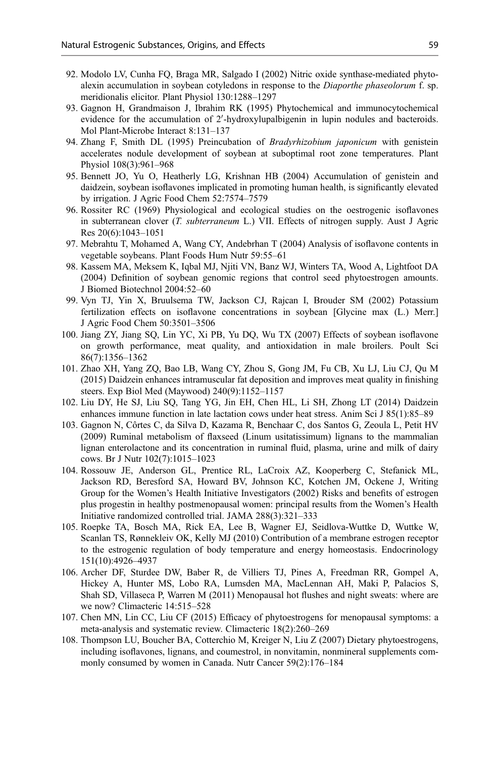92. Modolo LV, Cunha FQ, Braga MR, Salgado I (2002) Nitric oxide synthase-mediated phytoalexin accumulation in soybean cotyledons in response to the *Diaporthe phaseolorum* f. sp. meridionalis elicitor. Plant Physiol 130:1288–1297
93. Gagnon H, Grandmaison J, Ibrahim RK (1995) Phytochemical and immunocytochemical evidence for the accumulation of 2′-hydroxylupalbigenin in lupin nodules and bacteroids. Mol Plant-Microbe Interact 8:131–137
94. Zhang F, Smith DL (1995) Preincubation of *Bradyrhizobium japonicum* with genistein accelerates nodule development of soybean at suboptimal root zone temperatures. Plant Physiol 108(3):961–968
95. Bennett JO, Yu O, Heatherly LG, Krishnan HB (2004) Accumulation of genistein and daidzein, soybean isoflavones implicated in promoting human health, is significantly elevated by irrigation. J Agric Food Chem 52:7574–7579
96. Rossiter RC (1969) Physiological and ecological studies on the oestrogenic isoflavones in subterranean clover (*T. subterraneum* L.) VII. Effects of nitrogen supply. Aust J Agric Res 20(6):1043–1051
97. Mebrahtu T, Mohamed A, Wang CY, Andebrhan T (2004) Analysis of isoflavone contents in vegetable soybeans. Plant Foods Hum Nutr 59:55–61
98. Kassem MA, Meksem K, Iqbal MJ, Njiti VN, Banz WJ, Winters TA, Wood A, Lightfoot DA (2004) Definition of soybean genomic regions that control seed phytoestrogen amounts. J Biomed Biotechnol 2004:52–60
99. Vyn TJ, Yin X, Bruulsema TW, Jackson CJ, Rajcan I, Brouder SM (2002) Potassium fertilization effects on isoflavone concentrations in soybean [Glycine max (L.) Merr.] J Agric Food Chem 50:3501–3506
100. Jiang ZY, Jiang SQ, Lin YC, Xi PB, Yu DQ, Wu TX (2007) Effects of soybean isoflavone on growth performance, meat quality, and antioxidation in male broilers. Poult Sci 86(7):1356–1362
101. Zhao XH, Yang ZQ, Bao LB, Wang CY, Zhou S, Gong JM, Fu CB, Xu LJ, Liu CJ, Qu M (2015) Daidzein enhances intramuscular fat deposition and improves meat quality in finishing steers. Exp Biol Med (Maywood) 240(9):1152–1157
102. Liu DY, He SJ, Liu SQ, Tang YG, Jin EH, Chen HL, Li SH, Zhong LT (2014) Daidzein enhances immune function in late lactation cows under heat stress. Anim Sci J 85(1):85–89
103. Gagnon N, Côrtes C, da Silva D, Kazama R, Benchaar C, dos Santos G, Zeoula L, Petit HV (2009) Ruminal metabolism of flaxseed (Linum usitatissimum) lignans to the mammalian lignan enterolactone and its concentration in ruminal fluid, plasma, urine and milk of dairy cows. Br J Nutr 102(7):1015–1023
104. Rossouw JE, Anderson GL, Prentice RL, LaCroix AZ, Kooperberg C, Stefanick ML, Jackson RD, Beresford SA, Howard BV, Johnson KC, Kotchen JM, Ockene J, Writing Group for the Women's Health Initiative Investigators (2002) Risks and benefits of estrogen plus progestin in healthy postmenopausal women: principal results from the Women's Health Initiative randomized controlled trial. JAMA 288(3):321–333
105. Roepke TA, Bosch MA, Rick EA, Lee B, Wagner EJ, Seidlova-Wuttke D, Wuttke W, Scanlan TS, Rønnekleiv OK, Kelly MJ (2010) Contribution of a membrane estrogen receptor to the estrogenic regulation of body temperature and energy homeostasis. Endocrinology 151(10):4926–4937
106. Archer DF, Sturdee DW, Baber R, de Villiers TJ, Pines A, Freedman RR, Gompel A, Hickey A, Hunter MS, Lobo RA, Lumsden MA, MacLennan AH, Maki P, Palacios S, Shah SD, Villaseca P, Warren M (2011) Menopausal hot flushes and night sweats: where are we now? Climacteric 14:515–528
107. Chen MN, Lin CC, Liu CF (2015) Efficacy of phytoestrogens for menopausal symptoms: a meta-analysis and systematic review. Climacteric 18(2):260–269
108. Thompson LU, Boucher BA, Cotterchio M, Kreiger N, Liu Z (2007) Dietary phytoestrogens, including isoflavones, lignans, and coumestrol, in nonvitamin, nonmineral supplements commonly consumed by women in Canada. Nutr Cancer 59(2):176–184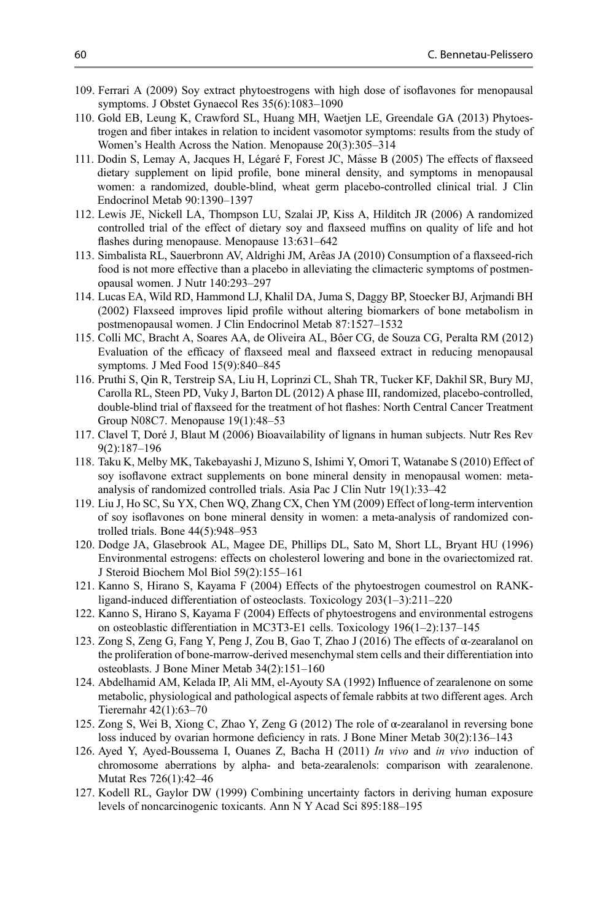109. Ferrari A (2009) Soy extract phytoestrogens with high dose of isoflavones for menopausal symptoms. J Obstet Gynaecol Res 35(6):1083–1090
110. Gold EB, Leung K, Crawford SL, Huang MH, Waetjen LE, Greendale GA (2013) Phytoestrogen and fiber intakes in relation to incident vasomotor symptoms: results from the study of Women's Health Across the Nation. Menopause 20(3):305–314
111. Dodin S, Lemay A, Jacques H, Légaré F, Forest JC, Mâsse B (2005) The effects of flaxseed dietary supplement on lipid profile, bone mineral density, and symptoms in menopausal women: a randomized, double-blind, wheat germ placebo-controlled clinical trial. J Clin Endocrinol Metab 90:1390–1397
112. Lewis JE, Nickell LA, Thompson LU, Szalai JP, Kiss A, Hilditch JR (2006) A randomized controlled trial of the effect of dietary soy and flaxseed muffins on quality of life and hot flashes during menopause. Menopause 13:631–642
113. Simbalista RL, Sauerbronn AV, Aldrighi JM, Arêas JA (2010) Consumption of a flaxseed-rich food is not more effective than a placebo in alleviating the climacteric symptoms of postmenopausal women. J Nutr 140:293–297
114. Lucas EA, Wild RD, Hammond LJ, Khalil DA, Juma S, Daggy BP, Stoecker BJ, Arjmandi BH (2002) Flaxseed improves lipid profile without altering biomarkers of bone metabolism in postmenopausal women. J Clin Endocrinol Metab 87:1527–1532
115. Colli MC, Bracht A, Soares AA, de Oliveira AL, Bôer CG, de Souza CG, Peralta RM (2012) Evaluation of the efficacy of flaxseed meal and flaxseed extract in reducing menopausal symptoms. J Med Food 15(9):840–845
116. Pruthi S, Qin R, Terstreip SA, Liu H, Loprinzi CL, Shah TR, Tucker KF, Dakhil SR, Bury MJ, Carolla RL, Steen PD, Vuky J, Barton DL (2012) A phase III, randomized, placebo-controlled, double-blind trial of flaxseed for the treatment of hot flashes: North Central Cancer Treatment Group N08C7. Menopause 19(1):48–53
117. Clavel T, Doré J, Blaut M (2006) Bioavailability of lignans in human subjects. Nutr Res Rev 9(2):187–196
118. Taku K, Melby MK, Takebayashi J, Mizuno S, Ishimi Y, Omori T, Watanabe S (2010) Effect of soy isoflavone extract supplements on bone mineral density in menopausal women: meta-analysis of randomized controlled trials. Asia Pac J Clin Nutr 19(1):33–42
119. Liu J, Ho SC, Su YX, Chen WQ, Zhang CX, Chen YM (2009) Effect of long-term intervention of soy isoflavones on bone mineral density in women: a meta-analysis of randomized controlled trials. Bone 44(5):948–953
120. Dodge JA, Glasebrook AL, Magee DE, Phillips DL, Sato M, Short LL, Bryant HU (1996) Environmental estrogens: effects on cholesterol lowering and bone in the ovariectomized rat. J Steroid Biochem Mol Biol 59(2):155–161
121. Kanno S, Hirano S, Kayama F (2004) Effects of the phytoestrogen coumestrol on RANK-ligand-induced differentiation of osteoclasts. Toxicology 203(1–3):211–220
122. Kanno S, Hirano S, Kayama F (2004) Effects of phytoestrogens and environmental estrogens on osteoblastic differentiation in MC3T3-E1 cells. Toxicology 196(1–2):137–145
123. Zong S, Zeng G, Fang Y, Peng J, Zou B, Gao T, Zhao J (2016) The effects of α-zearalanol on the proliferation of bone-marrow-derived mesenchymal stem cells and their differentiation into osteoblasts. J Bone Miner Metab 34(2):151–160
124. Abdelhamid AM, Kelada IP, Ali MM, el-Ayouty SA (1992) Influence of zearalenone on some metabolic, physiological and pathological aspects of female rabbits at two different ages. Arch Tierernahr 42(1):63–70
125. Zong S, Wei B, Xiong C, Zhao Y, Zeng G (2012) The role of α-zearalanol in reversing bone loss induced by ovarian hormone deficiency in rats. J Bone Miner Metab 30(2):136–143
126. Ayed Y, Ayed-Boussema I, Ouanes Z, Bacha H (2011) *In vivo* and *in vivo* induction of chromosome aberrations by alpha- and beta-zearalenols: comparison with zearalenone. Mutat Res 726(1):42–46
127. Kodell RL, Gaylor DW (1999) Combining uncertainty factors in deriving human exposure levels of noncarcinogenic toxicants. Ann N Y Acad Sci 895:188–195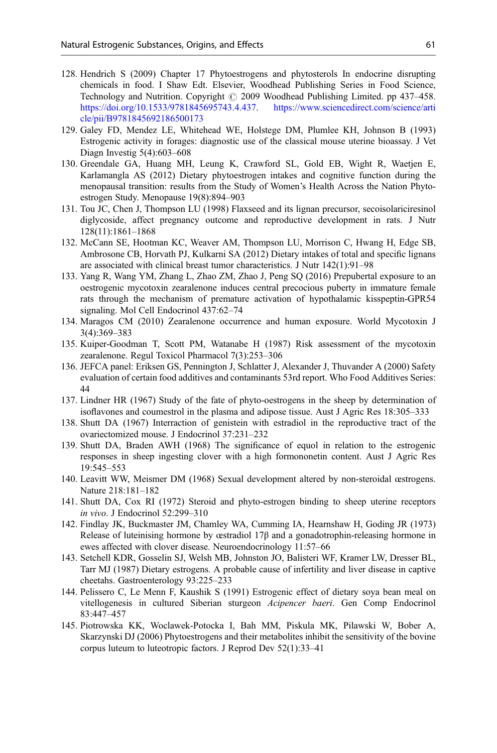128. Hendrich S (2009) Chapter 17 Phytoestrogens and phytosterols In endocrine disrupting chemicals in food. I Shaw Edt. Elsevier, Woodhead Publishing Series in Food Science, Technology and Nutrition. Copyright © 2009 Woodhead Publishing Limited. pp 437–458. https://doi.org/10.1533/9781845695743.4.437. https://www.sciencedirect.com/science/article/pii/B9781845692186500173
129. Galey FD, Mendez LE, Whitehead WE, Holstege DM, Plumlee KH, Johnson B (1993) Estrogenic activity in forages: diagnostic use of the classical mouse uterine bioassay. J Vet Diagn Investig 5(4):603–608
130. Greendale GA, Huang MH, Leung K, Crawford SL, Gold EB, Wight R, Waetjen E, Karlamangla AS (2012) Dietary phytoestrogen intakes and cognitive function during the menopausal transition: results from the Study of Women's Health Across the Nation Phytoestrogen Study. Menopause 19(8):894–903
131. Tou JC, Chen J, Thompson LU (1998) Flaxseed and its lignan precursor, secoisolariciresinol diglycoside, affect pregnancy outcome and reproductive development in rats. J Nutr 128(11):1861–1868
132. McCann SE, Hootman KC, Weaver AM, Thompson LU, Morrison C, Hwang H, Edge SB, Ambrosone CB, Horvath PJ, Kulkarni SA (2012) Dietary intakes of total and specific lignans are associated with clinical breast tumor characteristics. J Nutr 142(1):91–98
133. Yang R, Wang YM, Zhang L, Zhao ZM, Zhao J, Peng SQ (2016) Prepubertal exposure to an oestrogenic mycotoxin zearalenone induces central precocious puberty in immature female rats through the mechanism of premature activation of hypothalamic kisspeptin-GPR54 signaling. Mol Cell Endocrinol 437:62–74
134. Maragos CM (2010) Zearalenone occurrence and human exposure. World Mycotoxin J 3(4):369–383
135. Kuiper-Goodman T, Scott PM, Watanabe H (1987) Risk assessment of the mycotoxin zearalenone. Regul Toxicol Pharmacol 7(3):253–306
136. JEFCA panel: Eriksen GS, Pennington J, Schlatter J, Alexander J, Thuvander A (2000) Safety evaluation of certain food additives and contaminants 53rd report. Who Food Additives Series: 44
137. Lindner HR (1967) Study of the fate of phyto-oestrogens in the sheep by determination of isoflavones and coumestrol in the plasma and adipose tissue. Aust J Agric Res 18:305–333
138. Shutt DA (1967) Interraction of genistein with estradiol in the reproductive tract of the ovariectomized mouse. J Endocrinol 37:231–232
139. Shutt DA, Braden AWH (1968) The significance of equol in relation to the estrogenic responses in sheep ingesting clover with a high formononetin content. Aust J Agric Res 19:545–553
140. Leavitt WW, Meismer DM (1968) Sexual development altered by non-steroidal œstrogens. Nature 218:181–182
141. Shutt DA, Cox RI (1972) Steroid and phyto-estrogen binding to sheep uterine receptors *in vivo*. J Endocrinol 52:299–310
142. Findlay JK, Buckmaster JM, Chamley WA, Cumming IA, Hearnshaw H, Goding JR (1973) Release of luteinising hormone by œstradiol 17β and a gonadotrophin-releasing hormone in ewes affected with clover disease. Neuroendocrinology 11:57–66
143. Setchell KDR, Gosselin SJ, Welsh MB, Johnston JO, Balisteri WF, Kramer LW, Dresser BL, Tarr MJ (1987) Dietary estrogens. A probable cause of infertility and liver disease in captive cheetahs. Gastroenterology 93:225–233
144. Pelissero C, Le Menn F, Kaushik S (1991) Estrogenic effect of dietary soya bean meal on vitellogenesis in cultured Siberian sturgeon *Acipencer baeri*. Gen Comp Endocrinol 83:447–457
145. Piotrowska KK, Woclawek-Potocka I, Bah MM, Piskula MK, Pilawski W, Bober A, Skarzynski DJ (2006) Phytoestrogens and their metabolites inhibit the sensitivity of the bovine corpus luteum to luteotropic factors. J Reprod Dev 52(1):33–41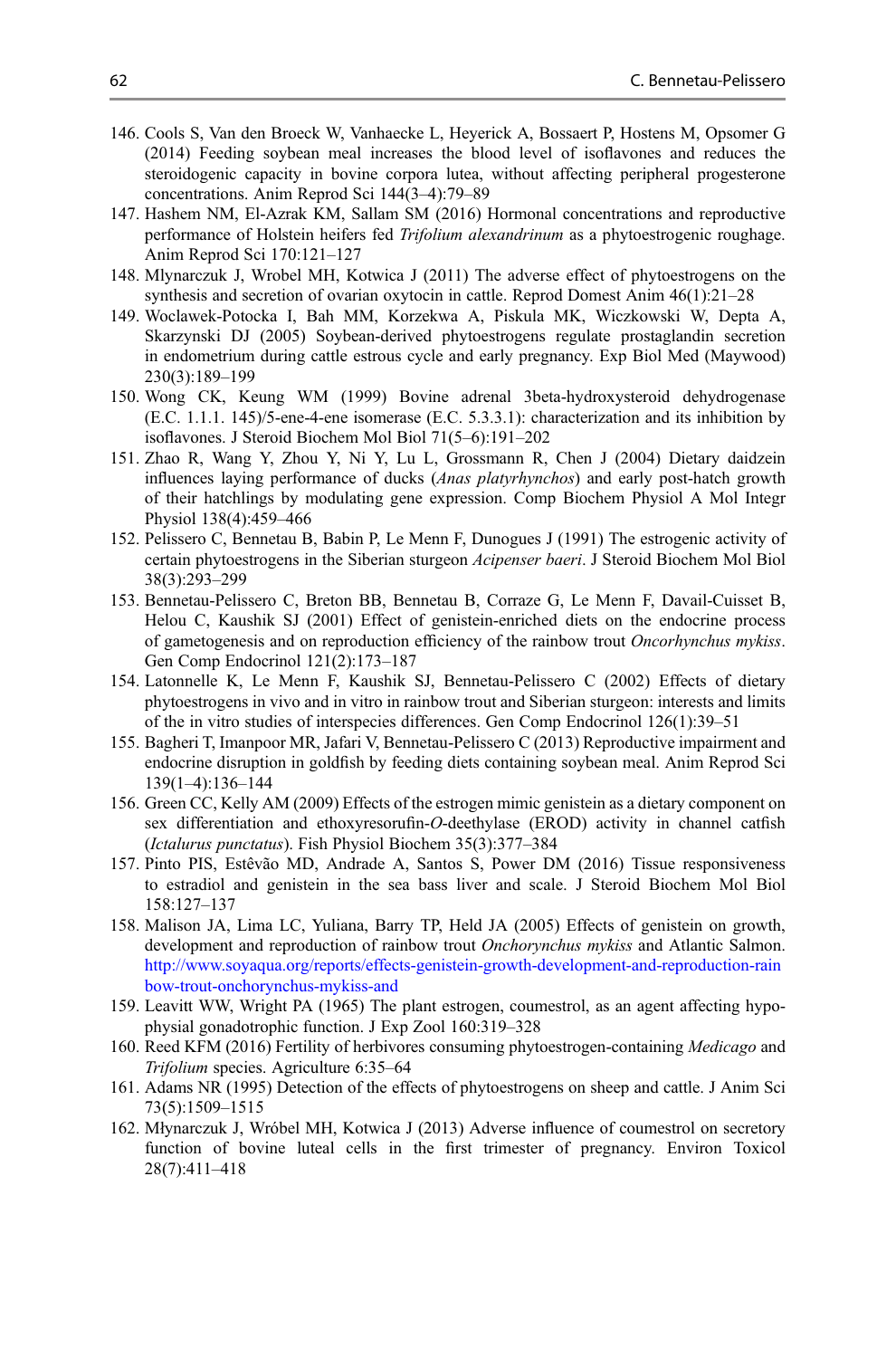146. Cools S, Van den Broeck W, Vanhaecke L, Heyerick A, Bossaert P, Hostens M, Opsomer G (2014) Feeding soybean meal increases the blood level of isoflavones and reduces the steroidogenic capacity in bovine corpora lutea, without affecting peripheral progesterone concentrations. Anim Reprod Sci 144(3–4):79–89
147. Hashem NM, El-Azrak KM, Sallam SM (2016) Hormonal concentrations and reproductive performance of Holstein heifers fed *Trifolium alexandrinum* as a phytoestrogenic roughage. Anim Reprod Sci 170:121–127
148. Mlynarczuk J, Wrobel MH, Kotwica J (2011) The adverse effect of phytoestrogens on the synthesis and secretion of ovarian oxytocin in cattle. Reprod Domest Anim 46(1):21–28
149. Woclawek-Potocka I, Bah MM, Korzekwa A, Piskula MK, Wiczkowski W, Depta A, Skarzynski DJ (2005) Soybean-derived phytoestrogens regulate prostaglandin secretion in endometrium during cattle estrous cycle and early pregnancy. Exp Biol Med (Maywood) 230(3):189–199
150. Wong CK, Keung WM (1999) Bovine adrenal 3beta-hydroxysteroid dehydrogenase (E.C. 1.1.1. 145)/5-ene-4-ene isomerase (E.C. 5.3.3.1): characterization and its inhibition by isoflavones. J Steroid Biochem Mol Biol 71(5–6):191–202
151. Zhao R, Wang Y, Zhou Y, Ni Y, Lu L, Grossmann R, Chen J (2004) Dietary daidzein influences laying performance of ducks (*Anas platyrhynchos*) and early post-hatch growth of their hatchlings by modulating gene expression. Comp Biochem Physiol A Mol Integr Physiol 138(4):459–466
152. Pelissero C, Bennetau B, Babin P, Le Menn F, Dunogues J (1991) The estrogenic activity of certain phytoestrogens in the Siberian sturgeon *Acipenser baeri*. J Steroid Biochem Mol Biol 38(3):293–299
153. Bennetau-Pelissero C, Breton BB, Bennetau B, Corraze G, Le Menn F, Davail-Cuisset B, Helou C, Kaushik SJ (2001) Effect of genistein-enriched diets on the endocrine process of gametogenesis and on reproduction efficiency of the rainbow trout *Oncorhynchus mykiss*. Gen Comp Endocrinol 121(2):173–187
154. Latonnelle K, Le Menn F, Kaushik SJ, Bennetau-Pelissero C (2002) Effects of dietary phytoestrogens in vivo and in vitro in rainbow trout and Siberian sturgeon: interests and limits of the in vitro studies of interspecies differences. Gen Comp Endocrinol 126(1):39–51
155. Bagheri T, Imanpoor MR, Jafari V, Bennetau-Pelissero C (2013) Reproductive impairment and endocrine disruption in goldfish by feeding diets containing soybean meal. Anim Reprod Sci 139(1–4):136–144
156. Green CC, Kelly AM (2009) Effects of the estrogen mimic genistein as a dietary component on sex differentiation and ethoxyresorufin-*O*-deethylase (EROD) activity in channel catfish (*Ictalurus punctatus*). Fish Physiol Biochem 35(3):377–384
157. Pinto PIS, Estêvão MD, Andrade A, Santos S, Power DM (2016) Tissue responsiveness to estradiol and genistein in the sea bass liver and scale. J Steroid Biochem Mol Biol 158:127–137
158. Malison JA, Lima LC, Yuliana, Barry TP, Held JA (2005) Effects of genistein on growth, development and reproduction of rainbow trout *Onchorynchus mykiss* and Atlantic Salmon. http://www.soyaqua.org/reports/effects-genistein-growth-development-and-reproduction-rainbow-trout-onchorynchus-mykiss-and
159. Leavitt WW, Wright PA (1965) The plant estrogen, coumestrol, as an agent affecting hypophysial gonadotrophic function. J Exp Zool 160:319–328
160. Reed KFM (2016) Fertility of herbivores consuming phytoestrogen-containing *Medicago* and *Trifolium* species. Agriculture 6:35–64
161. Adams NR (1995) Detection of the effects of phytoestrogens on sheep and cattle. J Anim Sci 73(5):1509–1515
162. Młynarczuk J, Wróbel MH, Kotwica J (2013) Adverse influence of coumestrol on secretory function of bovine luteal cells in the first trimester of pregnancy. Environ Toxicol 28(7):411–418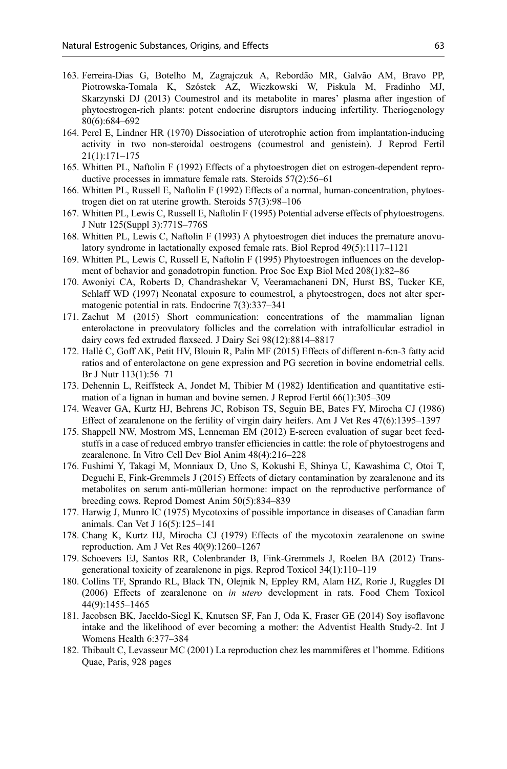163. Ferreira-Dias G, Botelho M, Zagrajczuk A, Rebordão MR, Galvão AM, Bravo PP, Piotrowska-Tomala K, Szóstek AZ, Wiczkowski W, Piskula M, Fradinho MJ, Skarzynski DJ (2013) Coumestrol and its metabolite in mares' plasma after ingestion of phytoestrogen-rich plants: potent endocrine disruptors inducing infertility. Theriogenology 80(6):684–692
164. Perel E, Lindner HR (1970) Dissociation of uterotrophic action from implantation-inducing activity in two non-steroidal oestrogens (coumestrol and genistein). J Reprod Fertil 21(1):171–175
165. Whitten PL, Naftolin F (1992) Effects of a phytoestrogen diet on estrogen-dependent reproductive processes in immature female rats. Steroids 57(2):56–61
166. Whitten PL, Russell E, Naftolin F (1992) Effects of a normal, human-concentration, phytoestrogen diet on rat uterine growth. Steroids 57(3):98–106
167. Whitten PL, Lewis C, Russell E, Naftolin F (1995) Potential adverse effects of phytoestrogens. J Nutr 125(Suppl 3):771S–776S
168. Whitten PL, Lewis C, Naftolin F (1993) A phytoestrogen diet induces the premature anovulatory syndrome in lactationally exposed female rats. Biol Reprod 49(5):1117–1121
169. Whitten PL, Lewis C, Russell E, Naftolin F (1995) Phytoestrogen influences on the development of behavior and gonadotropin function. Proc Soc Exp Biol Med 208(1):82–86
170. Awoniyi CA, Roberts D, Chandrashekar V, Veeramachaneni DN, Hurst BS, Tucker KE, Schlaff WD (1997) Neonatal exposure to coumestrol, a phytoestrogen, does not alter spermatogenic potential in rats. Endocrine 7(3):337–341
171. Zachut M (2015) Short communication: concentrations of the mammalian lignan enterolactone in preovulatory follicles and the correlation with intrafollicular estradiol in dairy cows fed extruded flaxseed. J Dairy Sci 98(12):8814–8817
172. Hallé C, Goff AK, Petit HV, Blouin R, Palin MF (2015) Effects of different n-6:n-3 fatty acid ratios and of enterolactone on gene expression and PG secretion in bovine endometrial cells. Br J Nutr 113(1):56–71
173. Dehennin L, Reiffsteck A, Jondet M, Thibier M (1982) Identification and quantitative estimation of a lignan in human and bovine semen. J Reprod Fertil 66(1):305–309
174. Weaver GA, Kurtz HJ, Behrens JC, Robison TS, Seguin BE, Bates FY, Mirocha CJ (1986) Effect of zearalenone on the fertility of virgin dairy heifers. Am J Vet Res 47(6):1395–1397
175. Shappell NW, Mostrom MS, Lenneman EM (2012) E-screen evaluation of sugar beet feedstuffs in a case of reduced embryo transfer efficiencies in cattle: the role of phytoestrogens and zearalenone. In Vitro Cell Dev Biol Anim 48(4):216–228
176. Fushimi Y, Takagi M, Monniaux D, Uno S, Kokushi E, Shinya U, Kawashima C, Otoi T, Deguchi E, Fink-Gremmels J (2015) Effects of dietary contamination by zearalenone and its metabolites on serum anti-müllerian hormone: impact on the reproductive performance of breeding cows. Reprod Domest Anim 50(5):834–839
177. Harwig J, Munro IC (1975) Mycotoxins of possible importance in diseases of Canadian farm animals. Can Vet J 16(5):125–141
178. Chang K, Kurtz HJ, Mirocha CJ (1979) Effects of the mycotoxin zearalenone on swine reproduction. Am J Vet Res 40(9):1260–1267
179. Schoevers EJ, Santos RR, Colenbrander B, Fink-Gremmels J, Roelen BA (2012) Transgenerational toxicity of zearalenone in pigs. Reprod Toxicol 34(1):110–119
180. Collins TF, Sprando RL, Black TN, Olejnik N, Eppley RM, Alam HZ, Rorie J, Ruggles DI (2006) Effects of zearalenone on *in utero* development in rats. Food Chem Toxicol 44(9):1455–1465
181. Jacobsen BK, Jaceldo-Siegl K, Knutsen SF, Fan J, Oda K, Fraser GE (2014) Soy isoflavone intake and the likelihood of ever becoming a mother: the Adventist Health Study-2. Int J Womens Health 6:377–384
182. Thibault C, Levasseur MC (2001) La reproduction chez les mammifères et l'homme. Editions Quae, Paris, 928 pages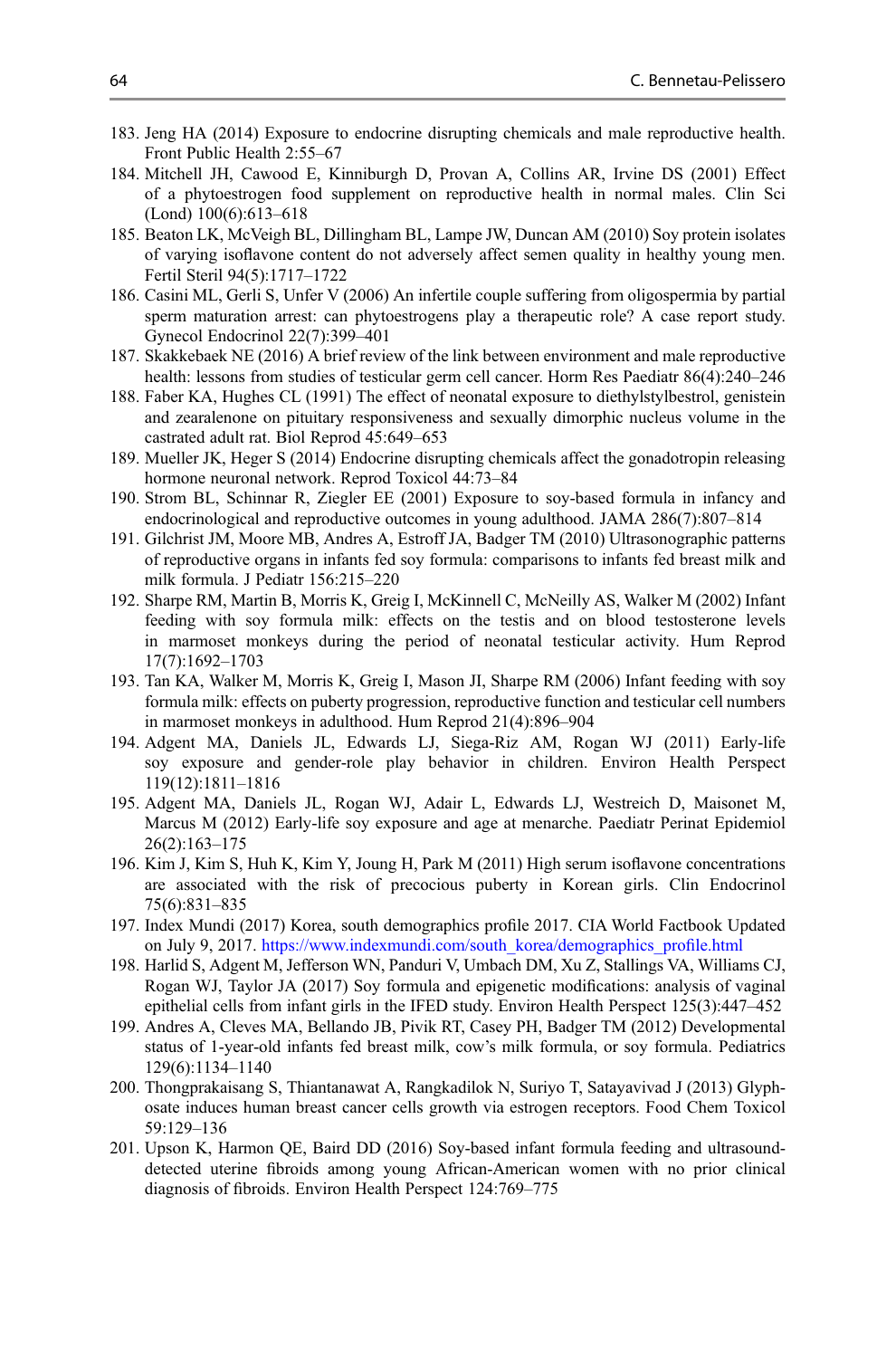183. Jeng HA (2014) Exposure to endocrine disrupting chemicals and male reproductive health. Front Public Health 2:55–67
184. Mitchell JH, Cawood E, Kinniburgh D, Provan A, Collins AR, Irvine DS (2001) Effect of a phytoestrogen food supplement on reproductive health in normal males. Clin Sci (Lond) 100(6):613–618
185. Beaton LK, McVeigh BL, Dillingham BL, Lampe JW, Duncan AM (2010) Soy protein isolates of varying isoflavone content do not adversely affect semen quality in healthy young men. Fertil Steril 94(5):1717–1722
186. Casini ML, Gerli S, Unfer V (2006) An infertile couple suffering from oligospermia by partial sperm maturation arrest: can phytoestrogens play a therapeutic role? A case report study. Gynecol Endocrinol 22(7):399–401
187. Skakkebaek NE (2016) A brief review of the link between environment and male reproductive health: lessons from studies of testicular germ cell cancer. Horm Res Paediatr 86(4):240–246
188. Faber KA, Hughes CL (1991) The effect of neonatal exposure to diethylstylbestrol, genistein and zearalenone on pituitary responsiveness and sexually dimorphic nucleus volume in the castrated adult rat. Biol Reprod 45:649–653
189. Mueller JK, Heger S (2014) Endocrine disrupting chemicals affect the gonadotropin releasing hormone neuronal network. Reprod Toxicol 44:73–84
190. Strom BL, Schinnar R, Ziegler EE (2001) Exposure to soy-based formula in infancy and endocrinological and reproductive outcomes in young adulthood. JAMA 286(7):807–814
191. Gilchrist JM, Moore MB, Andres A, Estroff JA, Badger TM (2010) Ultrasonographic patterns of reproductive organs in infants fed soy formula: comparisons to infants fed breast milk and milk formula. J Pediatr 156:215–220
192. Sharpe RM, Martin B, Morris K, Greig I, McKinnell C, McNeilly AS, Walker M (2002) Infant feeding with soy formula milk: effects on the testis and on blood testosterone levels in marmoset monkeys during the period of neonatal testicular activity. Hum Reprod 17(7):1692–1703
193. Tan KA, Walker M, Morris K, Greig I, Mason JI, Sharpe RM (2006) Infant feeding with soy formula milk: effects on puberty progression, reproductive function and testicular cell numbers in marmoset monkeys in adulthood. Hum Reprod 21(4):896–904
194. Adgent MA, Daniels JL, Edwards LJ, Siega-Riz AM, Rogan WJ (2011) Early-life soy exposure and gender-role play behavior in children. Environ Health Perspect 119(12):1811–1816
195. Adgent MA, Daniels JL, Rogan WJ, Adair L, Edwards LJ, Westreich D, Maisonet M, Marcus M (2012) Early-life soy exposure and age at menarche. Paediatr Perinat Epidemiol 26(2):163–175
196. Kim J, Kim S, Huh K, Kim Y, Joung H, Park M (2011) High serum isoflavone concentrations are associated with the risk of precocious puberty in Korean girls. Clin Endocrinol 75(6):831–835
197. Index Mundi (2017) Korea, south demographics profile 2017. CIA World Factbook Updated on July 9, 2017. https://www.indexmundi.com/south_korea/demographics_profile.html
198. Harlid S, Adgent M, Jefferson WN, Panduri V, Umbach DM, Xu Z, Stallings VA, Williams CJ, Rogan WJ, Taylor JA (2017) Soy formula and epigenetic modifications: analysis of vaginal epithelial cells from infant girls in the IFED study. Environ Health Perspect 125(3):447–452
199. Andres A, Cleves MA, Bellando JB, Pivik RT, Casey PH, Badger TM (2012) Developmental status of 1-year-old infants fed breast milk, cow's milk formula, or soy formula. Pediatrics 129(6):1134–1140
200. Thongprakaisang S, Thiantanawat A, Rangkadilok N, Suriyo T, Satayavivad J (2013) Glyphosate induces human breast cancer cells growth via estrogen receptors. Food Chem Toxicol 59:129–136
201. Upson K, Harmon QE, Baird DD (2016) Soy-based infant formula feeding and ultrasound-detected uterine fibroids among young African-American women with no prior clinical diagnosis of fibroids. Environ Health Perspect 124:769–775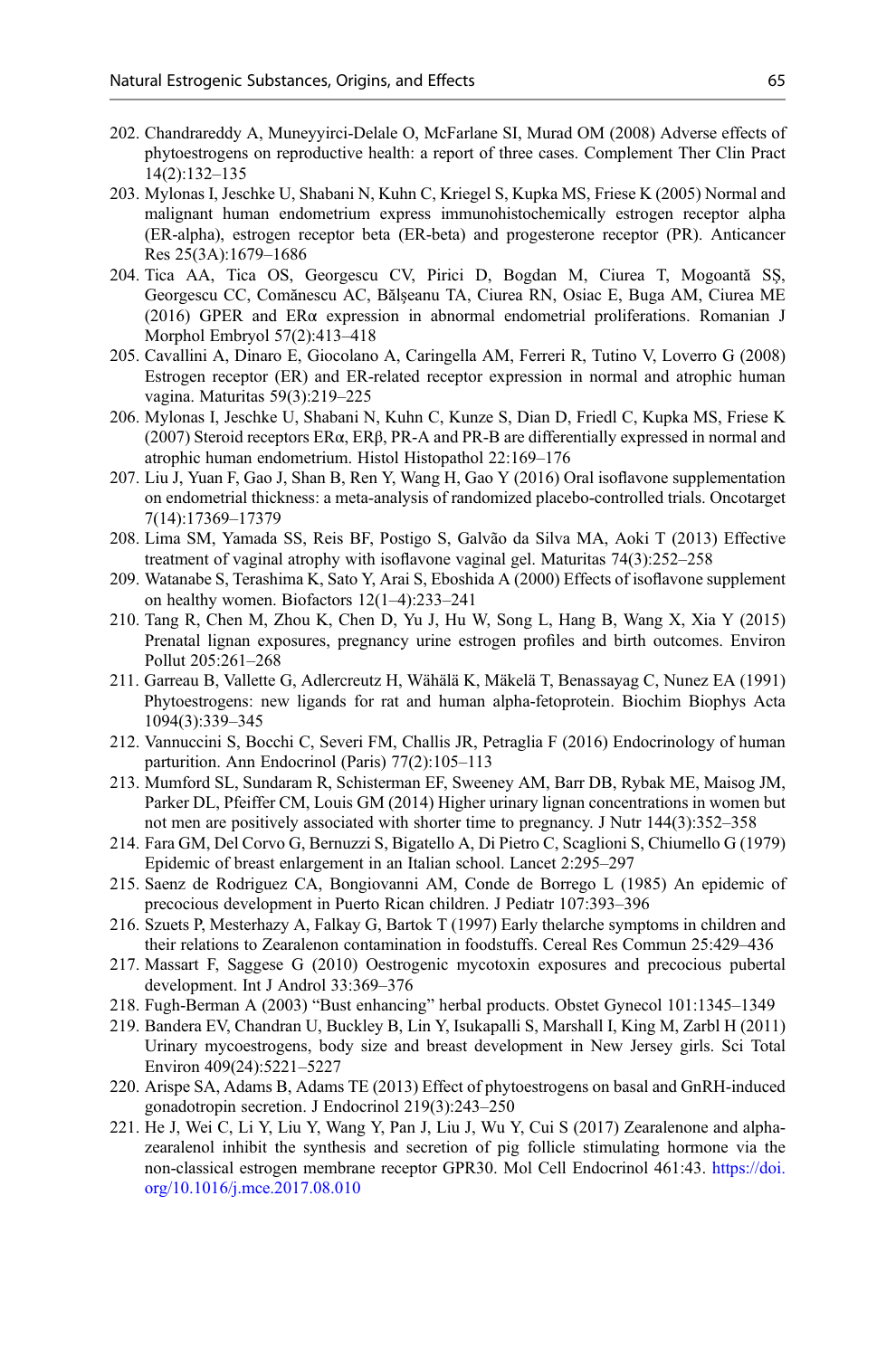202. Chandrareddy A, Muneyyirci-Delale O, McFarlane SI, Murad OM (2008) Adverse effects of phytoestrogens on reproductive health: a report of three cases. Complement Ther Clin Pract 14(2):132–135
203. Mylonas I, Jeschke U, Shabani N, Kuhn C, Kriegel S, Kupka MS, Friese K (2005) Normal and malignant human endometrium express immunohistochemically estrogen receptor alpha (ER-alpha), estrogen receptor beta (ER-beta) and progesterone receptor (PR). Anticancer Res 25(3A):1679–1686
204. Tica AA, Tica OS, Georgescu CV, Pirici D, Bogdan M, Ciurea T, Mogoantă SŞ, Georgescu CC, Comănescu AC, Bălşeanu TA, Ciurea RN, Osiac E, Buga AM, Ciurea ME (2016) GPER and ERα expression in abnormal endometrial proliferations. Romanian J Morphol Embryol 57(2):413–418
205. Cavallini A, Dinaro E, Giocolano A, Caringella AM, Ferreri R, Tutino V, Loverro G (2008) Estrogen receptor (ER) and ER-related receptor expression in normal and atrophic human vagina. Maturitas 59(3):219–225
206. Mylonas I, Jeschke U, Shabani N, Kuhn C, Kunze S, Dian D, Friedl C, Kupka MS, Friese K (2007) Steroid receptors ERα, ERβ, PR-A and PR-B are differentially expressed in normal and atrophic human endometrium. Histol Histopathol 22:169–176
207. Liu J, Yuan F, Gao J, Shan B, Ren Y, Wang H, Gao Y (2016) Oral isoflavone supplementation on endometrial thickness: a meta-analysis of randomized placebo-controlled trials. Oncotarget 7(14):17369–17379
208. Lima SM, Yamada SS, Reis BF, Postigo S, Galvão da Silva MA, Aoki T (2013) Effective treatment of vaginal atrophy with isoflavone vaginal gel. Maturitas 74(3):252–258
209. Watanabe S, Terashima K, Sato Y, Arai S, Eboshida A (2000) Effects of isoflavone supplement on healthy women. Biofactors 12(1–4):233–241
210. Tang R, Chen M, Zhou K, Chen D, Yu J, Hu W, Song L, Hang B, Wang X, Xia Y (2015) Prenatal lignan exposures, pregnancy urine estrogen profiles and birth outcomes. Environ Pollut 205:261–268
211. Garreau B, Vallette G, Adlercreutz H, Wähälä K, Mäkelä T, Benassayag C, Nunez EA (1991) Phytoestrogens: new ligands for rat and human alpha-fetoprotein. Biochim Biophys Acta 1094(3):339–345
212. Vannuccini S, Bocchi C, Severi FM, Challis JR, Petraglia F (2016) Endocrinology of human parturition. Ann Endocrinol (Paris) 77(2):105–113
213. Mumford SL, Sundaram R, Schisterman EF, Sweeney AM, Barr DB, Rybak ME, Maisog JM, Parker DL, Pfeiffer CM, Louis GM (2014) Higher urinary lignan concentrations in women but not men are positively associated with shorter time to pregnancy. J Nutr 144(3):352–358
214. Fara GM, Del Corvo G, Bernuzzi S, Bigatello A, Di Pietro C, Scaglioni S, Chiumello G (1979) Epidemic of breast enlargement in an Italian school. Lancet 2:295–297
215. Saenz de Rodriguez CA, Bongiovanni AM, Conde de Borrego L (1985) An epidemic of precocious development in Puerto Rican children. J Pediatr 107:393–396
216. Szuets P, Mesterhazy A, Falkay G, Bartok T (1997) Early thelarche symptoms in children and their relations to Zearalenon contamination in foodstuffs. Cereal Res Commun 25:429–436
217. Massart F, Saggese G (2010) Oestrogenic mycotoxin exposures and precocious pubertal development. Int J Androl 33:369–376
218. Fugh-Berman A (2003) "Bust enhancing" herbal products. Obstet Gynecol 101:1345–1349
219. Bandera EV, Chandran U, Buckley B, Lin Y, Isukapalli S, Marshall I, King M, Zarbl H (2011) Urinary mycoestrogens, body size and breast development in New Jersey girls. Sci Total Environ 409(24):5221–5227
220. Arispe SA, Adams B, Adams TE (2013) Effect of phytoestrogens on basal and GnRH-induced gonadotropin secretion. J Endocrinol 219(3):243–250
221. He J, Wei C, Li Y, Liu Y, Wang Y, Pan J, Liu J, Wu Y, Cui S (2017) Zearalenone and alpha-zearalenol inhibit the synthesis and secretion of pig follicle stimulating hormone via the non-classical estrogen membrane receptor GPR30. Mol Cell Endocrinol 461:43. https://doi.org/10.1016/j.mce.2017.08.010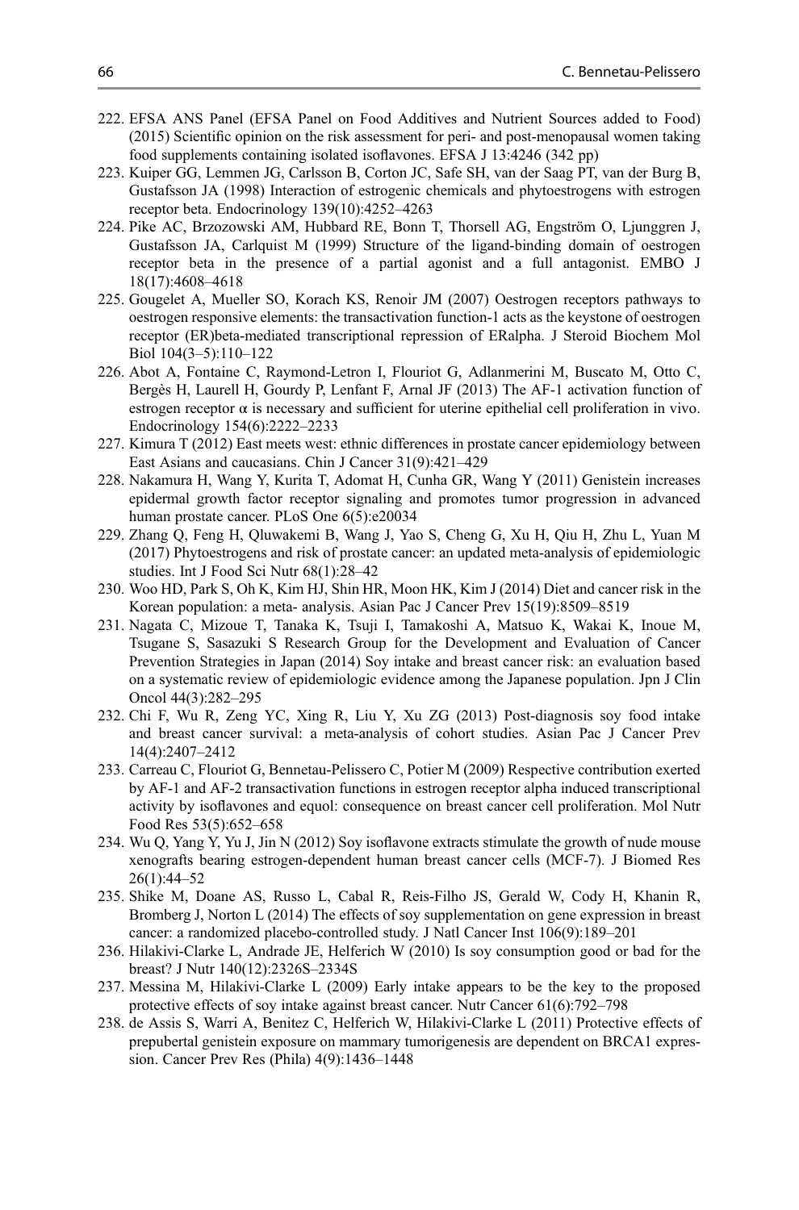222. EFSA ANS Panel (EFSA Panel on Food Additives and Nutrient Sources added to Food) (2015) Scientific opinion on the risk assessment for peri- and post-menopausal women taking food supplements containing isolated isoflavones. EFSA J 13:4246 (342 pp)
223. Kuiper GG, Lemmen JG, Carlsson B, Corton JC, Safe SH, van der Saag PT, van der Burg B, Gustafsson JA (1998) Interaction of estrogenic chemicals and phytoestrogens with estrogen receptor beta. Endocrinology 139(10):4252–4263
224. Pike AC, Brzozowski AM, Hubbard RE, Bonn T, Thorsell AG, Engström O, Ljunggren J, Gustafsson JA, Carlquist M (1999) Structure of the ligand-binding domain of oestrogen receptor beta in the presence of a partial agonist and a full antagonist. EMBO J 18(17):4608–4618
225. Gougelet A, Mueller SO, Korach KS, Renoir JM (2007) Oestrogen receptors pathways to oestrogen responsive elements: the transactivation function-1 acts as the keystone of oestrogen receptor (ER)beta-mediated transcriptional repression of ERalpha. J Steroid Biochem Mol Biol 104(3–5):110–122
226. Abot A, Fontaine C, Raymond-Letron I, Flouriot G, Adlanmerini M, Buscato M, Otto C, Bergès H, Laurell H, Gourdy P, Lenfant F, Arnal JF (2013) The AF-1 activation function of estrogen receptor α is necessary and sufficient for uterine epithelial cell proliferation in vivo. Endocrinology 154(6):2222–2233
227. Kimura T (2012) East meets west: ethnic differences in prostate cancer epidemiology between East Asians and caucasians. Chin J Cancer 31(9):421–429
228. Nakamura H, Wang Y, Kurita T, Adomat H, Cunha GR, Wang Y (2011) Genistein increases epidermal growth factor receptor signaling and promotes tumor progression in advanced human prostate cancer. PLoS One 6(5):e20034
229. Zhang Q, Feng H, Qluwakemi B, Wang J, Yao S, Cheng G, Xu H, Qiu H, Zhu L, Yuan M (2017) Phytoestrogens and risk of prostate cancer: an updated meta-analysis of epidemiologic studies. Int J Food Sci Nutr 68(1):28–42
230. Woo HD, Park S, Oh K, Kim HJ, Shin HR, Moon HK, Kim J (2014) Diet and cancer risk in the Korean population: a meta- analysis. Asian Pac J Cancer Prev 15(19):8509–8519
231. Nagata C, Mizoue T, Tanaka K, Tsuji I, Tamakoshi A, Matsuo K, Wakai K, Inoue M, Tsugane S, Sasazuki S Research Group for the Development and Evaluation of Cancer Prevention Strategies in Japan (2014) Soy intake and breast cancer risk: an evaluation based on a systematic review of epidemiologic evidence among the Japanese population. Jpn J Clin Oncol 44(3):282–295
232. Chi F, Wu R, Zeng YC, Xing R, Liu Y, Xu ZG (2013) Post-diagnosis soy food intake and breast cancer survival: a meta-analysis of cohort studies. Asian Pac J Cancer Prev 14(4):2407–2412
233. Carreau C, Flouriot G, Bennetau-Pelissero C, Potier M (2009) Respective contribution exerted by AF-1 and AF-2 transactivation functions in estrogen receptor alpha induced transcriptional activity by isoflavones and equol: consequence on breast cancer cell proliferation. Mol Nutr Food Res 53(5):652–658
234. Wu Q, Yang Y, Yu J, Jin N (2012) Soy isoflavone extracts stimulate the growth of nude mouse xenografts bearing estrogen-dependent human breast cancer cells (MCF-7). J Biomed Res 26(1):44–52
235. Shike M, Doane AS, Russo L, Cabal R, Reis-Filho JS, Gerald W, Cody H, Khanin R, Bromberg J, Norton L (2014) The effects of soy supplementation on gene expression in breast cancer: a randomized placebo-controlled study. J Natl Cancer Inst 106(9):189–201
236. Hilakivi-Clarke L, Andrade JE, Helferich W (2010) Is soy consumption good or bad for the breast? J Nutr 140(12):2326S–2334S
237. Messina M, Hilakivi-Clarke L (2009) Early intake appears to be the key to the proposed protective effects of soy intake against breast cancer. Nutr Cancer 61(6):792–798
238. de Assis S, Warri A, Benitez C, Helferich W, Hilakivi-Clarke L (2011) Protective effects of prepubertal genistein exposure on mammary tumorigenesis are dependent on BRCA1 expression. Cancer Prev Res (Phila) 4(9):1436–1448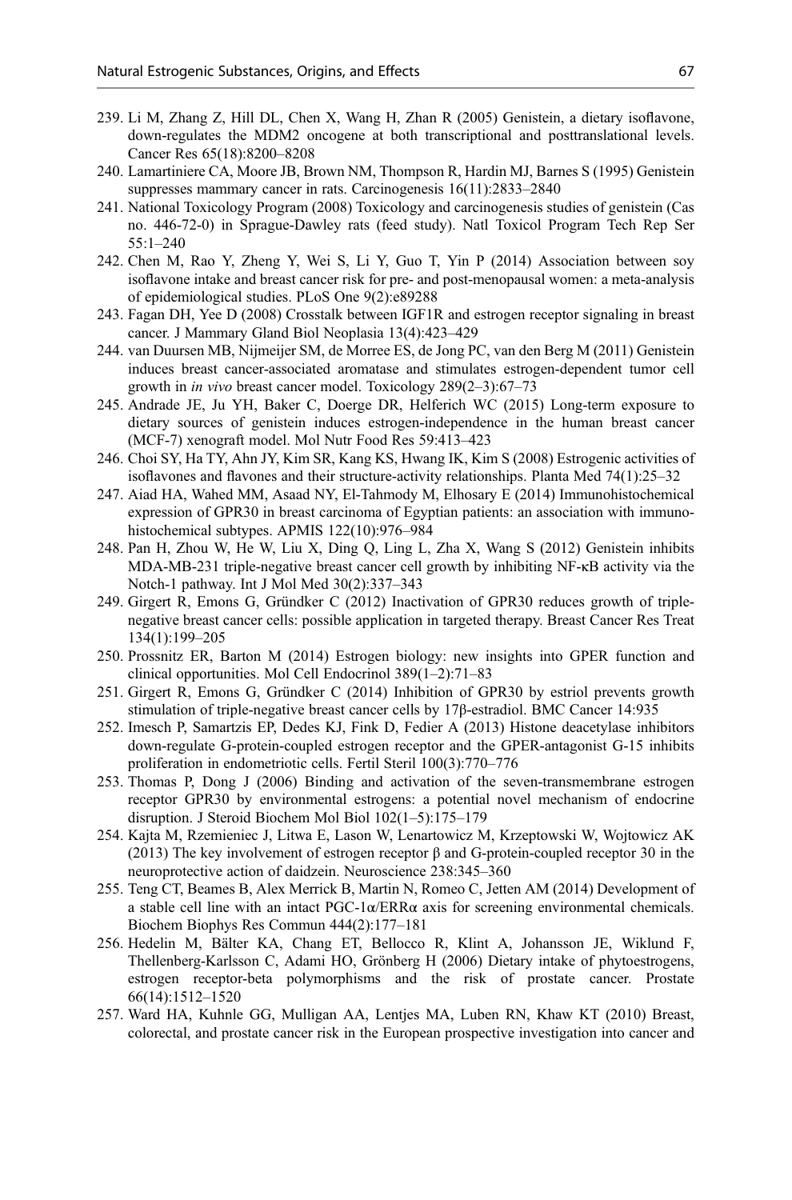239. Li M, Zhang Z, Hill DL, Chen X, Wang H, Zhan R (2005) Genistein, a dietary isoflavone, down-regulates the MDM2 oncogene at both transcriptional and posttranslational levels. Cancer Res 65(18):8200–8208
240. Lamartiniere CA, Moore JB, Brown NM, Thompson R, Hardin MJ, Barnes S (1995) Genistein suppresses mammary cancer in rats. Carcinogenesis 16(11):2833–2840
241. National Toxicology Program (2008) Toxicology and carcinogenesis studies of genistein (Cas no. 446-72-0) in Sprague-Dawley rats (feed study). Natl Toxicol Program Tech Rep Ser 55:1–240
242. Chen M, Rao Y, Zheng Y, Wei S, Li Y, Guo T, Yin P (2014) Association between soy isoflavone intake and breast cancer risk for pre- and post-menopausal women: a meta-analysis of epidemiological studies. PLoS One 9(2):e89288
243. Fagan DH, Yee D (2008) Crosstalk between IGF1R and estrogen receptor signaling in breast cancer. J Mammary Gland Biol Neoplasia 13(4):423–429
244. van Duursen MB, Nijmeijer SM, de Morree ES, de Jong PC, van den Berg M (2011) Genistein induces breast cancer-associated aromatase and stimulates estrogen-dependent tumor cell growth in *in vivo* breast cancer model. Toxicology 289(2–3):67–73
245. Andrade JE, Ju YH, Baker C, Doerge DR, Helferich WC (2015) Long-term exposure to dietary sources of genistein induces estrogen-independence in the human breast cancer (MCF-7) xenograft model. Mol Nutr Food Res 59:413–423
246. Choi SY, Ha TY, Ahn JY, Kim SR, Kang KS, Hwang IK, Kim S (2008) Estrogenic activities of isoflavones and flavones and their structure-activity relationships. Planta Med 74(1):25–32
247. Aiad HA, Wahed MM, Asaad NY, El-Tahmody M, Elhosary E (2014) Immunohistochemical expression of GPR30 in breast carcinoma of Egyptian patients: an association with immunohistochemical subtypes. APMIS 122(10):976–984
248. Pan H, Zhou W, He W, Liu X, Ding Q, Ling L, Zha X, Wang S (2012) Genistein inhibits MDA-MB-231 triple-negative breast cancer cell growth by inhibiting NF-κB activity via the Notch-1 pathway. Int J Mol Med 30(2):337–343
249. Girgert R, Emons G, Gründker C (2012) Inactivation of GPR30 reduces growth of triple-negative breast cancer cells: possible application in targeted therapy. Breast Cancer Res Treat 134(1):199–205
250. Prossnitz ER, Barton M (2014) Estrogen biology: new insights into GPER function and clinical opportunities. Mol Cell Endocrinol 389(1–2):71–83
251. Girgert R, Emons G, Gründker C (2014) Inhibition of GPR30 by estriol prevents growth stimulation of triple-negative breast cancer cells by 17β-estradiol. BMC Cancer 14:935
252. Imesch P, Samartzis EP, Dedes KJ, Fink D, Fedier A (2013) Histone deacetylase inhibitors down-regulate G-protein-coupled estrogen receptor and the GPER-antagonist G-15 inhibits proliferation in endometriotic cells. Fertil Steril 100(3):770–776
253. Thomas P, Dong J (2006) Binding and activation of the seven-transmembrane estrogen receptor GPR30 by environmental estrogens: a potential novel mechanism of endocrine disruption. J Steroid Biochem Mol Biol 102(1–5):175–179
254. Kajta M, Rzemieniec J, Litwa E, Lason W, Lenartowicz M, Krzeptowski W, Wojtowicz AK (2013) The key involvement of estrogen receptor β and G-protein-coupled receptor 30 in the neuroprotective action of daidzein. Neuroscience 238:345–360
255. Teng CT, Beames B, Alex Merrick B, Martin N, Romeo C, Jetten AM (2014) Development of a stable cell line with an intact PGC-1α/ERRα axis for screening environmental chemicals. Biochem Biophys Res Commun 444(2):177–181
256. Hedelin M, Bälter KA, Chang ET, Bellocco R, Klint A, Johansson JE, Wiklund F, Thellenberg-Karlsson C, Adami HO, Grönberg H (2006) Dietary intake of phytoestrogens, estrogen receptor-beta polymorphisms and the risk of prostate cancer. Prostate 66(14):1512–1520
257. Ward HA, Kuhnle GG, Mulligan AA, Lentjes MA, Luben RN, Khaw KT (2010) Breast, colorectal, and prostate cancer risk in the European prospective investigation into cancer and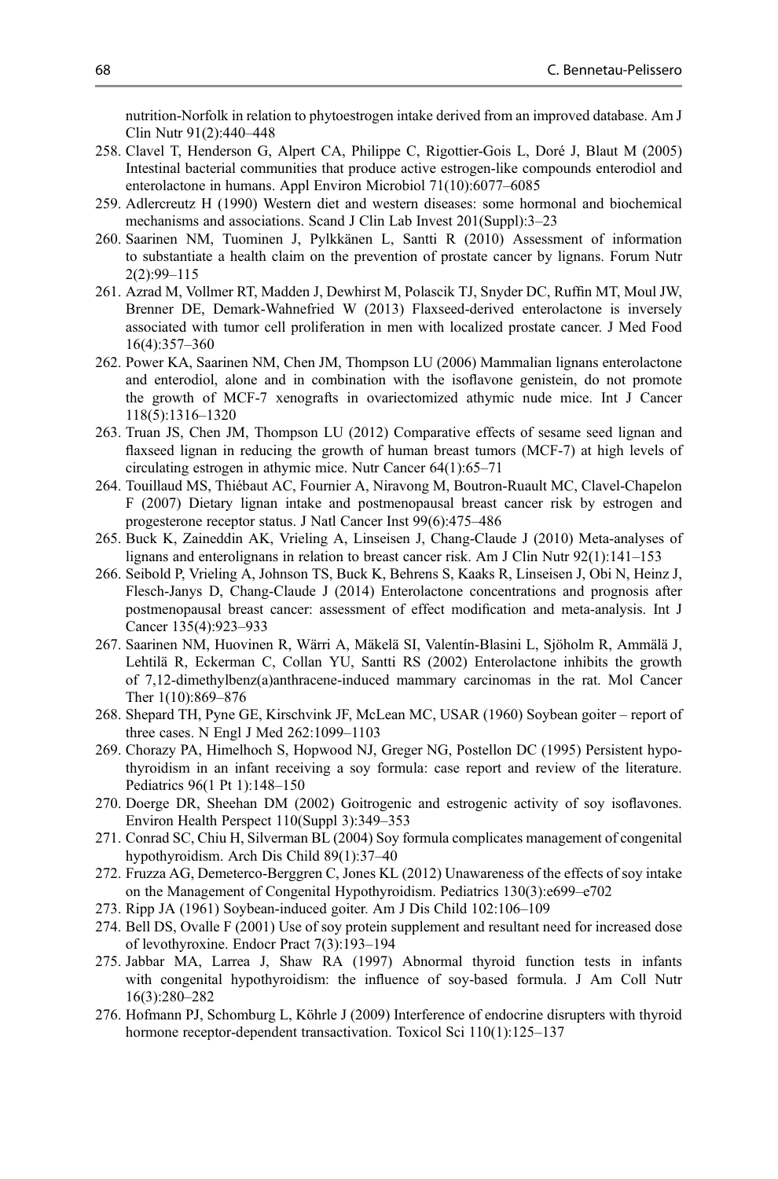nutrition-Norfolk in relation to phytoestrogen intake derived from an improved database. Am J Clin Nutr 91(2):440–448

258. Clavel T, Henderson G, Alpert CA, Philippe C, Rigottier-Gois L, Doré J, Blaut M (2005) Intestinal bacterial communities that produce active estrogen-like compounds enterodiol and enterolactone in humans. Appl Environ Microbiol 71(10):6077–6085
259. Adlercreutz H (1990) Western diet and western diseases: some hormonal and biochemical mechanisms and associations. Scand J Clin Lab Invest 201(Suppl):3–23
260. Saarinen NM, Tuominen J, Pylkkänen L, Santti R (2010) Assessment of information to substantiate a health claim on the prevention of prostate cancer by lignans. Forum Nutr 2(2):99–115
261. Azrad M, Vollmer RT, Madden J, Dewhirst M, Polascik TJ, Snyder DC, Ruffin MT, Moul JW, Brenner DE, Demark-Wahnefried W (2013) Flaxseed-derived enterolactone is inversely associated with tumor cell proliferation in men with localized prostate cancer. J Med Food 16(4):357–360
262. Power KA, Saarinen NM, Chen JM, Thompson LU (2006) Mammalian lignans enterolactone and enterodiol, alone and in combination with the isoflavone genistein, do not promote the growth of MCF-7 xenografts in ovariectomized athymic nude mice. Int J Cancer 118(5):1316–1320
263. Truan JS, Chen JM, Thompson LU (2012) Comparative effects of sesame seed lignan and flaxseed lignan in reducing the growth of human breast tumors (MCF-7) at high levels of circulating estrogen in athymic mice. Nutr Cancer 64(1):65–71
264. Touillaud MS, Thiébaut AC, Fournier A, Niravong M, Boutron-Ruault MC, Clavel-Chapelon F (2007) Dietary lignan intake and postmenopausal breast cancer risk by estrogen and progesterone receptor status. J Natl Cancer Inst 99(6):475–486
265. Buck K, Zaineddin AK, Vrieling A, Linseisen J, Chang-Claude J (2010) Meta-analyses of lignans and enterolignans in relation to breast cancer risk. Am J Clin Nutr 92(1):141–153
266. Seibold P, Vrieling A, Johnson TS, Buck K, Behrens S, Kaaks R, Linseisen J, Obi N, Heinz J, Flesch-Janys D, Chang-Claude J (2014) Enterolactone concentrations and prognosis after postmenopausal breast cancer: assessment of effect modification and meta-analysis. Int J Cancer 135(4):923–933
267. Saarinen NM, Huovinen R, Wärri A, Mäkelä SI, Valentín-Blasini L, Sjöholm R, Ammälä J, Lehtilä R, Eckerman C, Collan YU, Santti RS (2002) Enterolactone inhibits the growth of 7,12-dimethylbenz(a)anthracene-induced mammary carcinomas in the rat. Mol Cancer Ther 1(10):869–876
268. Shepard TH, Pyne GE, Kirschvink JF, McLean MC, USAR (1960) Soybean goiter – report of three cases. N Engl J Med 262:1099–1103
269. Chorazy PA, Himelhoch S, Hopwood NJ, Greger NG, Postellon DC (1995) Persistent hypothyroidism in an infant receiving a soy formula: case report and review of the literature. Pediatrics 96(1 Pt 1):148–150
270. Doerge DR, Sheehan DM (2002) Goitrogenic and estrogenic activity of soy isoflavones. Environ Health Perspect 110(Suppl 3):349–353
271. Conrad SC, Chiu H, Silverman BL (2004) Soy formula complicates management of congenital hypothyroidism. Arch Dis Child 89(1):37–40
272. Fruzza AG, Demeterco-Berggren C, Jones KL (2012) Unawareness of the effects of soy intake on the Management of Congenital Hypothyroidism. Pediatrics 130(3):e699–e702
273. Ripp JA (1961) Soybean-induced goiter. Am J Dis Child 102:106–109
274. Bell DS, Ovalle F (2001) Use of soy protein supplement and resultant need for increased dose of levothyroxine. Endocr Pract 7(3):193–194
275. Jabbar MA, Larrea J, Shaw RA (1997) Abnormal thyroid function tests in infants with congenital hypothyroidism: the influence of soy-based formula. J Am Coll Nutr 16(3):280–282
276. Hofmann PJ, Schomburg L, Köhrle J (2009) Interference of endocrine disrupters with thyroid hormone receptor-dependent transactivation. Toxicol Sci 110(1):125–137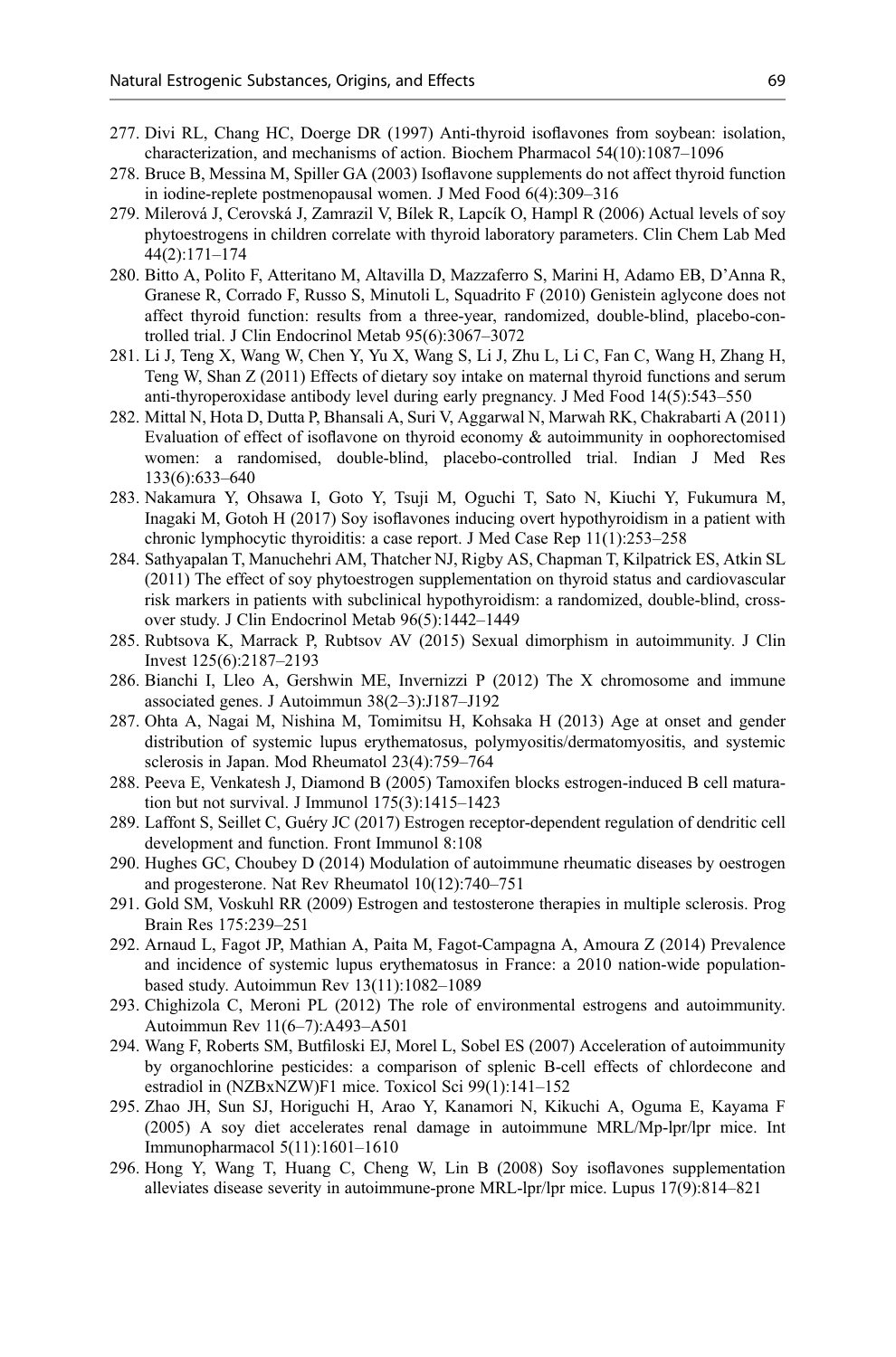277. Divi RL, Chang HC, Doerge DR (1997) Anti-thyroid isoflavones from soybean: isolation, characterization, and mechanisms of action. Biochem Pharmacol 54(10):1087–1096
278. Bruce B, Messina M, Spiller GA (2003) Isoflavone supplements do not affect thyroid function in iodine-replete postmenopausal women. J Med Food 6(4):309–316
279. Milerová J, Cerovská J, Zamrazil V, Bílek R, Lapcík O, Hampl R (2006) Actual levels of soy phytoestrogens in children correlate with thyroid laboratory parameters. Clin Chem Lab Med 44(2):171–174
280. Bitto A, Polito F, Atteritano M, Altavilla D, Mazzaferro S, Marini H, Adamo EB, D'Anna R, Granese R, Corrado F, Russo S, Minutoli L, Squadrito F (2010) Genistein aglycone does not affect thyroid function: results from a three-year, randomized, double-blind, placebo-controlled trial. J Clin Endocrinol Metab 95(6):3067–3072
281. Li J, Teng X, Wang W, Chen Y, Yu X, Wang S, Li J, Zhu L, Li C, Fan C, Wang H, Zhang H, Teng W, Shan Z (2011) Effects of dietary soy intake on maternal thyroid functions and serum anti-thyroperoxidase antibody level during early pregnancy. J Med Food 14(5):543–550
282. Mittal N, Hota D, Dutta P, Bhansali A, Suri V, Aggarwal N, Marwah RK, Chakrabarti A (2011) Evaluation of effect of isoflavone on thyroid economy & autoimmunity in oophorectomised women: a randomised, double-blind, placebo-controlled trial. Indian J Med Res 133(6):633–640
283. Nakamura Y, Ohsawa I, Goto Y, Tsuji M, Oguchi T, Sato N, Kiuchi Y, Fukumura M, Inagaki M, Gotoh H (2017) Soy isoflavones inducing overt hypothyroidism in a patient with chronic lymphocytic thyroiditis: a case report. J Med Case Rep 11(1):253–258
284. Sathyapalan T, Manuchehri AM, Thatcher NJ, Rigby AS, Chapman T, Kilpatrick ES, Atkin SL (2011) The effect of soy phytoestrogen supplementation on thyroid status and cardiovascular risk markers in patients with subclinical hypothyroidism: a randomized, double-blind, crossover study. J Clin Endocrinol Metab 96(5):1442–1449
285. Rubtsova K, Marrack P, Rubtsov AV (2015) Sexual dimorphism in autoimmunity. J Clin Invest 125(6):2187–2193
286. Bianchi I, Lleo A, Gershwin ME, Invernizzi P (2012) The X chromosome and immune associated genes. J Autoimmun 38(2–3):J187–J192
287. Ohta A, Nagai M, Nishina M, Tomimitsu H, Kohsaka H (2013) Age at onset and gender distribution of systemic lupus erythematosus, polymyositis/dermatomyositis, and systemic sclerosis in Japan. Mod Rheumatol 23(4):759–764
288. Peeva E, Venkatesh J, Diamond B (2005) Tamoxifen blocks estrogen-induced B cell maturation but not survival. J Immunol 175(3):1415–1423
289. Laffont S, Seillet C, Guéry JC (2017) Estrogen receptor-dependent regulation of dendritic cell development and function. Front Immunol 8:108
290. Hughes GC, Choubey D (2014) Modulation of autoimmune rheumatic diseases by oestrogen and progesterone. Nat Rev Rheumatol 10(12):740–751
291. Gold SM, Voskuhl RR (2009) Estrogen and testosterone therapies in multiple sclerosis. Prog Brain Res 175:239–251
292. Arnaud L, Fagot JP, Mathian A, Paita M, Fagot-Campagna A, Amoura Z (2014) Prevalence and incidence of systemic lupus erythematosus in France: a 2010 nation-wide population-based study. Autoimmun Rev 13(11):1082–1089
293. Chighizola C, Meroni PL (2012) The role of environmental estrogens and autoimmunity. Autoimmun Rev 11(6–7):A493–A501
294. Wang F, Roberts SM, Butfiloski EJ, Morel L, Sobel ES (2007) Acceleration of autoimmunity by organochlorine pesticides: a comparison of splenic B-cell effects of chlordecone and estradiol in (NZBxNZW)F1 mice. Toxicol Sci 99(1):141–152
295. Zhao JH, Sun SJ, Horiguchi H, Arao Y, Kanamori N, Kikuchi A, Oguma E, Kayama F (2005) A soy diet accelerates renal damage in autoimmune MRL/Mp-lpr/lpr mice. Int Immunopharmacol 5(11):1601–1610
296. Hong Y, Wang T, Huang C, Cheng W, Lin B (2008) Soy isoflavones supplementation alleviates disease severity in autoimmune-prone MRL-lpr/lpr mice. Lupus 17(9):814–821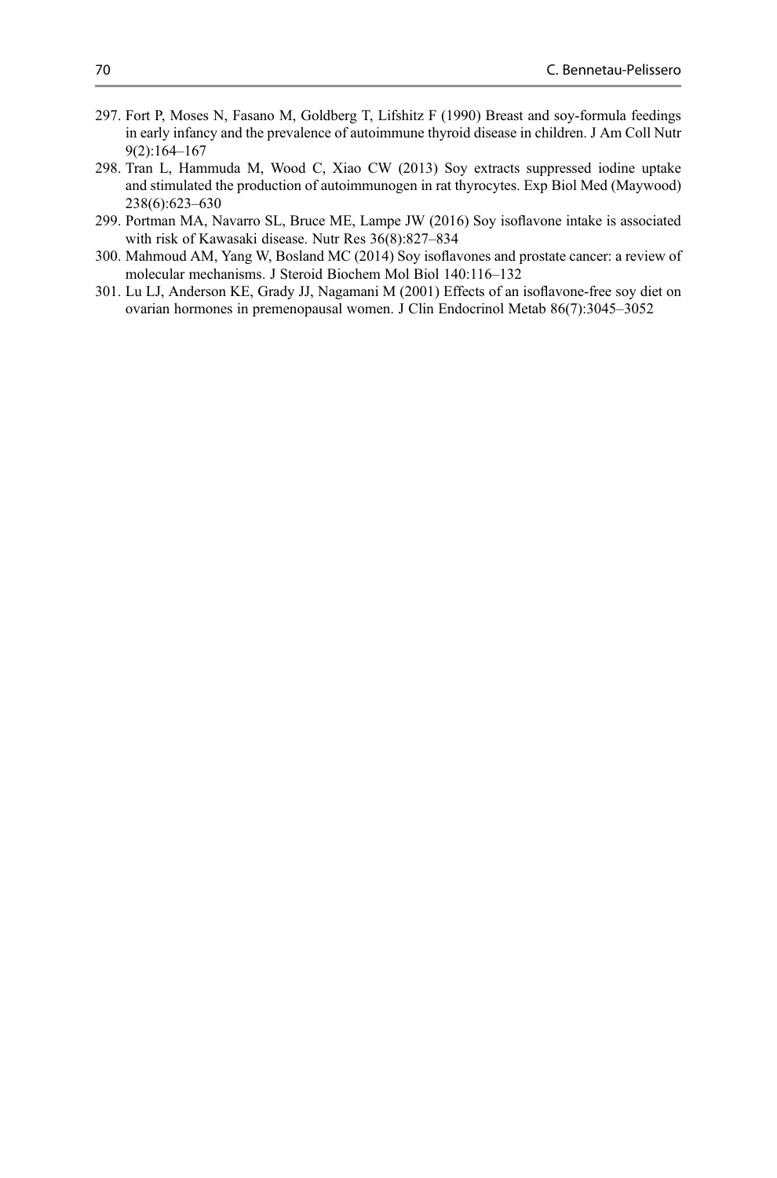297. Fort P, Moses N, Fasano M, Goldberg T, Lifshitz F (1990) Breast and soy-formula feedings in early infancy and the prevalence of autoimmune thyroid disease in children. J Am Coll Nutr 9(2):164–167
298. Tran L, Hammuda M, Wood C, Xiao CW (2013) Soy extracts suppressed iodine uptake and stimulated the production of autoimmunogen in rat thyrocytes. Exp Biol Med (Maywood) 238(6):623–630
299. Portman MA, Navarro SL, Bruce ME, Lampe JW (2016) Soy isoflavone intake is associated with risk of Kawasaki disease. Nutr Res 36(8):827–834
300. Mahmoud AM, Yang W, Bosland MC (2014) Soy isoflavones and prostate cancer: a review of molecular mechanisms. J Steroid Biochem Mol Biol 140:116–132
301. Lu LJ, Anderson KE, Grady JJ, Nagamani M (2001) Effects of an isoflavone-free soy diet on ovarian hormones in premenopausal women. J Clin Endocrinol Metab 86(7):3045–3052